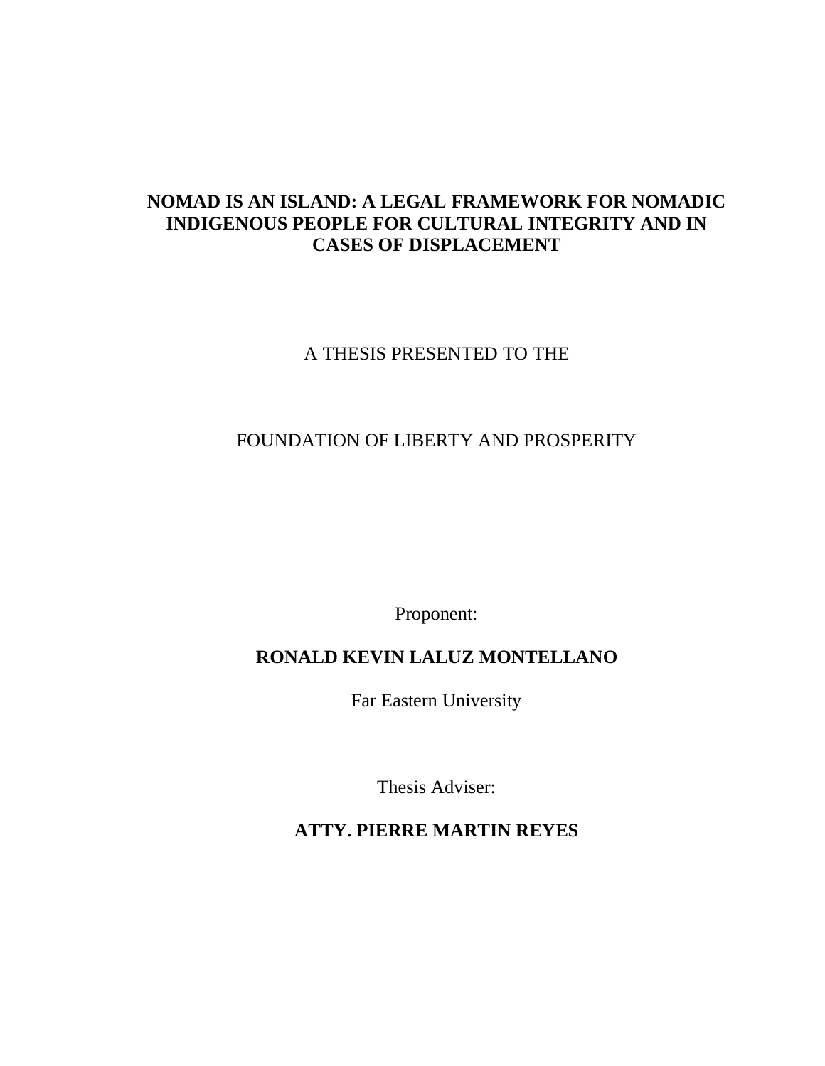# NOMAD IS AN ISLAND: A LEGAL FRAMEWORK FOR NOMADIC INDIGENOUS PEOPLE FOR CULTURAL INTEGRITY AND IN CASES OF DISPLACEMENT

A THESIS PRESENTED TO THE

FOUNDATION OF LIBERTY AND PROSPERITY

Proponent:

**RONALD KEVIN LALUZ MONTELLANO**

Far Eastern University

Thesis Adviser:

**ATTY. PIERRE MARTIN REYES**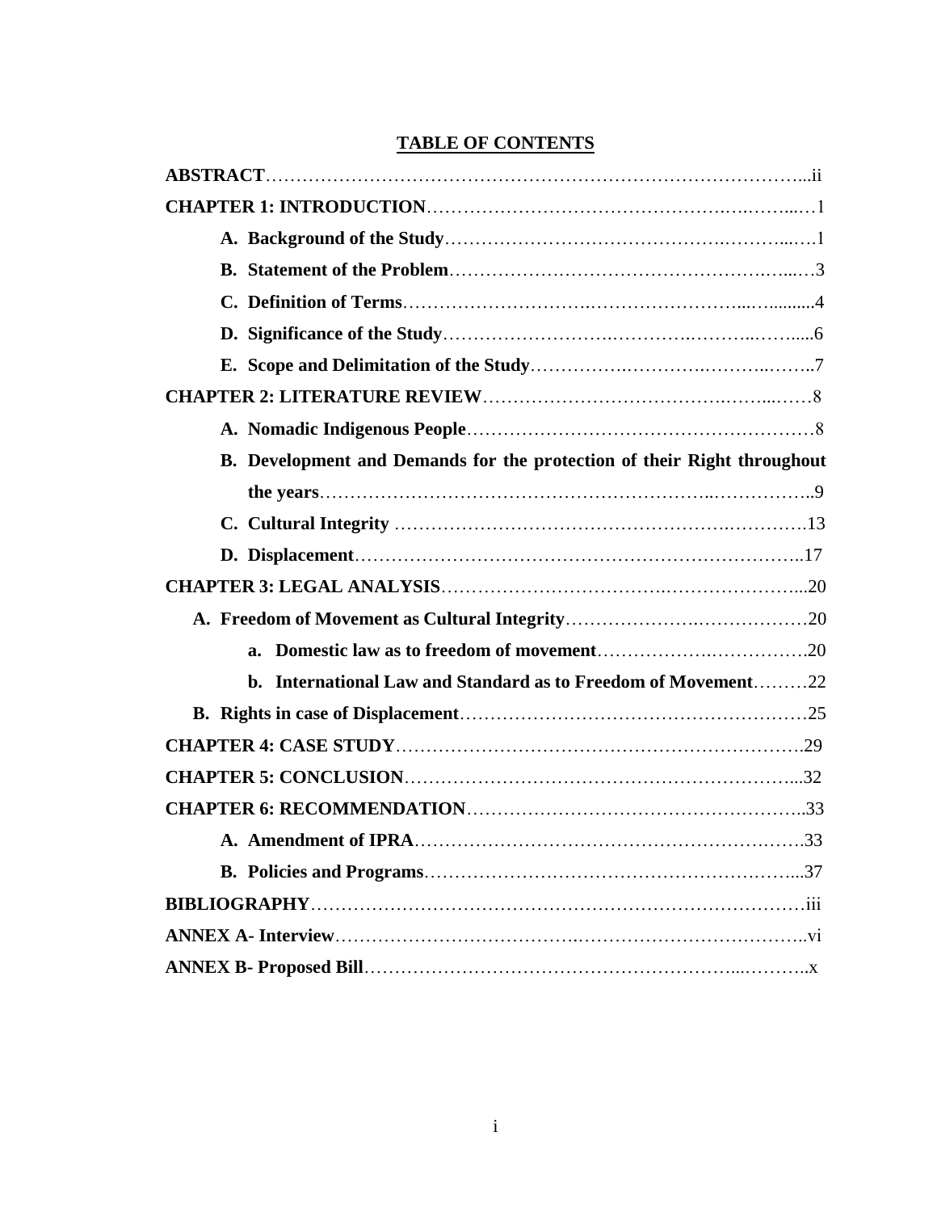# TABLE OF CONTENTS

**ABSTRACT**......................................................................................ii

**CHAPTER 1: INTRODUCTION**......................................................................1

- **A. Background of the Study**......................................................................1
- **B. Statement of the Problem**......................................................................3
- **C. Definition of Terms**......................................................................4
- **D. Significance of the Study**......................................................................6
- **E. Scope and Delimitation of the Study**......................................................................7

**CHAPTER 2: LITERATURE REVIEW**......................................................................8

- **A. Nomadic Indigenous People**......................................................................8
- **B. Development and Demands for the protection of their Right throughout the years**......................................................................9
- **C. Cultural Integrity** ......................................................................13
- **D. Displacement**......................................................................17

**CHAPTER 3: LEGAL ANALYSIS**......................................................................20

- **A. Freedom of Movement as Cultural Integrity**......................................................................20
  - **a. Domestic law as to freedom of movement**......................................................................20
  - **b. International Law and Standard as to Freedom of Movement**.........22
- **B. Rights in case of Displacement**......................................................................25

**CHAPTER 4: CASE STUDY**......................................................................29

**CHAPTER 5: CONCLUSION**......................................................................32

**CHAPTER 6: RECOMMENDATION**......................................................................33

- **A. Amendment of IPRA**......................................................................33
- **B. Policies and Programs**......................................................................37

**BIBLIOGRAPHY**......................................................................iii

**ANNEX A- Interview**......................................................................vi

**ANNEX B- Proposed Bill**......................................................................x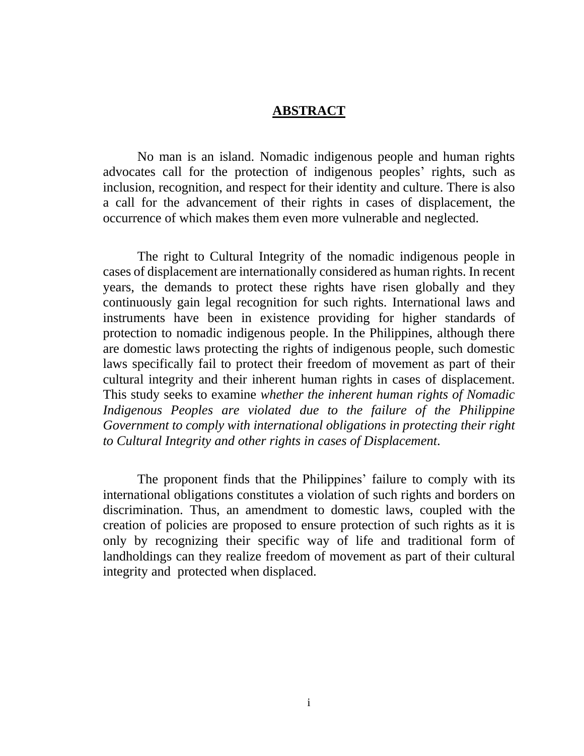# ABSTRACT

No man is an island. Nomadic indigenous people and human rights advocates call for the protection of indigenous peoples' rights, such as inclusion, recognition, and respect for their identity and culture. There is also a call for the advancement of their rights in cases of displacement, the occurrence of which makes them even more vulnerable and neglected.

The right to Cultural Integrity of the nomadic indigenous people in cases of displacement are internationally considered as human rights. In recent years, the demands to protect these rights have risen globally and they continuously gain legal recognition for such rights. International laws and instruments have been in existence providing for higher standards of protection to nomadic indigenous people. In the Philippines, although there are domestic laws protecting the rights of indigenous people, such domestic laws specifically fail to protect their freedom of movement as part of their cultural integrity and their inherent human rights in cases of displacement. This study seeks to examine *whether the inherent human rights of Nomadic Indigenous Peoples are violated due to the failure of the Philippine Government to comply with international obligations in protecting their right to Cultural Integrity and other rights in cases of Displacement*.

The proponent finds that the Philippines' failure to comply with its international obligations constitutes a violation of such rights and borders on discrimination. Thus, an amendment to domestic laws, coupled with the creation of policies are proposed to ensure protection of such rights as it is only by recognizing their specific way of life and traditional form of landholdings can they realize freedom of movement as part of their cultural integrity and protected when displaced.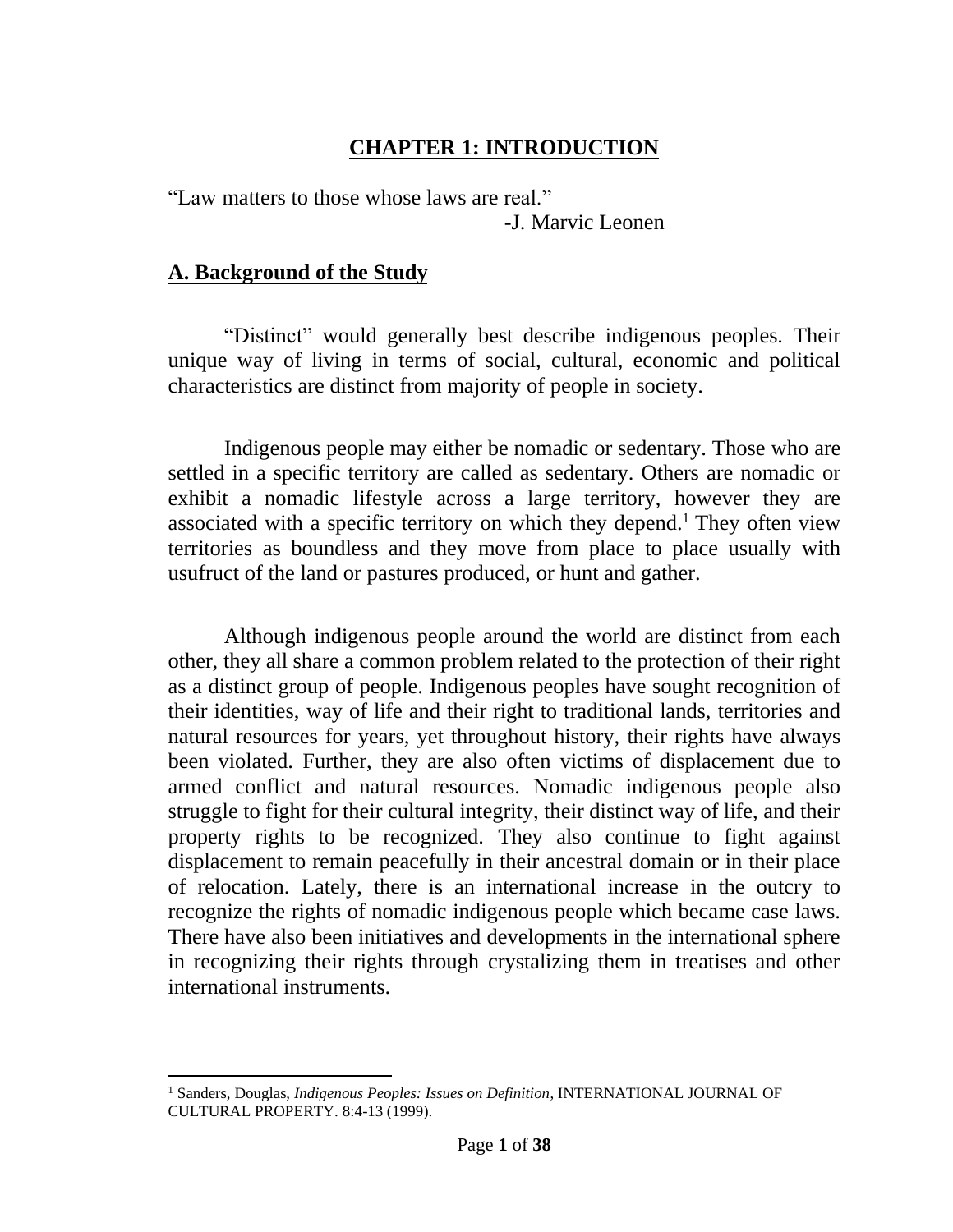# CHAPTER 1: INTRODUCTION

"Law matters to those whose laws are real."

-J. Marvic Leonen

## A. Background of the Study

"Distinct" would generally best describe indigenous peoples. Their unique way of living in terms of social, cultural, economic and political characteristics are distinct from majority of people in society.

Indigenous people may either be nomadic or sedentary. Those who are settled in a specific territory are called as sedentary. Others are nomadic or exhibit a nomadic lifestyle across a large territory, however they are associated with a specific territory on which they depend.[1] They often view territories as boundless and they move from place to place usually with usufruct of the land or pastures produced, or hunt and gather.

Although indigenous people around the world are distinct from each other, they all share a common problem related to the protection of their right as a distinct group of people. Indigenous peoples have sought recognition of their identities, way of life and their right to traditional lands, territories and natural resources for years, yet throughout history, their rights have always been violated. Further, they are also often victims of displacement due to armed conflict and natural resources. Nomadic indigenous people also struggle to fight for their cultural integrity, their distinct way of life, and their property rights to be recognized. They also continue to fight against displacement to remain peacefully in their ancestral domain or in their place of relocation. Lately, there is an international increase in the outcry to recognize the rights of nomadic indigenous people which became case laws. There have also been initiatives and developments in the international sphere in recognizing their rights through crystalizing them in treatises and other international instruments.

---

[1] Sanders, Douglas, *Indigenous Peoples: Issues on Definition*, INTERNATIONAL JOURNAL OF CULTURAL PROPERTY. 8:4-13 (1999).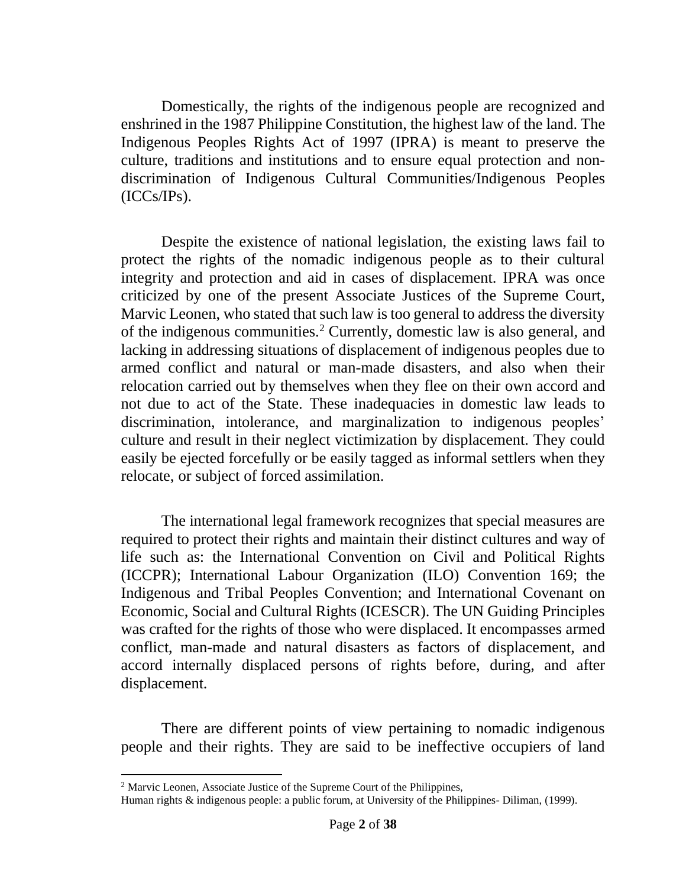Domestically, the rights of the indigenous people are recognized and enshrined in the 1987 Philippine Constitution, the highest law of the land. The Indigenous Peoples Rights Act of 1997 (IPRA) is meant to preserve the culture, traditions and institutions and to ensure equal protection and non-discrimination of Indigenous Cultural Communities/Indigenous Peoples (ICCs/IPs).

Despite the existence of national legislation, the existing laws fail to protect the rights of the nomadic indigenous people as to their cultural integrity and protection and aid in cases of displacement. IPRA was once criticized by one of the present Associate Justices of the Supreme Court, Marvic Leonen, who stated that such law is too general to address the diversity of the indigenous communities.[2] Currently, domestic law is also general, and lacking in addressing situations of displacement of indigenous peoples due to armed conflict and natural or man-made disasters, and also when their relocation carried out by themselves when they flee on their own accord and not due to act of the State. These inadequacies in domestic law leads to discrimination, intolerance, and marginalization to indigenous peoples' culture and result in their neglect victimization by displacement. They could easily be ejected forcefully or be easily tagged as informal settlers when they relocate, or subject of forced assimilation.

The international legal framework recognizes that special measures are required to protect their rights and maintain their distinct cultures and way of life such as: the International Convention on Civil and Political Rights (ICCPR); International Labour Organization (ILO) Convention 169; the Indigenous and Tribal Peoples Convention; and International Covenant on Economic, Social and Cultural Rights (ICESCR). The UN Guiding Principles was crafted for the rights of those who were displaced. It encompasses armed conflict, man-made and natural disasters as factors of displacement, and accord internally displaced persons of rights before, during, and after displacement.

There are different points of view pertaining to nomadic indigenous people and their rights. They are said to be ineffective occupiers of land

---

[2] Marvic Leonen, Associate Justice of the Supreme Court of the Philippines,
Human rights & indigenous people: a public forum, at University of the Philippines- Diliman, (1999).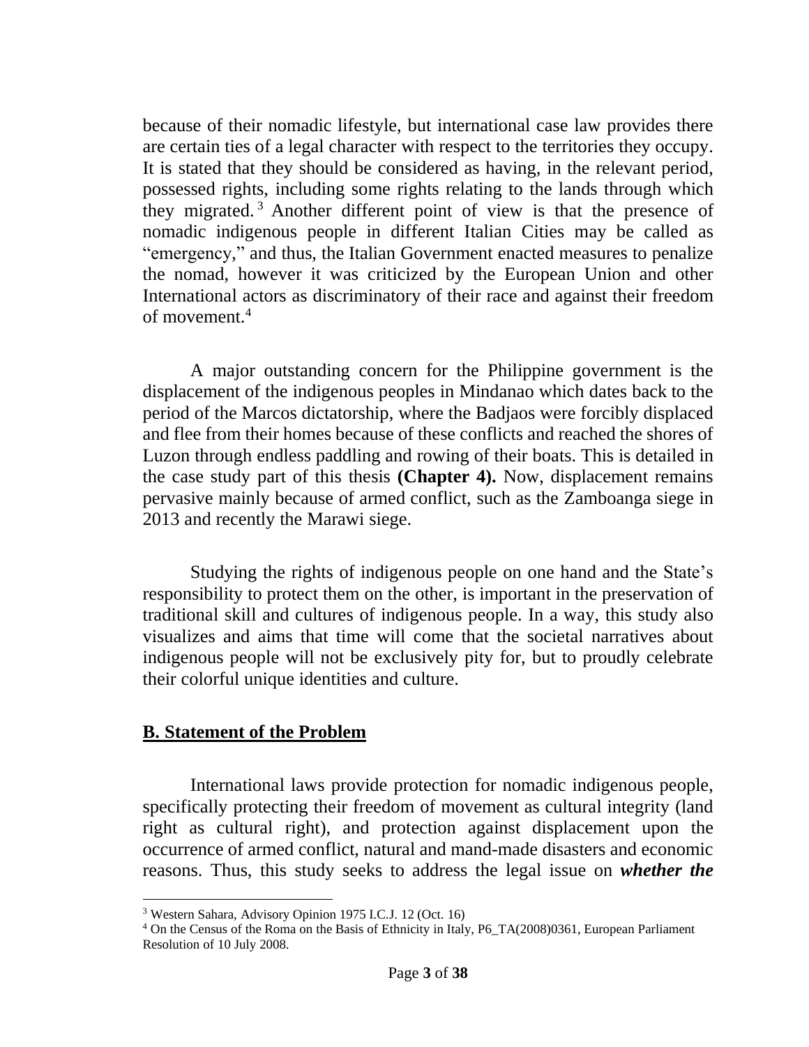because of their nomadic lifestyle, but international case law provides there are certain ties of a legal character with respect to the territories they occupy. It is stated that they should be considered as having, in the relevant period, possessed rights, including some rights relating to the lands through which they migrated.[3] Another different point of view is that the presence of nomadic indigenous people in different Italian Cities may be called as "emergency," and thus, the Italian Government enacted measures to penalize the nomad, however it was criticized by the European Union and other International actors as discriminatory of their race and against their freedom of movement.[4]

A major outstanding concern for the Philippine government is the displacement of the indigenous peoples in Mindanao which dates back to the period of the Marcos dictatorship, where the Badjaos were forcibly displaced and flee from their homes because of these conflicts and reached the shores of Luzon through endless paddling and rowing of their boats. This is detailed in the case study part of this thesis **(Chapter 4).** Now, displacement remains pervasive mainly because of armed conflict, such as the Zamboanga siege in 2013 and recently the Marawi siege.

Studying the rights of indigenous people on one hand and the State's responsibility to protect them on the other, is important in the preservation of traditional skill and cultures of indigenous people. In a way, this study also visualizes and aims that time will come that the societal narratives about indigenous people will not be exclusively pity for, but to proudly celebrate their colorful unique identities and culture.

## B. Statement of the Problem

International laws provide protection for nomadic indigenous people, specifically protecting their freedom of movement as cultural integrity (land right as cultural right), and protection against displacement upon the occurrence of armed conflict, natural and mand-made disasters and economic reasons. Thus, this study seeks to address the legal issue on ***whether the***

---

[3] Western Sahara, Advisory Opinion 1975 I.C.J. 12 (Oct. 16)

[4] On the Census of the Roma on the Basis of Ethnicity in Italy, P6_TA(2008)0361, European Parliament Resolution of 10 July 2008.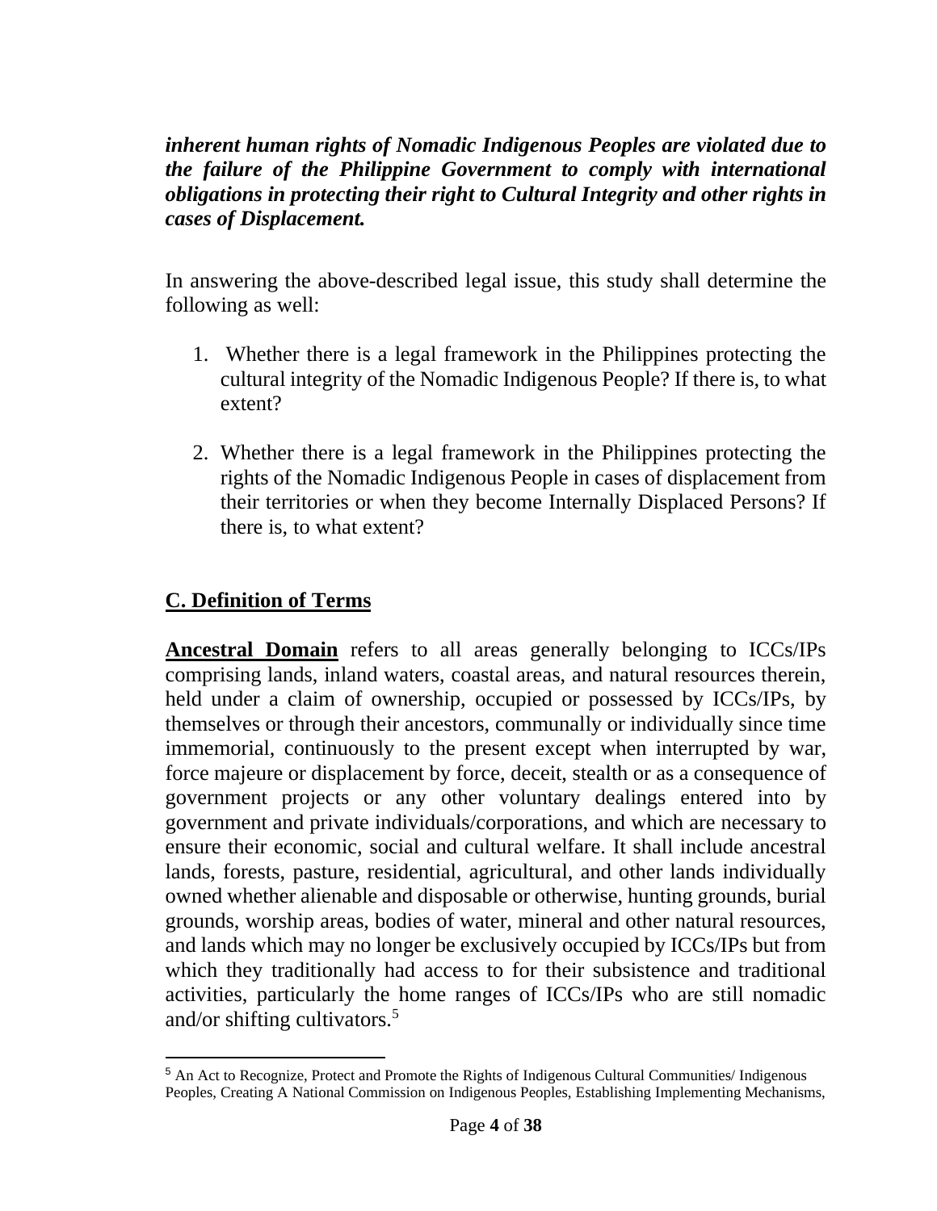***inherent human rights of Nomadic Indigenous Peoples are violated due to the failure of the Philippine Government to comply with international obligations in protecting their right to Cultural Integrity and other rights in cases of Displacement.***

In answering the above-described legal issue, this study shall determine the following as well:

1. Whether there is a legal framework in the Philippines protecting the cultural integrity of the Nomadic Indigenous People? If there is, to what extent?

2. Whether there is a legal framework in the Philippines protecting the rights of the Nomadic Indigenous People in cases of displacement from their territories or when they become Internally Displaced Persons? If there is, to what extent?

## C. Definition of Terms

**Ancestral Domain** refers to all areas generally belonging to ICCs/IPs comprising lands, inland waters, coastal areas, and natural resources therein, held under a claim of ownership, occupied or possessed by ICCs/IPs, by themselves or through their ancestors, communally or individually since time immemorial, continuously to the present except when interrupted by war, force majeure or displacement by force, deceit, stealth or as a consequence of government projects or any other voluntary dealings entered into by government and private individuals/corporations, and which are necessary to ensure their economic, social and cultural welfare. It shall include ancestral lands, forests, pasture, residential, agricultural, and other lands individually owned whether alienable and disposable or otherwise, hunting grounds, burial grounds, worship areas, bodies of water, mineral and other natural resources, and lands which may no longer be exclusively occupied by ICCs/IPs but from which they traditionally had access to for their subsistence and traditional activities, particularly the home ranges of ICCs/IPs who are still nomadic and/or shifting cultivators.[5]

---

[5] An Act to Recognize, Protect and Promote the Rights of Indigenous Cultural Communities/ Indigenous Peoples, Creating A National Commission on Indigenous Peoples, Establishing Implementing Mechanisms,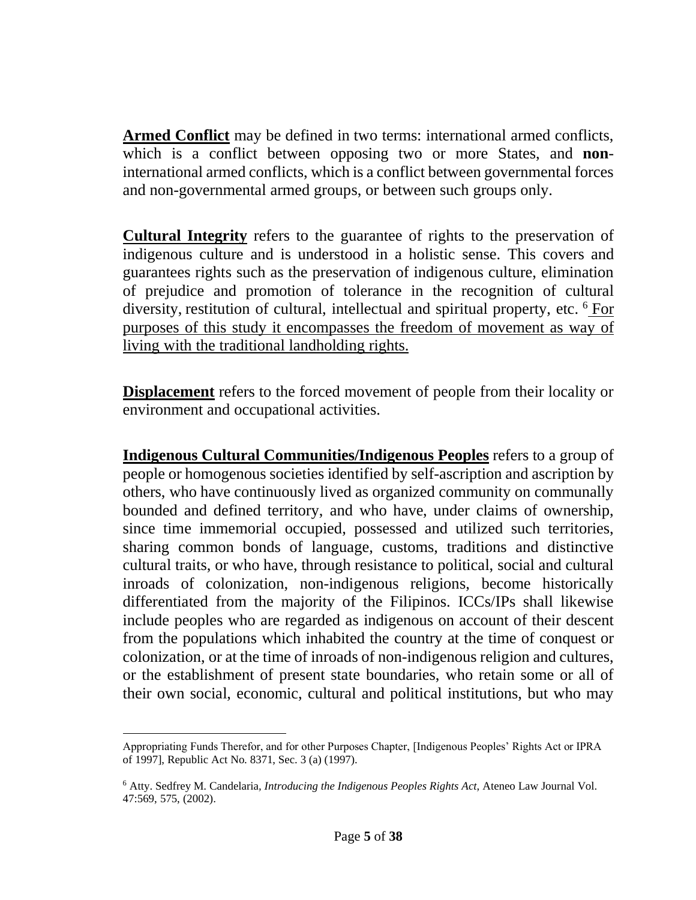**Armed Conflict** may be defined in two terms: international armed conflicts, which is a conflict between opposing two or more States, and **non**-international armed conflicts, which is a conflict between governmental forces and non-governmental armed groups, or between such groups only.

**Cultural Integrity** refers to the guarantee of rights to the preservation of indigenous culture and is understood in a holistic sense. This covers and guarantees rights such as the preservation of indigenous culture, elimination of prejudice and promotion of tolerance in the recognition of cultural diversity, restitution of cultural, intellectual and spiritual property, etc. [6] For purposes of this study it encompasses the freedom of movement as way of living with the traditional landholding rights.

**Displacement** refers to the forced movement of people from their locality or environment and occupational activities.

**Indigenous Cultural Communities/Indigenous Peoples** refers to a group of people or homogenous societies identified by self-ascription and ascription by others, who have continuously lived as organized community on communally bounded and defined territory, and who have, under claims of ownership, since time immemorial occupied, possessed and utilized such territories, sharing common bonds of language, customs, traditions and distinctive cultural traits, or who have, through resistance to political, social and cultural inroads of colonization, non-indigenous religions, become historically differentiated from the majority of the Filipinos. ICCs/IPs shall likewise include peoples who are regarded as indigenous on account of their descent from the populations which inhabited the country at the time of conquest or colonization, or at the time of inroads of non-indigenous religion and cultures, or the establishment of present state boundaries, who retain some or all of their own social, economic, cultural and political institutions, but who may

---

Appropriating Funds Therefor, and for other Purposes Chapter, [Indigenous Peoples' Rights Act or IPRA of 1997], Republic Act No. 8371, Sec. 3 (a) (1997).

[6] Atty. Sedfrey M. Candelaria, *Introducing the Indigenous Peoples Rights Act*, Ateneo Law Journal Vol. 47:569, 575, (2002).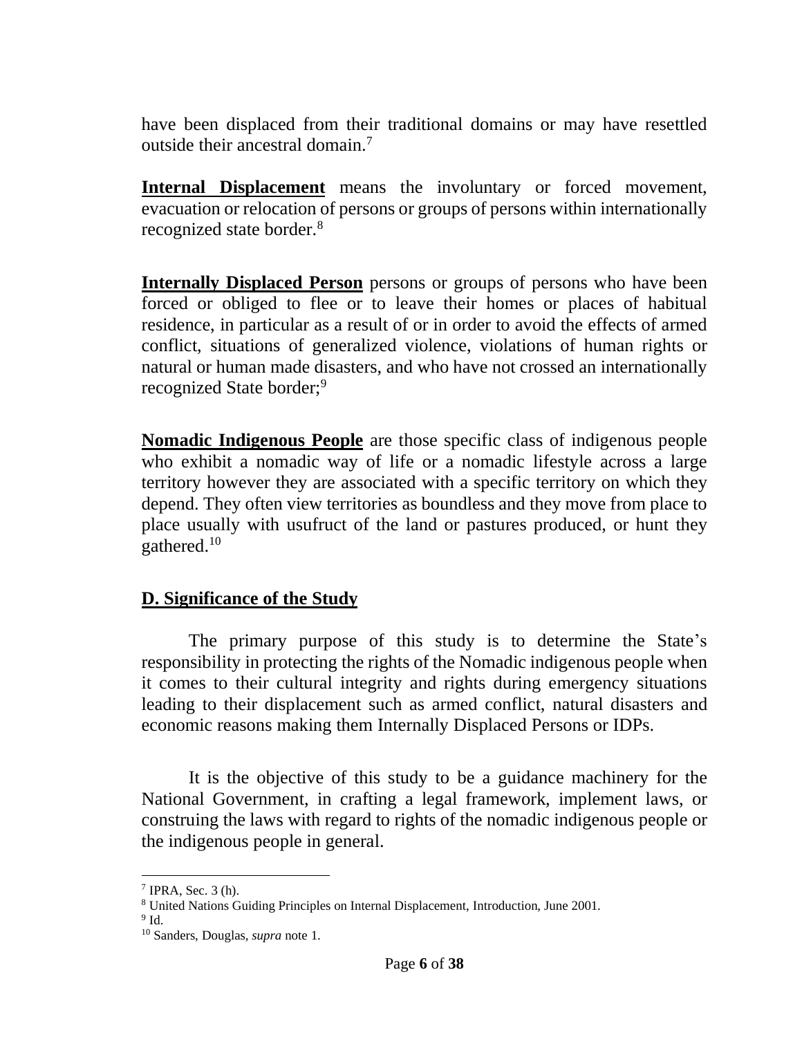have been displaced from their traditional domains or may have resettled outside their ancestral domain.[7]

**Internal Displacement** means the involuntary or forced movement, evacuation or relocation of persons or groups of persons within internationally recognized state border.[8]

**Internally Displaced Person** persons or groups of persons who have been forced or obliged to flee or to leave their homes or places of habitual residence, in particular as a result of or in order to avoid the effects of armed conflict, situations of generalized violence, violations of human rights or natural or human made disasters, and who have not crossed an internationally recognized State border;[9]

**Nomadic Indigenous People** are those specific class of indigenous people who exhibit a nomadic way of life or a nomadic lifestyle across a large territory however they are associated with a specific territory on which they depend. They often view territories as boundless and they move from place to place usually with usufruct of the land or pastures produced, or hunt they gathered.[10]

## D. Significance of the Study

The primary purpose of this study is to determine the State's responsibility in protecting the rights of the Nomadic indigenous people when it comes to their cultural integrity and rights during emergency situations leading to their displacement such as armed conflict, natural disasters and economic reasons making them Internally Displaced Persons or IDPs.

It is the objective of this study to be a guidance machinery for the National Government, in crafting a legal framework, implement laws, or construing the laws with regard to rights of the nomadic indigenous people or the indigenous people in general.

---

[7] IPRA, Sec. 3 (h).
[8] United Nations Guiding Principles on Internal Displacement, Introduction, June 2001.
[9] Id.
[10] Sanders, Douglas, *supra* note 1.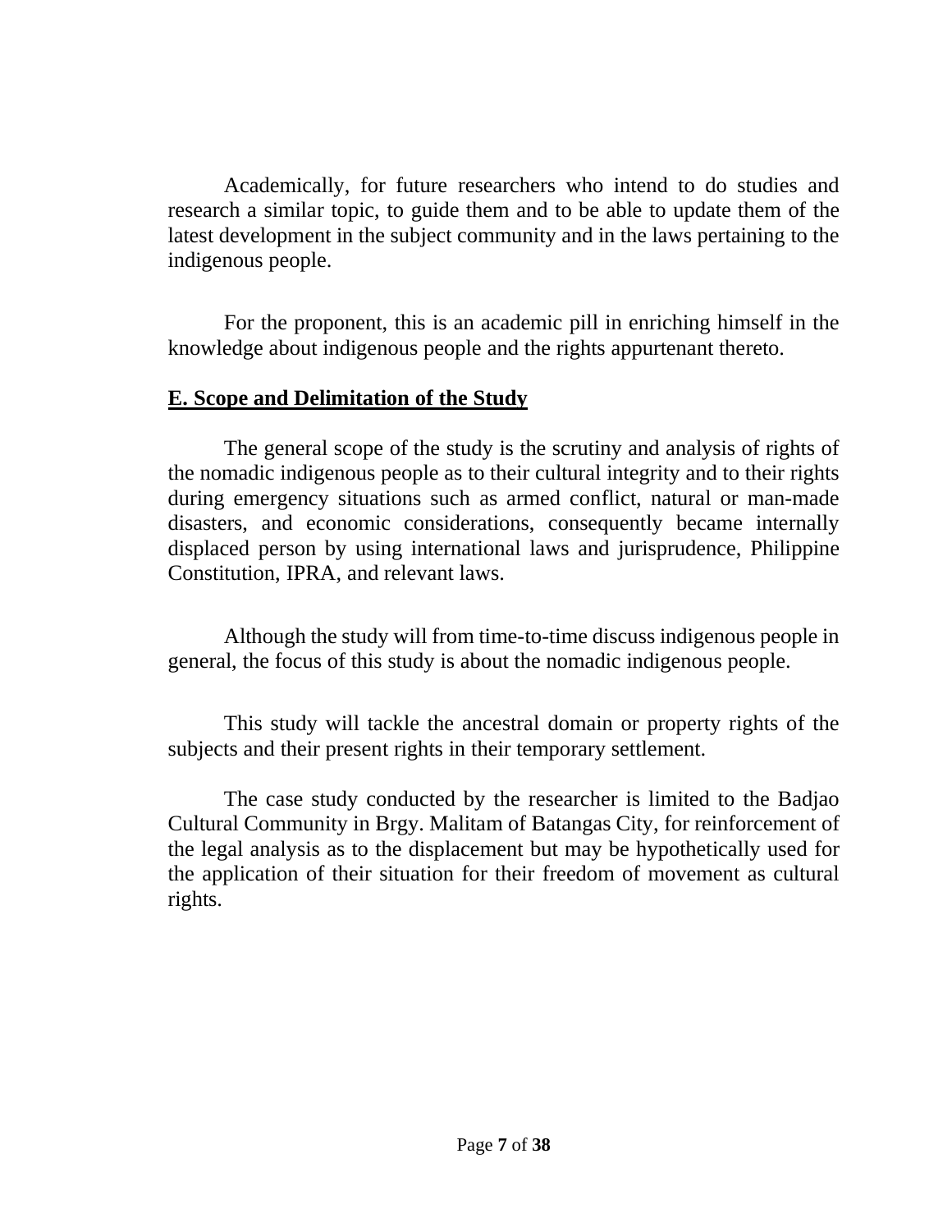Academically, for future researchers who intend to do studies and research a similar topic, to guide them and to be able to update them of the latest development in the subject community and in the laws pertaining to the indigenous people.

For the proponent, this is an academic pill in enriching himself in the knowledge about indigenous people and the rights appurtenant thereto.

## **E. Scope and Delimitation of the Study**

The general scope of the study is the scrutiny and analysis of rights of the nomadic indigenous people as to their cultural integrity and to their rights during emergency situations such as armed conflict, natural or man-made disasters, and economic considerations, consequently became internally displaced person by using international laws and jurisprudence, Philippine Constitution, IPRA, and relevant laws.

Although the study will from time-to-time discuss indigenous people in general, the focus of this study is about the nomadic indigenous people.

This study will tackle the ancestral domain or property rights of the subjects and their present rights in their temporary settlement.

The case study conducted by the researcher is limited to the Badjao Cultural Community in Brgy. Malitam of Batangas City, for reinforcement of the legal analysis as to the displacement but may be hypothetically used for the application of their situation for their freedom of movement as cultural rights.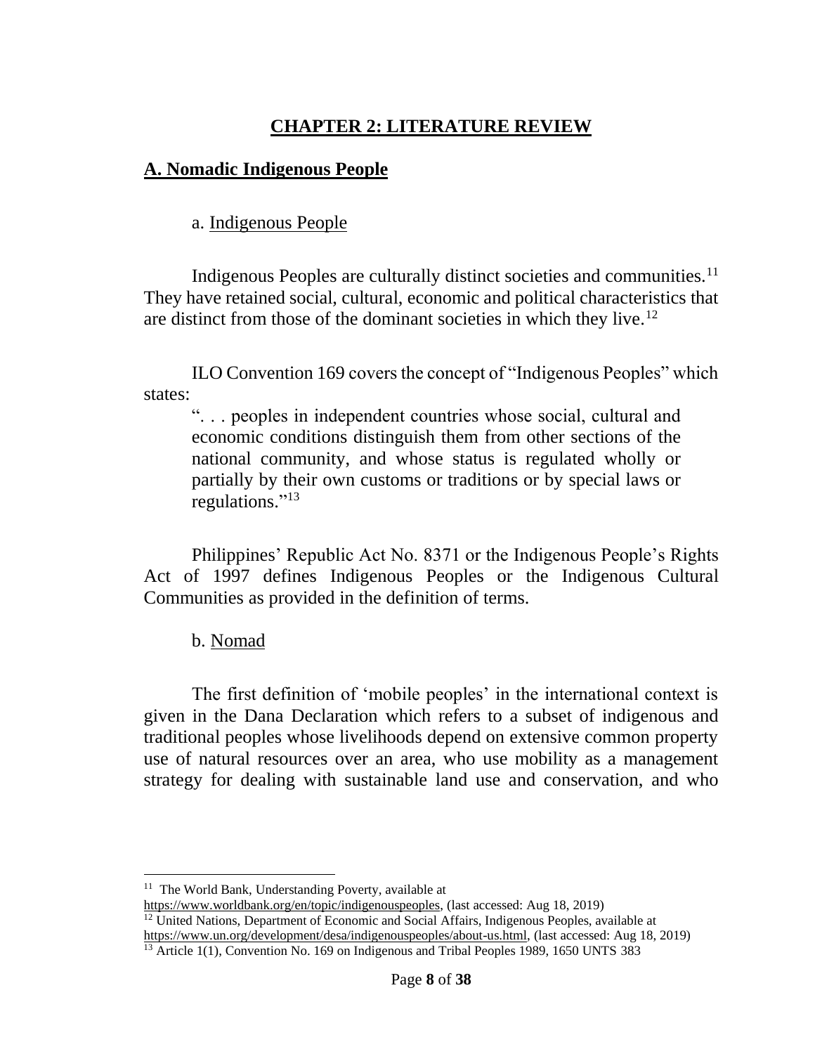# CHAPTER 2: LITERATURE REVIEW

## A. Nomadic Indigenous People

### a. Indigenous People

Indigenous Peoples are culturally distinct societies and communities.[11] They have retained social, cultural, economic and political characteristics that are distinct from those of the dominant societies in which they live.[12]

ILO Convention 169 covers the concept of "Indigenous Peoples" which states:

> ". . . peoples in independent countries whose social, cultural and economic conditions distinguish them from other sections of the national community, and whose status is regulated wholly or partially by their own customs or traditions or by special laws or regulations."[13]

Philippines' Republic Act No. 8371 or the Indigenous People's Rights Act of 1997 defines Indigenous Peoples or the Indigenous Cultural Communities as provided in the definition of terms.

### b. Nomad

The first definition of 'mobile peoples' in the international context is given in the Dana Declaration which refers to a subset of indigenous and traditional peoples whose livelihoods depend on extensive common property use of natural resources over an area, who use mobility as a management strategy for dealing with sustainable land use and conservation, and who

---

[11] The World Bank, Understanding Poverty, available at https://www.worldbank.org/en/topic/indigenouspeoples, (last accessed: Aug 18, 2019)

[12] United Nations, Department of Economic and Social Affairs, Indigenous Peoples, available at https://www.un.org/development/desa/indigenouspeoples/about-us.html, (last accessed: Aug 18, 2019)

[13] Article 1(1), Convention No. 169 on Indigenous and Tribal Peoples 1989, 1650 UNTS 383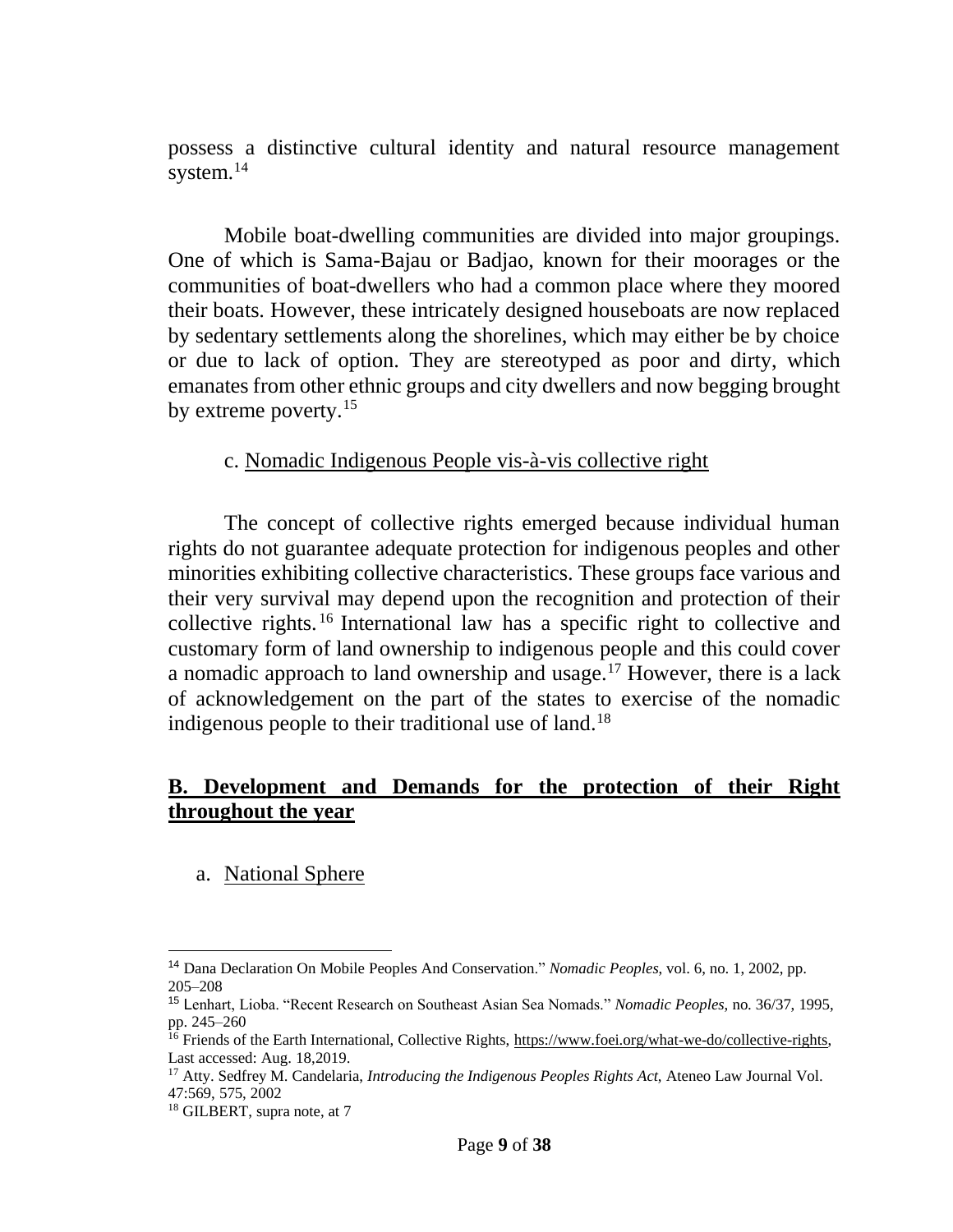possess a distinctive cultural identity and natural resource management system.[14]

Mobile boat-dwelling communities are divided into major groupings. One of which is Sama-Bajau or Badjao, known for their moorages or the communities of boat-dwellers who had a common place where they moored their boats. However, these intricately designed houseboats are now replaced by sedentary settlements along the shorelines, which may either be by choice or due to lack of option. They are stereotyped as poor and dirty, which emanates from other ethnic groups and city dwellers and now begging brought by extreme poverty.[15]

c. Nomadic Indigenous People vis-à-vis collective right

The concept of collective rights emerged because individual human rights do not guarantee adequate protection for indigenous peoples and other minorities exhibiting collective characteristics. These groups face various and their very survival may depend upon the recognition and protection of their collective rights.[16] International law has a specific right to collective and customary form of land ownership to indigenous people and this could cover a nomadic approach to land ownership and usage.[17] However, there is a lack of acknowledgement on the part of the states to exercise of the nomadic indigenous people to their traditional use of land.[18]

## B. Development and Demands for the protection of their Right throughout the year

a. National Sphere

---

[14] Dana Declaration On Mobile Peoples And Conservation." *Nomadic Peoples*, vol. 6, no. 1, 2002, pp. 205–208

[15] Lenhart, Lioba. "Recent Research on Southeast Asian Sea Nomads." *Nomadic Peoples*, no. 36/37, 1995, pp. 245–260

[16] Friends of the Earth International, Collective Rights, https://www.foei.org/what-we-do/collective-rights, Last accessed: Aug. 18,2019.

[17] Atty. Sedfrey M. Candelaria, *Introducing the Indigenous Peoples Rights Act*, Ateneo Law Journal Vol. 47:569, 575, 2002

[18] GILBERT, supra note, at 7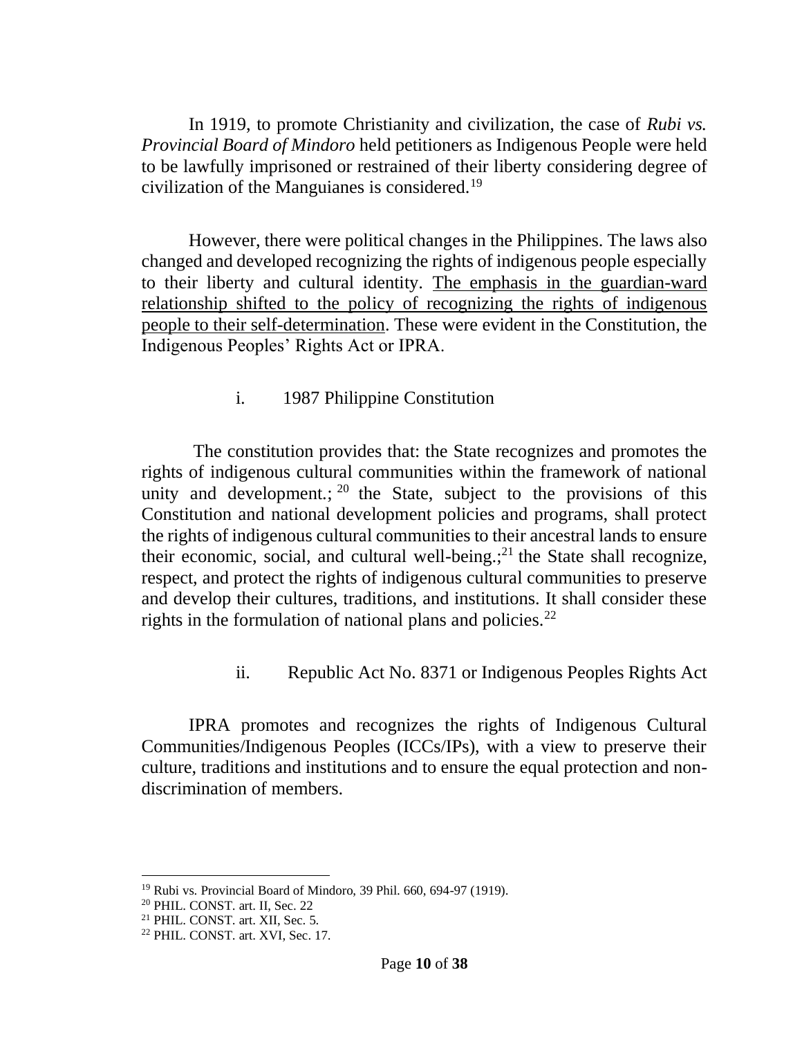In 1919, to promote Christianity and civilization, the case of *Rubi vs. Provincial Board of Mindoro* held petitioners as Indigenous People were held to be lawfully imprisoned or restrained of their liberty considering degree of civilization of the Manguianes is considered.[19]

However, there were political changes in the Philippines. The laws also changed and developed recognizing the rights of indigenous people especially to their liberty and cultural identity. <u>The emphasis in the guardian-ward relationship shifted to the policy of recognizing the rights of indigenous people to their self-determination</u>. These were evident in the Constitution, the Indigenous Peoples' Rights Act or IPRA.

i. 1987 Philippine Constitution

The constitution provides that: the State recognizes and promotes the rights of indigenous cultural communities within the framework of national unity and development.;[20] the State, subject to the provisions of this Constitution and national development policies and programs, shall protect the rights of indigenous cultural communities to their ancestral lands to ensure their economic, social, and cultural well-being.;[21] the State shall recognize, respect, and protect the rights of indigenous cultural communities to preserve and develop their cultures, traditions, and institutions. It shall consider these rights in the formulation of national plans and policies.[22]

ii. Republic Act No. 8371 or Indigenous Peoples Rights Act

IPRA promotes and recognizes the rights of Indigenous Cultural Communities/Indigenous Peoples (ICCs/IPs), with a view to preserve their culture, traditions and institutions and to ensure the equal protection and non-discrimination of members.

---

[19] Rubi vs. Provincial Board of Mindoro, 39 Phil. 660, 694-97 (1919).

[20] PHIL. CONST. art. II, Sec. 22

[21] PHIL. CONST. art. XII, Sec. 5.

[22] PHIL. CONST. art. XVI, Sec. 17.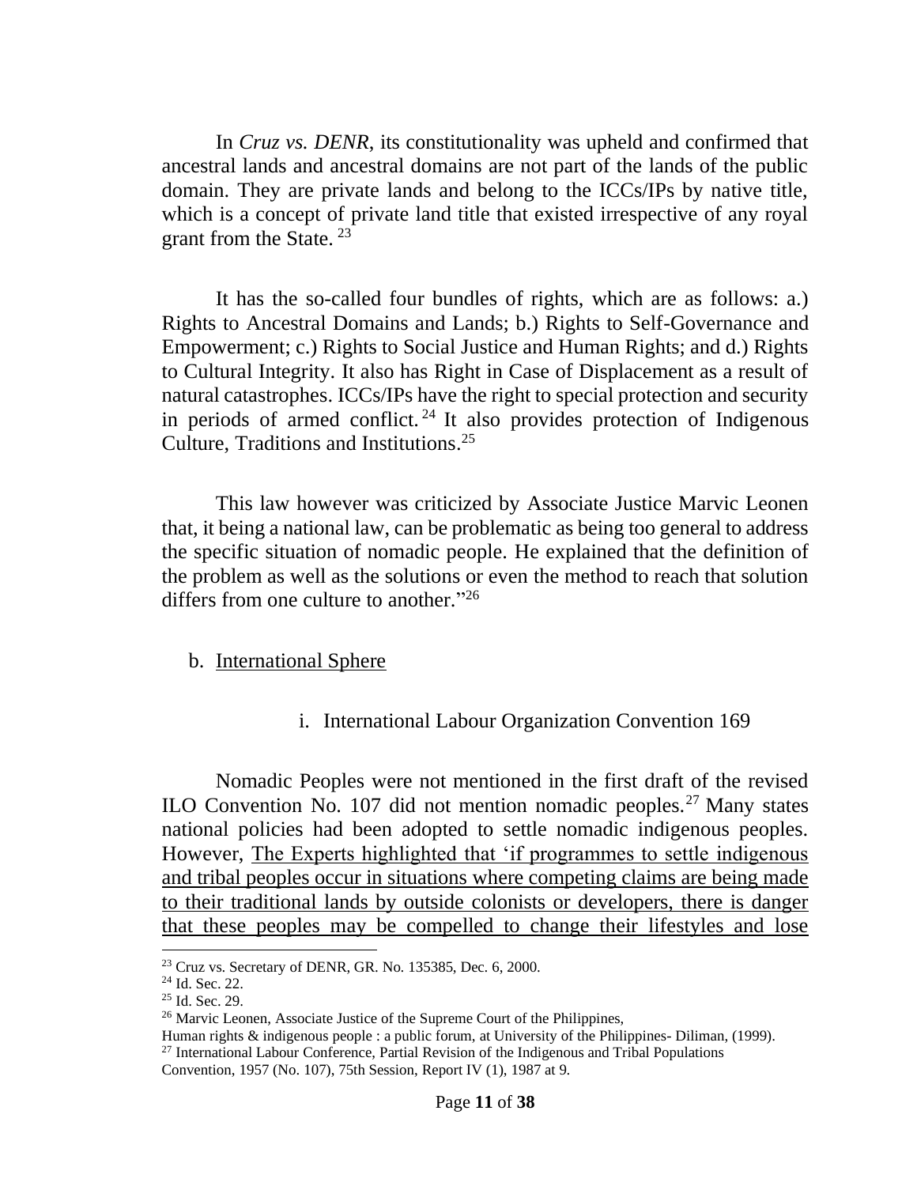In *Cruz vs. DENR*, its constitutionality was upheld and confirmed that ancestral lands and ancestral domains are not part of the lands of the public domain. They are private lands and belong to the ICCs/IPs by native title, which is a concept of private land title that existed irrespective of any royal grant from the State. [23]

It has the so-called four bundles of rights, which are as follows: a.) Rights to Ancestral Domains and Lands; b.) Rights to Self-Governance and Empowerment; c.) Rights to Social Justice and Human Rights; and d.) Rights to Cultural Integrity. It also has Right in Case of Displacement as a result of natural catastrophes. ICCs/IPs have the right to special protection and security in periods of armed conflict. [24] It also provides protection of Indigenous Culture, Traditions and Institutions.[25]

This law however was criticized by Associate Justice Marvic Leonen that, it being a national law, can be problematic as being too general to address the specific situation of nomadic people. He explained that the definition of the problem as well as the solutions or even the method to reach that solution differs from one culture to another."[26]

b. International Sphere

i. International Labour Organization Convention 169

Nomadic Peoples were not mentioned in the first draft of the revised ILO Convention No. 107 did not mention nomadic peoples.[27] Many states national policies had been adopted to settle nomadic indigenous peoples. However, The Experts highlighted that 'if programmes to settle indigenous and tribal peoples occur in situations where competing claims are being made to their traditional lands by outside colonists or developers, there is danger that these peoples may be compelled to change their lifestyles and lose

---

[23] Cruz vs. Secretary of DENR, GR. No. 135385, Dec. 6, 2000.

[24] Id. Sec. 22.

[25] Id. Sec. 29.

[26] Marvic Leonen, Associate Justice of the Supreme Court of the Philippines, Human rights & indigenous people : a public forum, at University of the Philippines- Diliman, (1999).

[27] International Labour Conference, Partial Revision of the Indigenous and Tribal Populations Convention, 1957 (No. 107), 75th Session, Report IV (1), 1987 at 9.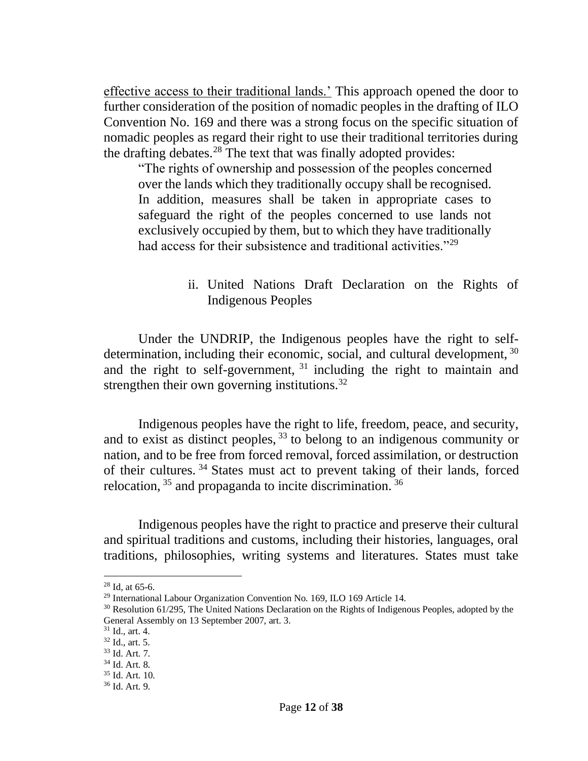effective access to their traditional lands.' This approach opened the door to further consideration of the position of nomadic peoples in the drafting of ILO Convention No. 169 and there was a strong focus on the specific situation of nomadic peoples as regard their right to use their traditional territories during the drafting debates.[28] The text that was finally adopted provides:

> "The rights of ownership and possession of the peoples concerned over the lands which they traditionally occupy shall be recognised. In addition, measures shall be taken in appropriate cases to safeguard the right of the peoples concerned to use lands not exclusively occupied by them, but to which they have traditionally had access for their subsistence and traditional activities."[29]

ii. United Nations Draft Declaration on the Rights of Indigenous Peoples

Under the UNDRIP, the Indigenous peoples have the right to self-determination, including their economic, social, and cultural development,[30] and the right to self-government,[31] including the right to maintain and strengthen their own governing institutions.[32]

Indigenous peoples have the right to life, freedom, peace, and security, and to exist as distinct peoples,[33] to belong to an indigenous community or nation, and to be free from forced removal, forced assimilation, or destruction of their cultures.[34] States must act to prevent taking of their lands, forced relocation,[35] and propaganda to incite discrimination.[36]

Indigenous peoples have the right to practice and preserve their cultural and spiritual traditions and customs, including their histories, languages, oral traditions, philosophies, writing systems and literatures. States must take

---

[28] Id, at 65-6.

[29] International Labour Organization Convention No. 169, ILO 169 Article 14.

[30] Resolution 61/295, The United Nations Declaration on the Rights of Indigenous Peoples, adopted by the General Assembly on 13 September 2007, art. 3.

[31] Id., art. 4.

[32] Id., art. 5.

[33] Id. Art. 7.

[34] Id. Art. 8.

[35] Id. Art. 10.

[36] Id. Art. 9.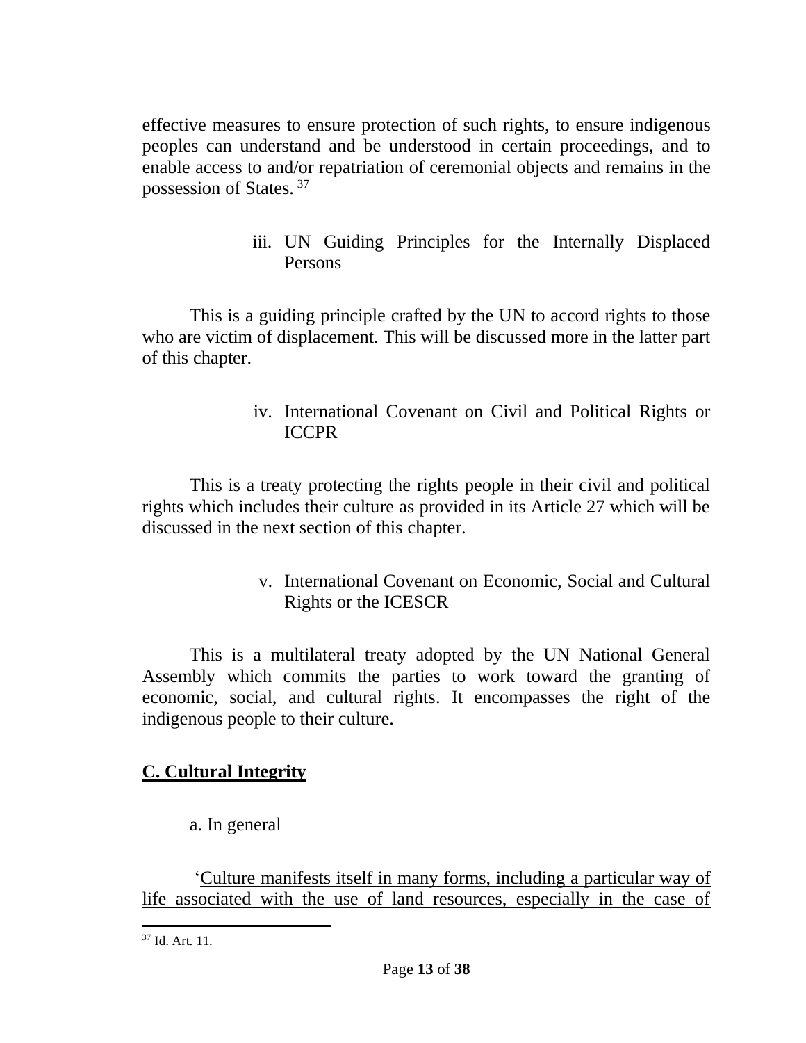effective measures to ensure protection of such rights, to ensure indigenous peoples can understand and be understood in certain proceedings, and to enable access to and/or repatriation of ceremonial objects and remains in the possession of States. [37]

iii. UN Guiding Principles for the Internally Displaced Persons

This is a guiding principle crafted by the UN to accord rights to those who are victim of displacement. This will be discussed more in the latter part of this chapter.

iv. International Covenant on Civil and Political Rights or ICCPR

This is a treaty protecting the rights people in their civil and political rights which includes their culture as provided in its Article 27 which will be discussed in the next section of this chapter.

v. International Covenant on Economic, Social and Cultural Rights or the ICESCR

This is a multilateral treaty adopted by the UN National General Assembly which commits the parties to work toward the granting of economic, social, and cultural rights. It encompasses the right of the indigenous people to their culture.

## C. Cultural Integrity

a. In general

'<u>Culture manifests itself in many forms, including a particular way of life associated with the use of land resources, especially in the case of</u>

---

[37] Id. Art. 11.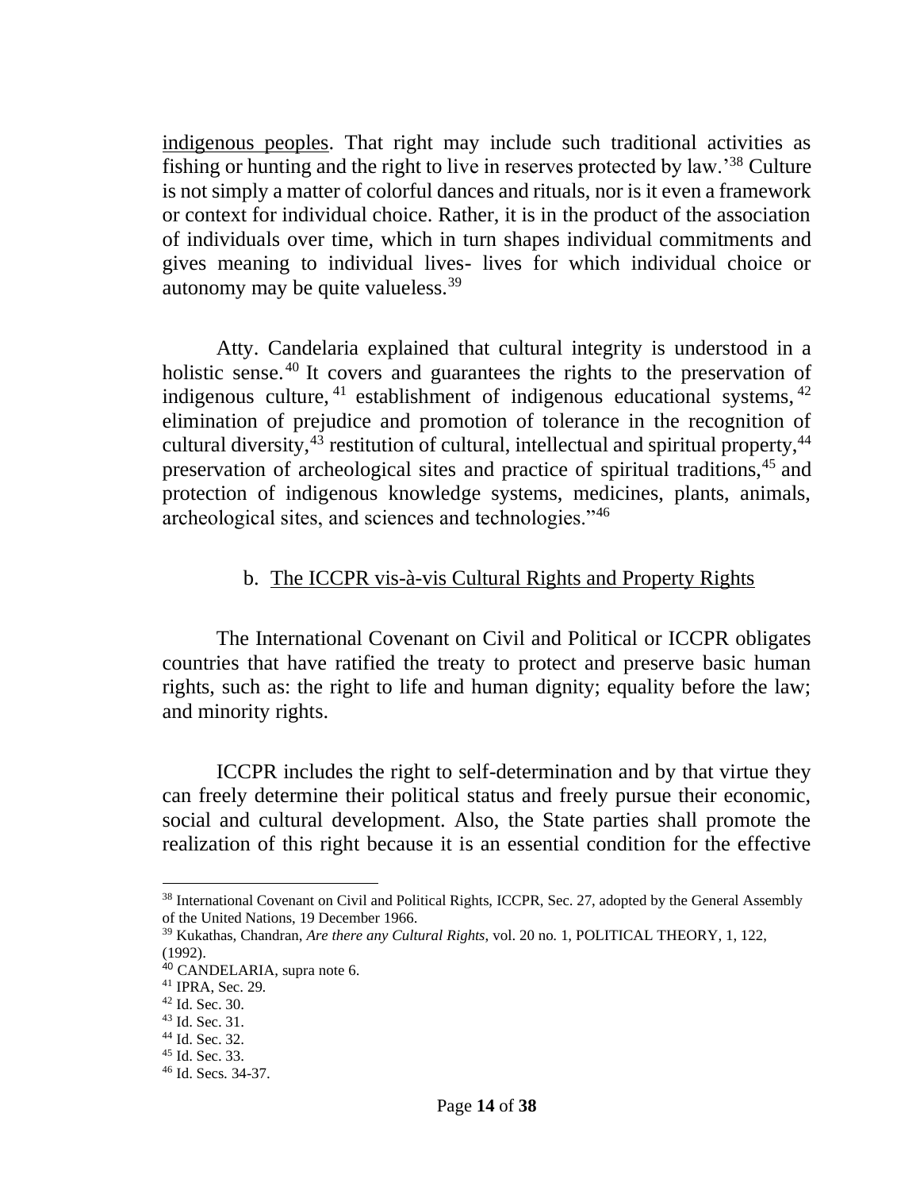indigenous peoples. That right may include such traditional activities as fishing or hunting and the right to live in reserves protected by law.'[38] Culture is not simply a matter of colorful dances and rituals, nor is it even a framework or context for individual choice. Rather, it is in the product of the association of individuals over time, which in turn shapes individual commitments and gives meaning to individual lives- lives for which individual choice or autonomy may be quite valueless.[39]

Atty. Candelaria explained that cultural integrity is understood in a holistic sense.[40] It covers and guarantees the rights to the preservation of indigenous culture,[41] establishment of indigenous educational systems,[42] elimination of prejudice and promotion of tolerance in the recognition of cultural diversity,[43] restitution of cultural, intellectual and spiritual property,[44] preservation of archeological sites and practice of spiritual traditions,[45] and protection of indigenous knowledge systems, medicines, plants, animals, archeological sites, and sciences and technologies."[46]

### b. The ICCPR vis-à-vis Cultural Rights and Property Rights

The International Covenant on Civil and Political or ICCPR obligates countries that have ratified the treaty to protect and preserve basic human rights, such as: the right to life and human dignity; equality before the law; and minority rights.

ICCPR includes the right to self-determination and by that virtue they can freely determine their political status and freely pursue their economic, social and cultural development. Also, the State parties shall promote the realization of this right because it is an essential condition for the effective

---

[38] International Covenant on Civil and Political Rights, ICCPR, Sec. 27, adopted by the General Assembly of the United Nations, 19 December 1966.

[39] Kukathas, Chandran, *Are there any Cultural Rights*, vol. 20 no. 1, POLITICAL THEORY, 1, 122, (1992).

[40] CANDELARIA, supra note 6.

[41] IPRA, Sec. 29.

[42] Id. Sec. 30.

[43] Id. Sec. 31.

[44] Id. Sec. 32.

[45] Id. Sec. 33.

[46] Id. Secs. 34-37.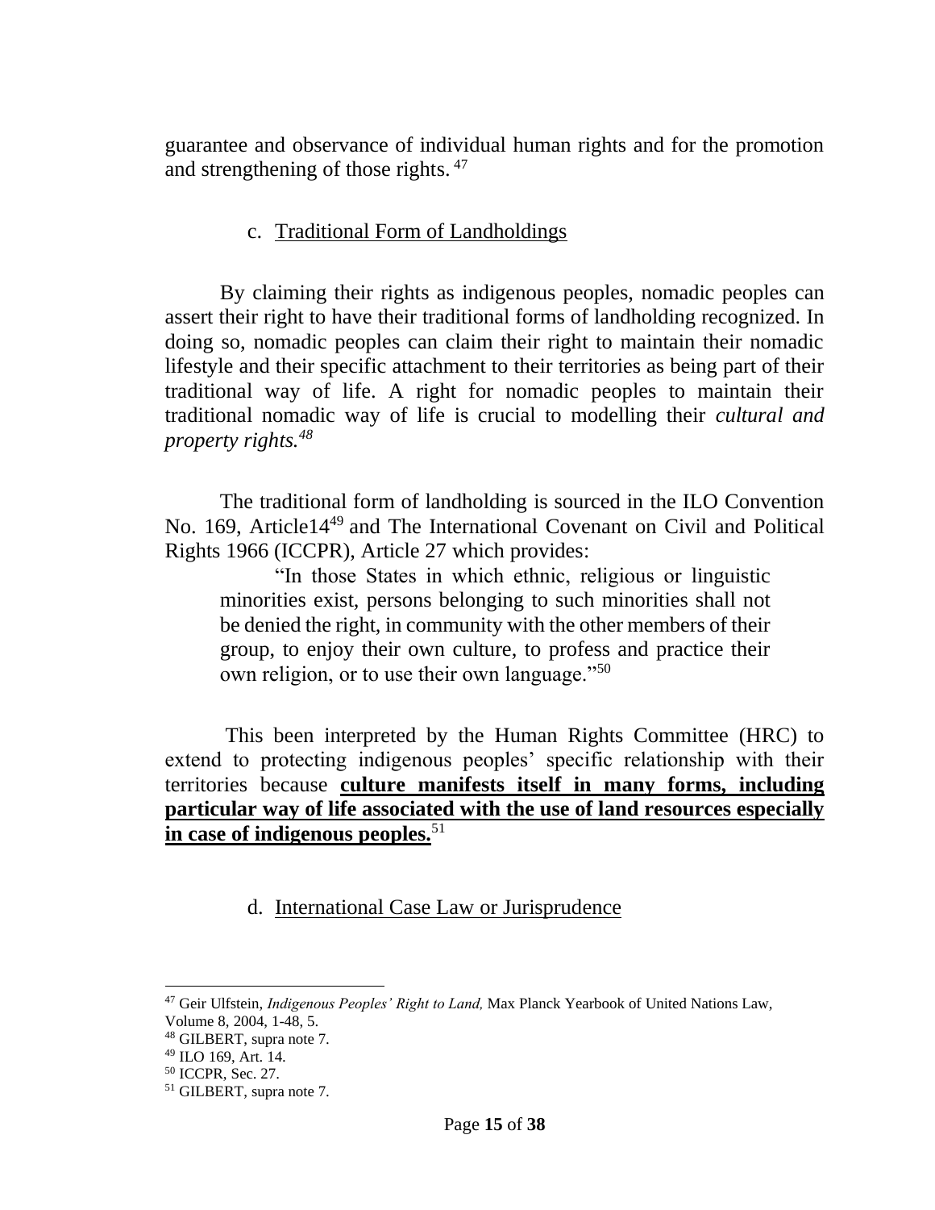guarantee and observance of individual human rights and for the promotion and strengthening of those rights. [47]

### c. Traditional Form of Landholdings

By claiming their rights as indigenous peoples, nomadic peoples can assert their right to have their traditional forms of landholding recognized. In doing so, nomadic peoples can claim their right to maintain their nomadic lifestyle and their specific attachment to their territories as being part of their traditional way of life. A right for nomadic peoples to maintain their traditional nomadic way of life is crucial to modelling their *cultural and property rights.*[48]

The traditional form of landholding is sourced in the ILO Convention No. 169, Article14[49] and The International Covenant on Civil and Political Rights 1966 (ICCPR), Article 27 which provides:

> "In those States in which ethnic, religious or linguistic minorities exist, persons belonging to such minorities shall not be denied the right, in community with the other members of their group, to enjoy their own culture, to profess and practice their own religion, or to use their own language."[50]

This been interpreted by the Human Rights Committee (HRC) to extend to protecting indigenous peoples' specific relationship with their territories because **culture manifests itself in many forms, including particular way of life associated with the use of land resources especially in case of indigenous peoples.**[51]

### d. International Case Law or Jurisprudence

---

[47] Geir Ulfstein, *Indigenous Peoples' Right to Land,* Max Planck Yearbook of United Nations Law, Volume 8, 2004, 1-48, 5.

[48] GILBERT, supra note 7.

[49] ILO 169, Art. 14.

[50] ICCPR, Sec. 27.

[51] GILBERT, supra note 7.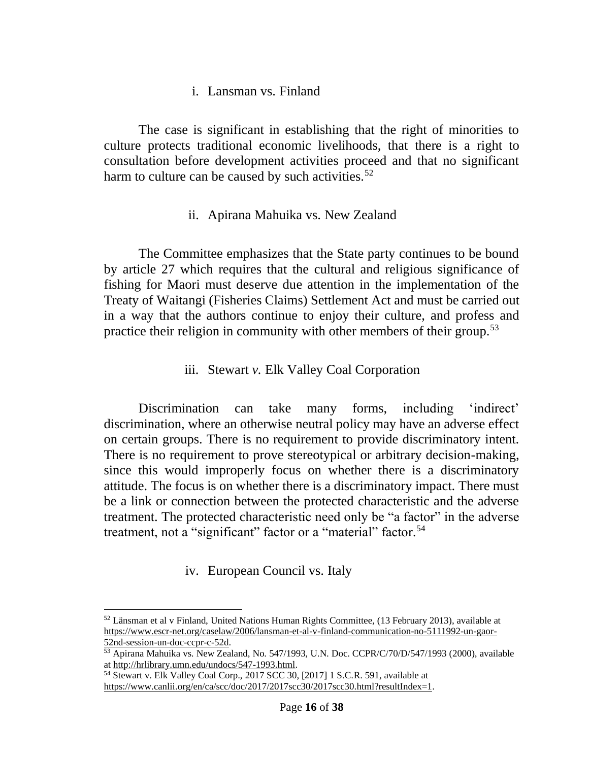i. Lansman vs. Finland

The case is significant in establishing that the right of minorities to culture protects traditional economic livelihoods, that there is a right to consultation before development activities proceed and that no significant harm to culture can be caused by such activities.[52]

ii. Apirana Mahuika vs. New Zealand

The Committee emphasizes that the State party continues to be bound by article 27 which requires that the cultural and religious significance of fishing for Maori must deserve due attention in the implementation of the Treaty of Waitangi (Fisheries Claims) Settlement Act and must be carried out in a way that the authors continue to enjoy their culture, and profess and practice their religion in community with other members of their group.[53]

iii. Stewart *v.* Elk Valley Coal Corporation

Discrimination can take many forms, including 'indirect' discrimination, where an otherwise neutral policy may have an adverse effect on certain groups. There is no requirement to provide discriminatory intent. There is no requirement to prove stereotypical or arbitrary decision-making, since this would improperly focus on whether there is a discriminatory attitude. The focus is on whether there is a discriminatory impact. There must be a link or connection between the protected characteristic and the adverse treatment. The protected characteristic need only be "a factor" in the adverse treatment, not a "significant" factor or a "material" factor.[54]

iv. European Council vs. Italy

---

[52] Länsman et al v Finland, United Nations Human Rights Committee, (13 February 2013), available at https://www.escr-net.org/caselaw/2006/lansman-et-al-v-finland-communication-no-5111992-un-gaor-52nd-session-un-doc-ccpr-c-52d.

[53] Apirana Mahuika vs. New Zealand, No. 547/1993, U.N. Doc. CCPR/C/70/D/547/1993 (2000), available at http://hrlibrary.umn.edu/undocs/547-1993.html.

[54] Stewart v. Elk Valley Coal Corp., 2017 SCC 30, [2017] 1 S.C.R. 591, available at https://www.canlii.org/en/ca/scc/doc/2017/2017scc30/2017scc30.html?resultIndex=1.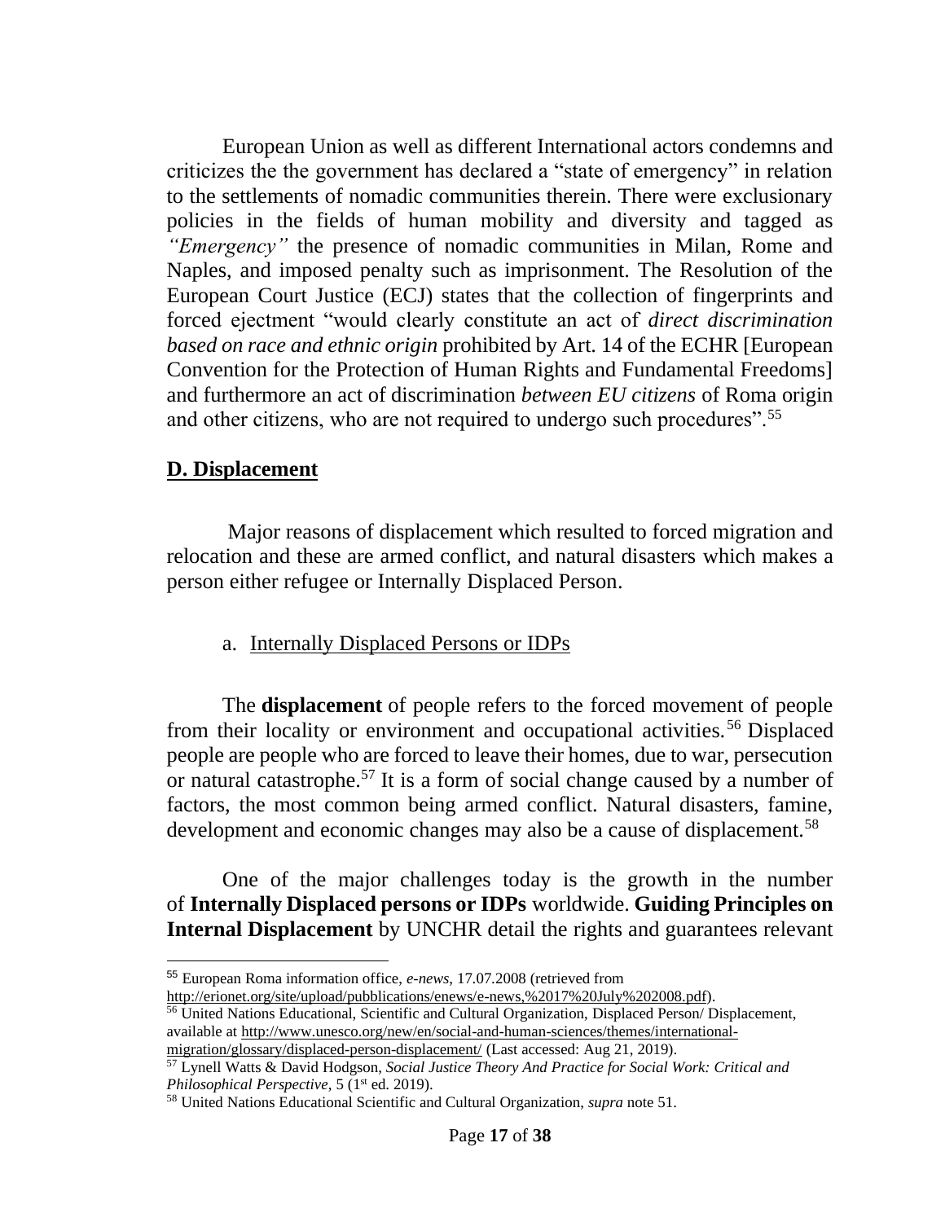European Union as well as different International actors condemns and criticizes the the government has declared a "state of emergency" in relation to the settlements of nomadic communities therein. There were exclusionary policies in the fields of human mobility and diversity and tagged as *"Emergency"* the presence of nomadic communities in Milan, Rome and Naples, and imposed penalty such as imprisonment. The Resolution of the European Court Justice (ECJ) states that the collection of fingerprints and forced ejectment "would clearly constitute an act of *direct discrimination based on race and ethnic origin* prohibited by Art. 14 of the ECHR [European Convention for the Protection of Human Rights and Fundamental Freedoms] and furthermore an act of discrimination *between EU citizens* of Roma origin and other citizens, who are not required to undergo such procedures".[55]

## D. Displacement

Major reasons of displacement which resulted to forced migration and relocation and these are armed conflict, and natural disasters which makes a person either refugee or Internally Displaced Person.

### a. Internally Displaced Persons or IDPs

The **displacement** of people refers to the forced movement of people from their locality or environment and occupational activities.[56] Displaced people are people who are forced to leave their homes, due to war, persecution or natural catastrophe.[57] It is a form of social change caused by a number of factors, the most common being armed conflict. Natural disasters, famine, development and economic changes may also be a cause of displacement.[58]

One of the major challenges today is the growth in the number of **Internally Displaced persons or IDPs** worldwide. **Guiding Principles on Internal Displacement** by UNCHR detail the rights and guarantees relevant

---

[55] European Roma information office, *e-news*, 17.07.2008 (retrieved from http://erionet.org/site/upload/pubblications/enews/e-news,%2017%20July%202008.pdf).

[56] United Nations Educational, Scientific and Cultural Organization, Displaced Person/ Displacement, available at http://www.unesco.org/new/en/social-and-human-sciences/themes/international-migration/glossary/displaced-person-displacement/ (Last accessed: Aug 21, 2019).

[57] Lynell Watts & David Hodgson, *Social Justice Theory And Practice for Social Work: Critical and Philosophical Perspective*, 5 (1st ed. 2019).

[58] United Nations Educational Scientific and Cultural Organization, *supra* note 51.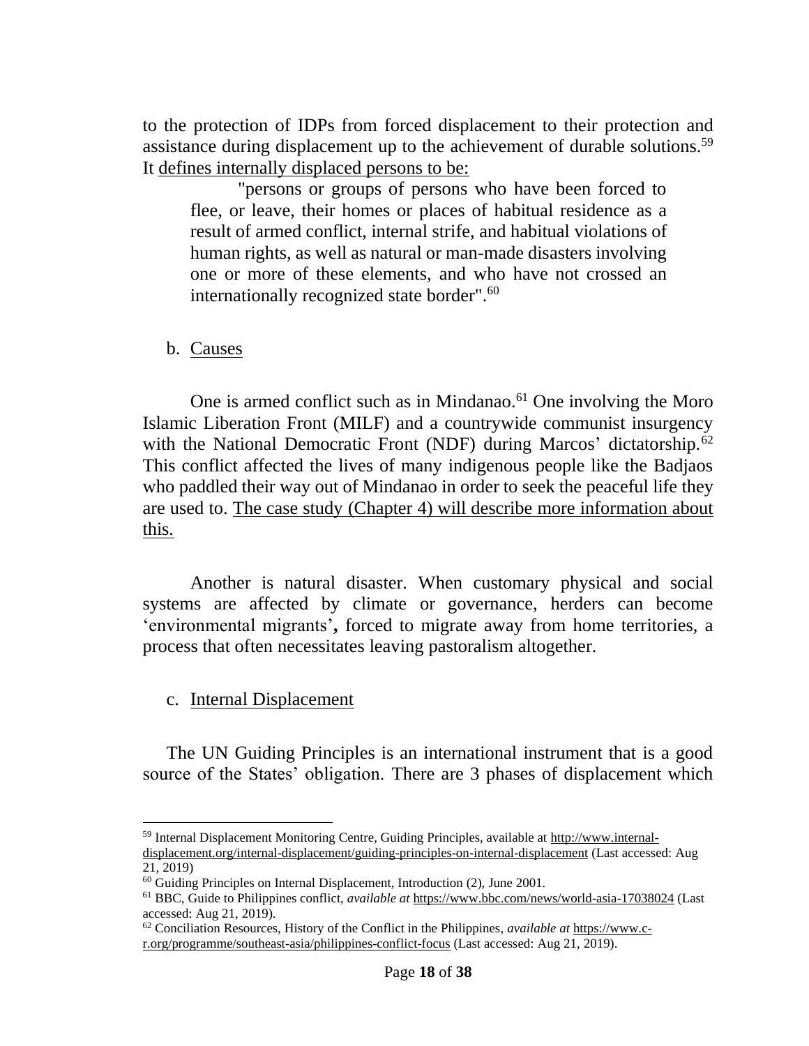to the protection of IDPs from forced displacement to their protection and assistance during displacement up to the achievement of durable solutions.[59] It defines internally displaced persons to be:

> "persons or groups of persons who have been forced to flee, or leave, their homes or places of habitual residence as a result of armed conflict, internal strife, and habitual violations of human rights, as well as natural or man-made disasters involving one or more of these elements, and who have not crossed an internationally recognized state border".[60]

b. Causes

One is armed conflict such as in Mindanao.[61] One involving the Moro Islamic Liberation Front (MILF) and a countrywide communist insurgency with the National Democratic Front (NDF) during Marcos' dictatorship.[62] This conflict affected the lives of many indigenous people like the Badjaos who paddled their way out of Mindanao in order to seek the peaceful life they are used to. The case study (Chapter 4) will describe more information about this.

Another is natural disaster. When customary physical and social systems are affected by climate or governance, herders can become 'environmental migrants'**,** forced to migrate away from home territories, a process that often necessitates leaving pastoralism altogether.

c. Internal Displacement

The UN Guiding Principles is an international instrument that is a good source of the States' obligation. There are 3 phases of displacement which

---

[59] Internal Displacement Monitoring Centre, Guiding Principles, available at http://www.internal-displacement.org/internal-displacement/guiding-principles-on-internal-displacement (Last accessed: Aug 21, 2019)

[60] Guiding Principles on Internal Displacement, Introduction (2), June 2001.

[61] BBC, Guide to Philippines conflict, *available at* https://www.bbc.com/news/world-asia-17038024 (Last accessed: Aug 21, 2019).

[62] Conciliation Resources, History of the Conflict in the Philippines, *available at* https://www.c-r.org/programme/southeast-asia/philippines-conflict-focus (Last accessed: Aug 21, 2019).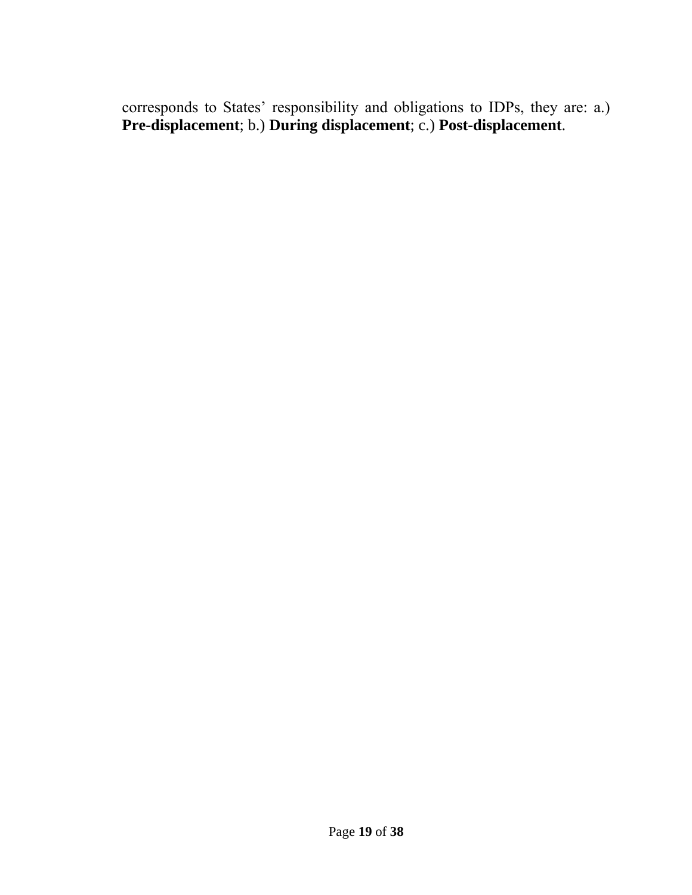corresponds to States' responsibility and obligations to IDPs, they are: a.) **Pre-displacement**; b.) **During displacement**; c.) **Post-displacement**.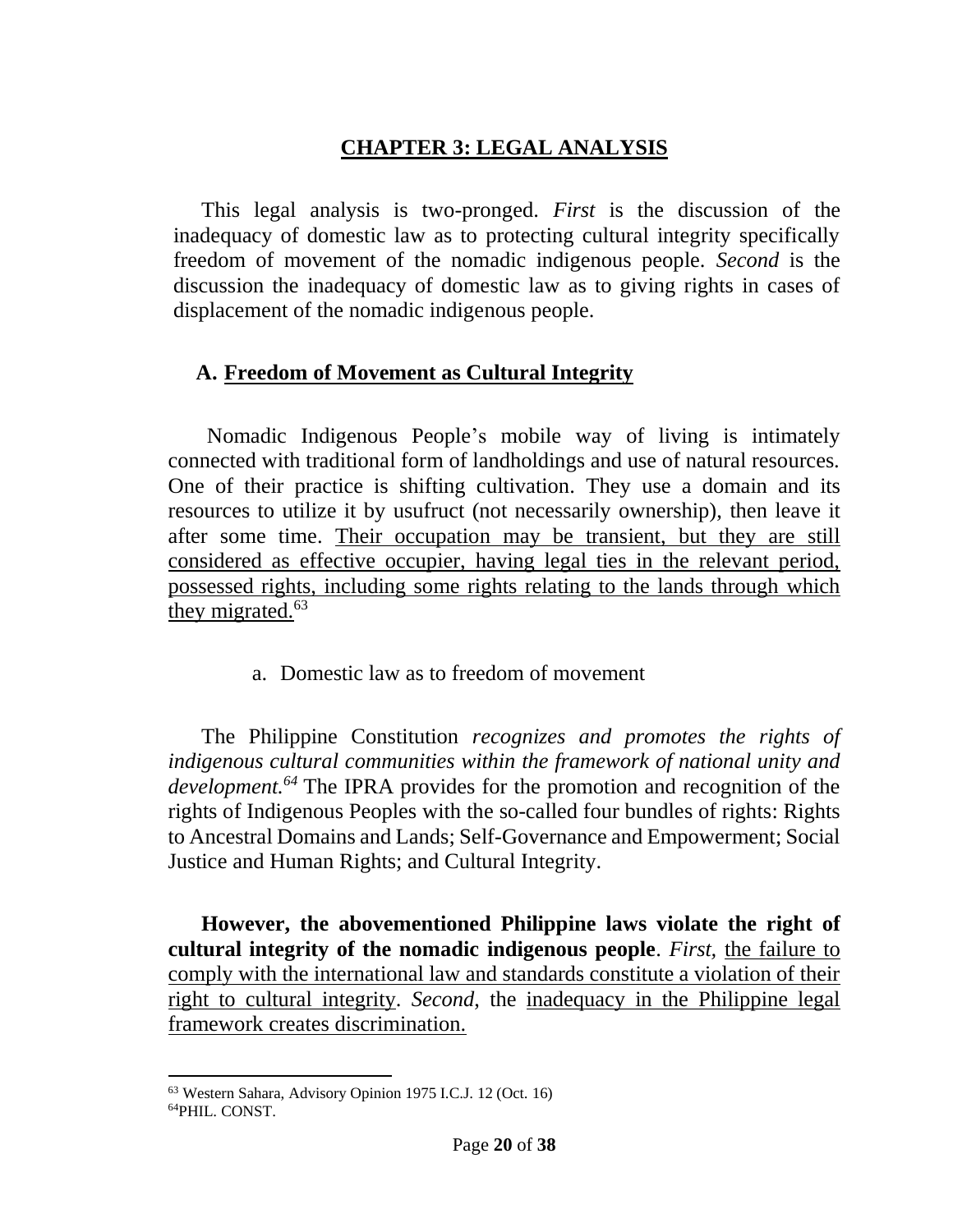## CHAPTER 3: LEGAL ANALYSIS

This legal analysis is two-pronged. *First* is the discussion of the inadequacy of domestic law as to protecting cultural integrity specifically freedom of movement of the nomadic indigenous people. *Second* is the discussion the inadequacy of domestic law as to giving rights in cases of displacement of the nomadic indigenous people.

### A. Freedom of Movement as Cultural Integrity

Nomadic Indigenous People's mobile way of living is intimately connected with traditional form of landholdings and use of natural resources. One of their practice is shifting cultivation. They use a domain and its resources to utilize it by usufruct (not necessarily ownership), then leave it after some time. Their occupation may be transient, but they are still considered as effective occupier, having legal ties in the relevant period, possessed rights, including some rights relating to the lands through which they migrated.[63]

a. Domestic law as to freedom of movement

The Philippine Constitution *recognizes and promotes the rights of indigenous cultural communities within the framework of national unity and development.[64]* The IPRA provides for the promotion and recognition of the rights of Indigenous Peoples with the so-called four bundles of rights: Rights to Ancestral Domains and Lands; Self-Governance and Empowerment; Social Justice and Human Rights; and Cultural Integrity.

**However, the abovementioned Philippine laws violate the right of cultural integrity of the nomadic indigenous people**. *First*, the failure to comply with the international law and standards constitute a violation of their right to cultural integrity. *Second*, the inadequacy in the Philippine legal framework creates discrimination.

---

[63] Western Sahara, Advisory Opinion 1975 I.C.J. 12 (Oct. 16)

[64] PHIL. CONST.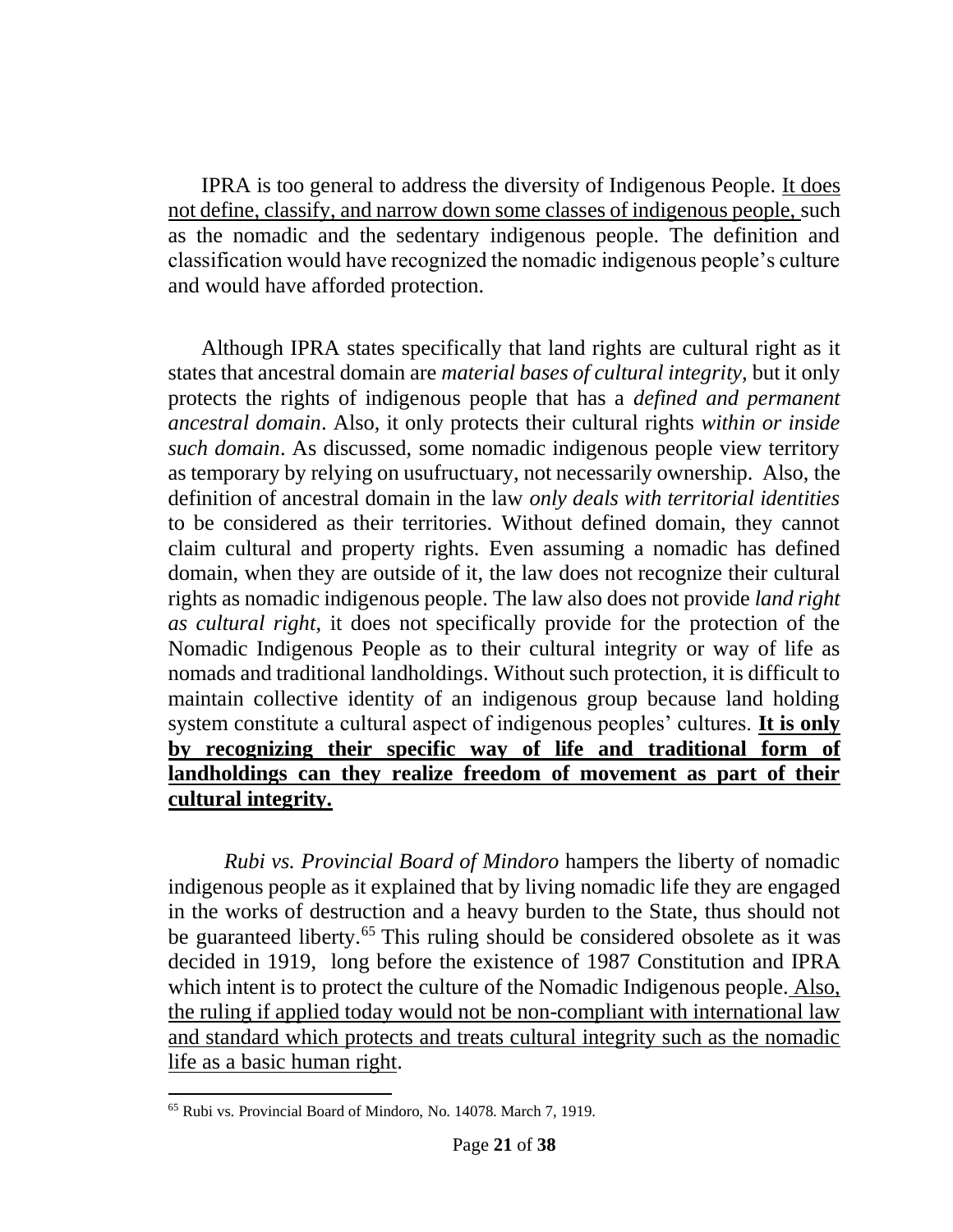IPRA is too general to address the diversity of Indigenous People. <u>It does not define, classify, and narrow down some classes of indigenous people,</u> such as the nomadic and the sedentary indigenous people. The definition and classification would have recognized the nomadic indigenous people's culture and would have afforded protection.

Although IPRA states specifically that land rights are cultural right as it states that ancestral domain are *material bases of cultural integrity*, but it only protects the rights of indigenous people that has a *defined and permanent ancestral domain*. Also, it only protects their cultural rights *within or inside such domain*. As discussed, some nomadic indigenous people view territory as temporary by relying on usufructuary, not necessarily ownership. Also, the definition of ancestral domain in the law *only deals with territorial identities* to be considered as their territories. Without defined domain, they cannot claim cultural and property rights. Even assuming a nomadic has defined domain, when they are outside of it, the law does not recognize their cultural rights as nomadic indigenous people. The law also does not provide *land right as cultural right*, it does not specifically provide for the protection of the Nomadic Indigenous People as to their cultural integrity or way of life as nomads and traditional landholdings. Without such protection, it is difficult to maintain collective identity of an indigenous group because land holding system constitute a cultural aspect of indigenous peoples' cultures. <u>**It is only by recognizing their specific way of life and traditional form of landholdings can they realize freedom of movement as part of their cultural integrity.**</u>

*Rubi vs. Provincial Board of Mindoro* hampers the liberty of nomadic indigenous people as it explained that by living nomadic life they are engaged in the works of destruction and a heavy burden to the State, thus should not be guaranteed liberty.[65] This ruling should be considered obsolete as it was decided in 1919, long before the existence of 1987 Constitution and IPRA which intent is to protect the culture of the Nomadic Indigenous people. <u>Also, the ruling if applied today would not be non-compliant with international law and standard which protects and treats cultural integrity such as the nomadic life as a basic human right</u>.

[65] Rubi vs. Provincial Board of Mindoro, No. 14078. March 7, 1919.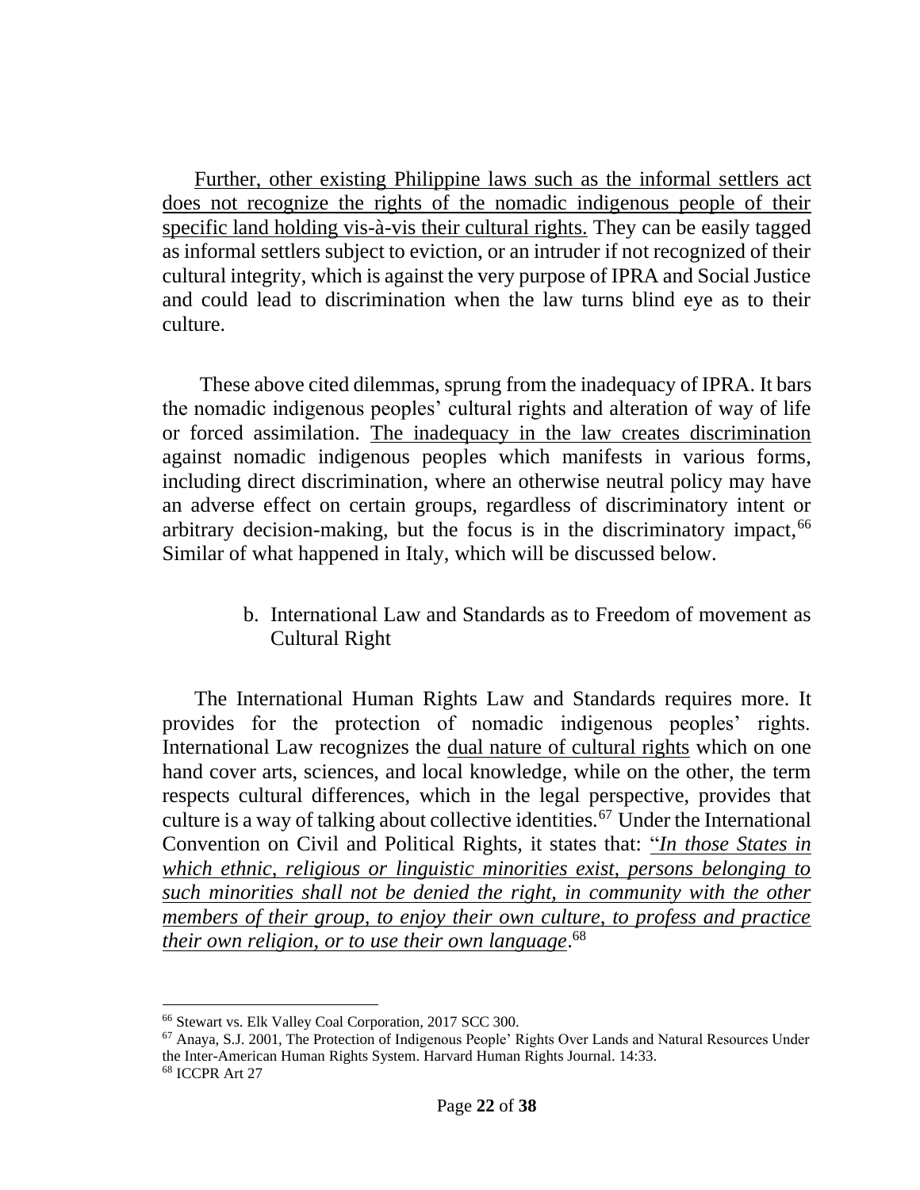Further, other existing Philippine laws such as the informal settlers act does not recognize the rights of the nomadic indigenous people of their specific land holding vis-à-vis their cultural rights. They can be easily tagged as informal settlers subject to eviction, or an intruder if not recognized of their cultural integrity, which is against the very purpose of IPRA and Social Justice and could lead to discrimination when the law turns blind eye as to their culture.

These above cited dilemmas, sprung from the inadequacy of IPRA. It bars the nomadic indigenous peoples' cultural rights and alteration of way of life or forced assimilation. The inadequacy in the law creates discrimination against nomadic indigenous peoples which manifests in various forms, including direct discrimination, where an otherwise neutral policy may have an adverse effect on certain groups, regardless of discriminatory intent or arbitrary decision-making, but the focus is in the discriminatory impact,[66] Similar of what happened in Italy, which will be discussed below.

b. International Law and Standards as to Freedom of movement as Cultural Right

The International Human Rights Law and Standards requires more. It provides for the protection of nomadic indigenous peoples' rights. International Law recognizes the dual nature of cultural rights which on one hand cover arts, sciences, and local knowledge, while on the other, the term respects cultural differences, which in the legal perspective, provides that culture is a way of talking about collective identities.[67] Under the International Convention on Civil and Political Rights, it states that: "*In those States in which ethnic, religious or linguistic minorities exist, persons belonging to such minorities shall not be denied the right, in community with the other members of their group, to enjoy their own culture, to profess and practice their own religion, or to use their own language*.[68]

---

[66] Stewart vs. Elk Valley Coal Corporation, 2017 SCC 300.

[67] Anaya, S.J. 2001, The Protection of Indigenous People' Rights Over Lands and Natural Resources Under the Inter-American Human Rights System. Harvard Human Rights Journal. 14:33.

[68] ICCPR Art 27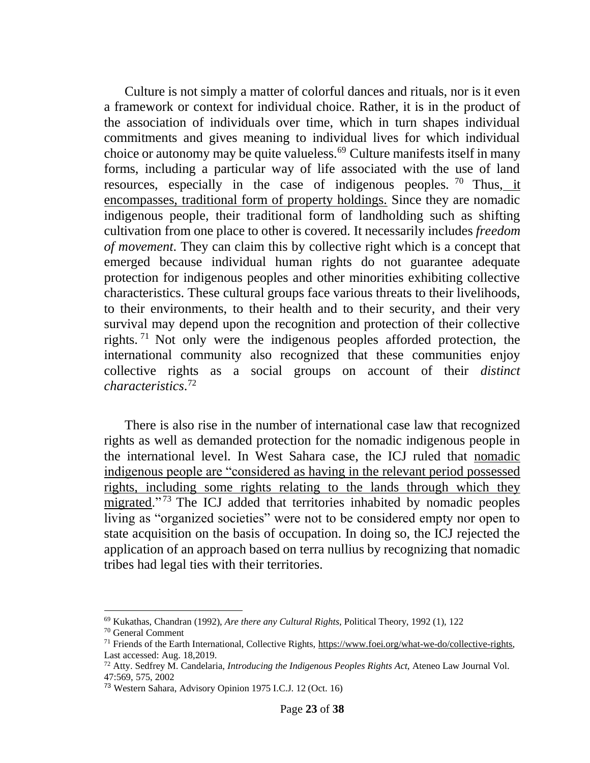Culture is not simply a matter of colorful dances and rituals, nor is it even a framework or context for individual choice. Rather, it is in the product of the association of individuals over time, which in turn shapes individual commitments and gives meaning to individual lives for which individual choice or autonomy may be quite valueless.[69] Culture manifests itself in many forms, including a particular way of life associated with the use of land resources, especially in the case of indigenous peoples.[70] Thus, it encompasses, traditional form of property holdings. Since they are nomadic indigenous people, their traditional form of landholding such as shifting cultivation from one place to other is covered. It necessarily includes *freedom of movement*. They can claim this by collective right which is a concept that emerged because individual human rights do not guarantee adequate protection for indigenous peoples and other minorities exhibiting collective characteristics. These cultural groups face various threats to their livelihoods, to their environments, to their health and to their security, and their very survival may depend upon the recognition and protection of their collective rights.[71] Not only were the indigenous peoples afforded protection, the international community also recognized that these communities enjoy collective rights as a social groups on account of their *distinct characteristics*.[72]

There is also rise in the number of international case law that recognized rights as well as demanded protection for the nomadic indigenous people in the international level. In West Sahara case, the ICJ ruled that nomadic indigenous people are "considered as having in the relevant period possessed rights, including some rights relating to the lands through which they migrated."[73] The ICJ added that territories inhabited by nomadic peoples living as "organized societies" were not to be considered empty nor open to state acquisition on the basis of occupation. In doing so, the ICJ rejected the application of an approach based on terra nullius by recognizing that nomadic tribes had legal ties with their territories.

---

[69] Kukathas, Chandran (1992), *Are there any Cultural Rights*, Political Theory, 1992 (1), 122

[70] General Comment

[71] Friends of the Earth International, Collective Rights, https://www.foei.org/what-we-do/collective-rights, Last accessed: Aug. 18,2019.

[72] Atty. Sedfrey M. Candelaria, *Introducing the Indigenous Peoples Rights Act*, Ateneo Law Journal Vol. 47:569, 575, 2002

[73] Western Sahara, Advisory Opinion 1975 I.C.J. 12 (Oct. 16)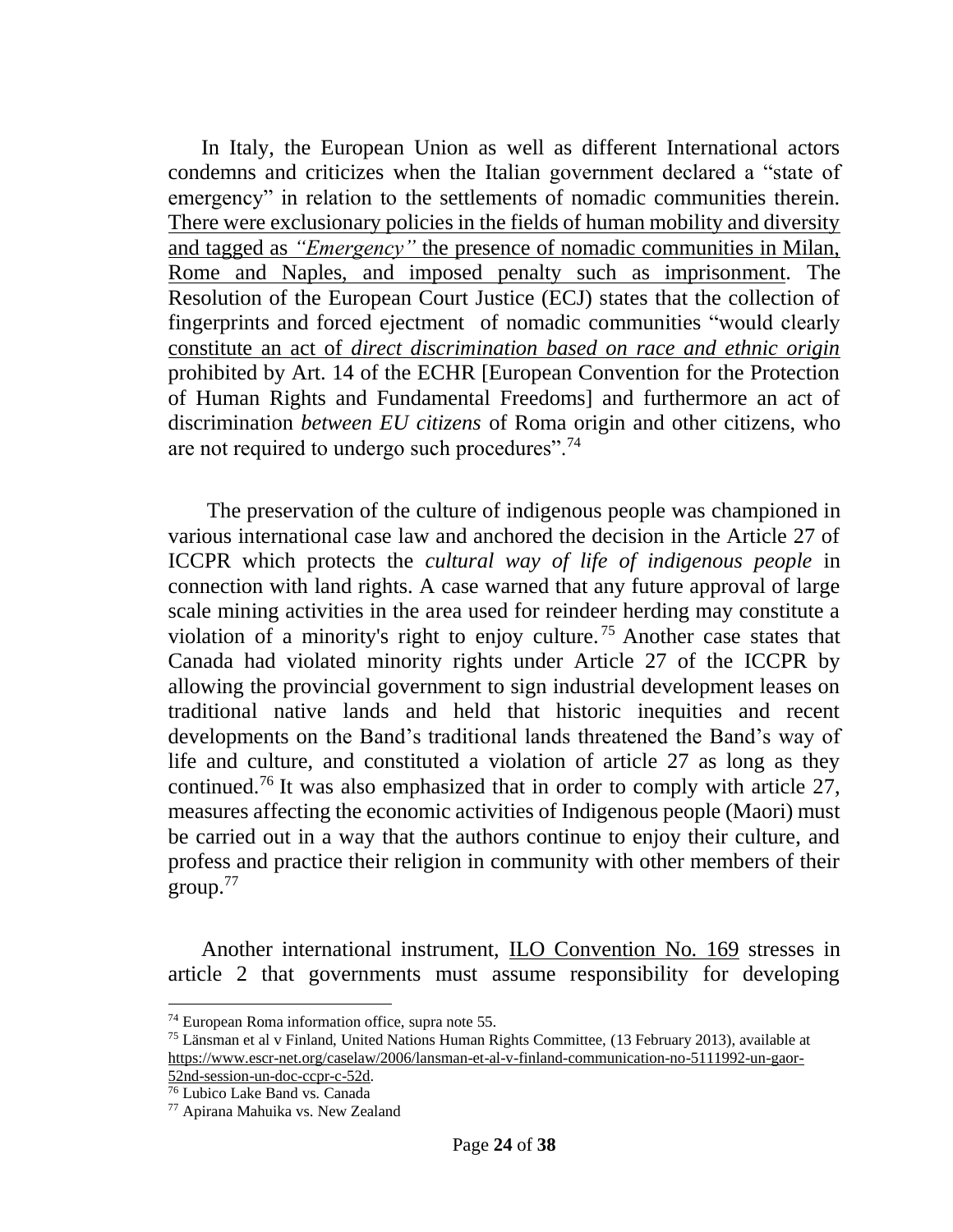In Italy, the European Union as well as different International actors condemns and criticizes when the Italian government declared a "state of emergency" in relation to the settlements of nomadic communities therein. <u>There were exclusionary policies in the fields of human mobility and diversity and tagged as *"Emergency"* the presence of nomadic communities in Milan, Rome and Naples, and imposed penalty such as imprisonment</u>. The Resolution of the European Court Justice (ECJ) states that the collection of fingerprints and forced ejectment of nomadic communities "would clearly <u>constitute an act of *direct discrimination based on race and ethnic origin*</u> prohibited by Art. 14 of the ECHR [European Convention for the Protection of Human Rights and Fundamental Freedoms] and furthermore an act of discrimination *between EU citizens* of Roma origin and other citizens, who are not required to undergo such procedures".[74]

The preservation of the culture of indigenous people was championed in various international case law and anchored the decision in the Article 27 of ICCPR which protects the *cultural way of life of indigenous people* in connection with land rights. A case warned that any future approval of large scale mining activities in the area used for reindeer herding may constitute a violation of a minority's right to enjoy culture.[75] Another case states that Canada had violated minority rights under Article 27 of the ICCPR by allowing the provincial government to sign industrial development leases on traditional native lands and held that historic inequities and recent developments on the Band's traditional lands threatened the Band's way of life and culture, and constituted a violation of article 27 as long as they continued.[76] It was also emphasized that in order to comply with article 27, measures affecting the economic activities of Indigenous people (Maori) must be carried out in a way that the authors continue to enjoy their culture, and profess and practice their religion in community with other members of their group.[77]

Another international instrument, <u>ILO Convention No. 169</u> stresses in article 2 that governments must assume responsibility for developing

---

[74] European Roma information office, supra note 55.

[75] Länsman et al v Finland, United Nations Human Rights Committee, (13 February 2013), available at https://www.escr-net.org/caselaw/2006/lansman-et-al-v-finland-communication-no-5111992-un-gaor-52nd-session-un-doc-ccpr-c-52d.

[76] Lubico Lake Band vs. Canada

[77] Apirana Mahuika vs. New Zealand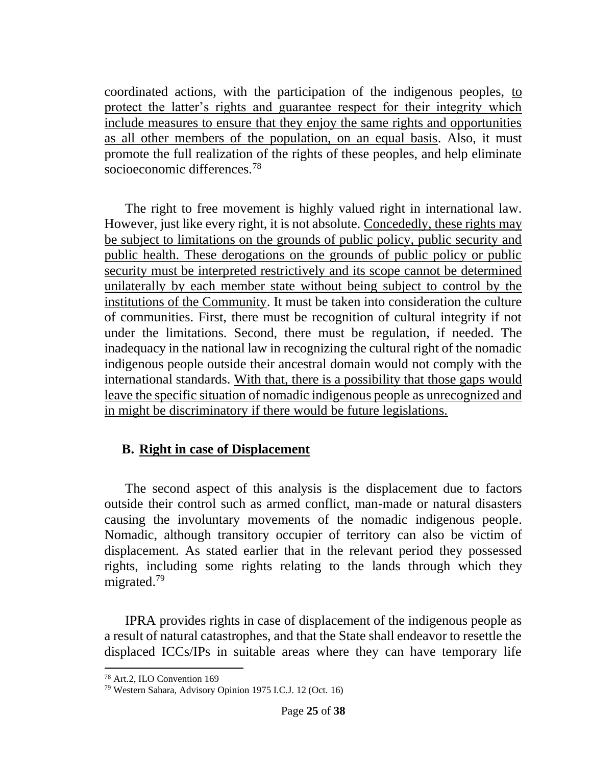coordinated actions, with the participation of the indigenous peoples, <u>to protect the latter's rights and guarantee respect for their integrity which include measures to ensure that they enjoy the same rights and opportunities as all other members of the population, on an equal basis</u>. Also, it must promote the full realization of the rights of these peoples, and help eliminate socioeconomic differences.[78]

The right to free movement is highly valued right in international law. However, just like every right, it is not absolute. <u>Concededly, these rights may be subject to limitations on the grounds of public policy, public security and public health. These derogations on the grounds of public policy or public security must be interpreted restrictively and its scope cannot be determined unilaterally by each member state without being subject to control by the institutions of the Community</u>. It must be taken into consideration the culture of communities. First, there must be recognition of cultural integrity if not under the limitations. Second, there must be regulation, if needed. The inadequacy in the national law in recognizing the cultural right of the nomadic indigenous people outside their ancestral domain would not comply with the international standards. <u>With that, there is a possibility that those gaps would leave the specific situation of nomadic indigenous people as unrecognized and in might be discriminatory if there would be future legislations.</u>

## B. <u>Right in case of Displacement</u>

The second aspect of this analysis is the displacement due to factors outside their control such as armed conflict, man-made or natural disasters causing the involuntary movements of the nomadic indigenous people. Nomadic, although transitory occupier of territory can also be victim of displacement. As stated earlier that in the relevant period they possessed rights, including some rights relating to the lands through which they migrated.[79]

IPRA provides rights in case of displacement of the indigenous people as a result of natural catastrophes, and that the State shall endeavor to resettle the displaced ICCs/IPs in suitable areas where they can have temporary life

[78] Art.2, ILO Convention 169

[79] Western Sahara, Advisory Opinion 1975 I.C.J. 12 (Oct. 16)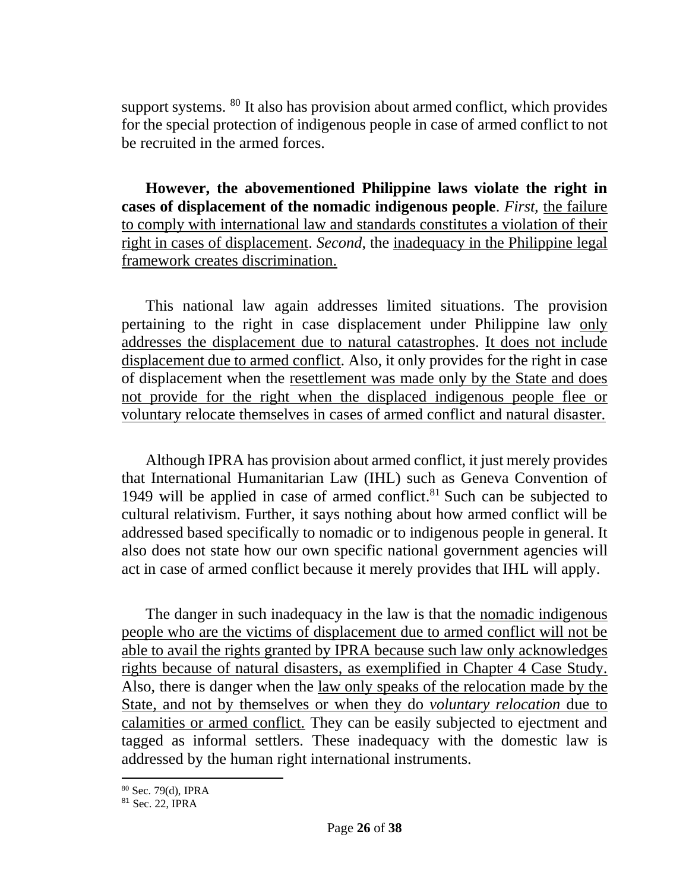support systems. [80] It also has provision about armed conflict, which provides for the special protection of indigenous people in case of armed conflict to not be recruited in the armed forces.

**However, the abovementioned Philippine laws violate the right in cases of displacement of the nomadic indigenous people**. *First,* the failure to comply with international law and standards constitutes a violation of their right in cases of displacement. *Second*, the inadequacy in the Philippine legal framework creates discrimination.

This national law again addresses limited situations. The provision pertaining to the right in case displacement under Philippine law only addresses the displacement due to natural catastrophes. It does not include displacement due to armed conflict. Also, it only provides for the right in case of displacement when the resettlement was made only by the State and does not provide for the right when the displaced indigenous people flee or voluntary relocate themselves in cases of armed conflict and natural disaster.

Although IPRA has provision about armed conflict, it just merely provides that International Humanitarian Law (IHL) such as Geneva Convention of 1949 will be applied in case of armed conflict.[81] Such can be subjected to cultural relativism. Further, it says nothing about how armed conflict will be addressed based specifically to nomadic or to indigenous people in general. It also does not state how our own specific national government agencies will act in case of armed conflict because it merely provides that IHL will apply.

The danger in such inadequacy in the law is that the nomadic indigenous people who are the victims of displacement due to armed conflict will not be able to avail the rights granted by IPRA because such law only acknowledges rights because of natural disasters, as exemplified in Chapter 4 Case Study. Also, there is danger when the law only speaks of the relocation made by the State, and not by themselves or when they do *voluntary relocation* due to calamities or armed conflict. They can be easily subjected to ejectment and tagged as informal settlers. These inadequacy with the domestic law is addressed by the human right international instruments.

---

[80] Sec. 79(d), IPRA

[81] Sec. 22, IPRA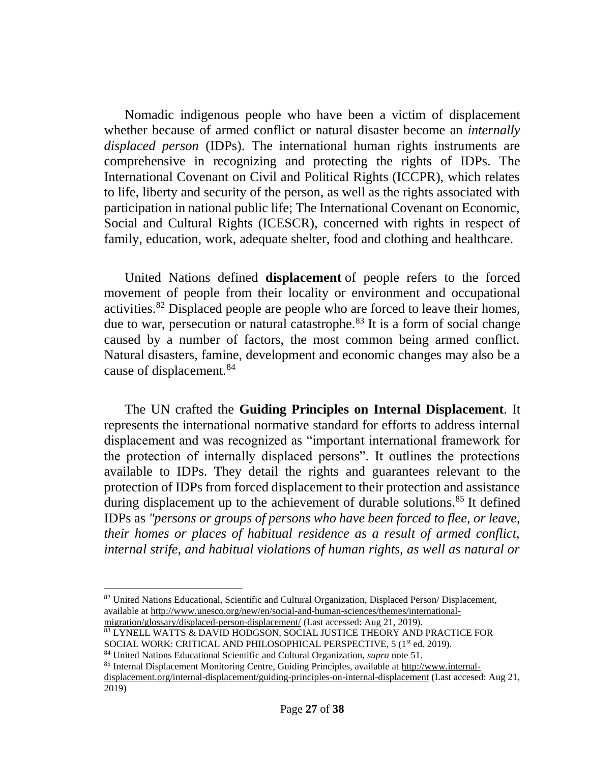Nomadic indigenous people who have been a victim of displacement whether because of armed conflict or natural disaster become an *internally displaced person* (IDPs). The international human rights instruments are comprehensive in recognizing and protecting the rights of IDPs. The International Covenant on Civil and Political Rights (ICCPR), which relates to life, liberty and security of the person, as well as the rights associated with participation in national public life; The International Covenant on Economic, Social and Cultural Rights (ICESCR), concerned with rights in respect of family, education, work, adequate shelter, food and clothing and healthcare.

United Nations defined **displacement** of people refers to the forced movement of people from their locality or environment and occupational activities.[82] Displaced people are people who are forced to leave their homes, due to war, persecution or natural catastrophe.[83] It is a form of social change caused by a number of factors, the most common being armed conflict. Natural disasters, famine, development and economic changes may also be a cause of displacement.[84]

The UN crafted the **Guiding Principles on Internal Displacement**. It represents the international normative standard for efforts to address internal displacement and was recognized as "important international framework for the protection of internally displaced persons". It outlines the protections available to IDPs. They detail the rights and guarantees relevant to the protection of IDPs from forced displacement to their protection and assistance during displacement up to the achievement of durable solutions.[85] It defined IDPs as *"persons or groups of persons who have been forced to flee, or leave, their homes or places of habitual residence as a result of armed conflict, internal strife, and habitual violations of human rights, as well as natural or*

---

[82] United Nations Educational, Scientific and Cultural Organization, Displaced Person/ Displacement, available at http://www.unesco.org/new/en/social-and-human-sciences/themes/international-migration/glossary/displaced-person-displacement/ (Last accessed: Aug 21, 2019).

[83] LYNELL WATTS & DAVID HODGSON, SOCIAL JUSTICE THEORY AND PRACTICE FOR SOCIAL WORK: CRITICAL AND PHILOSOPHICAL PERSPECTIVE, 5 (1st ed. 2019).

[84] United Nations Educational Scientific and Cultural Organization, *supra* note 51.

[85] Internal Displacement Monitoring Centre, Guiding Principles, available at http://www.internal-displacement.org/internal-displacement/guiding-principles-on-internal-displacement (Last accesed: Aug 21, 2019)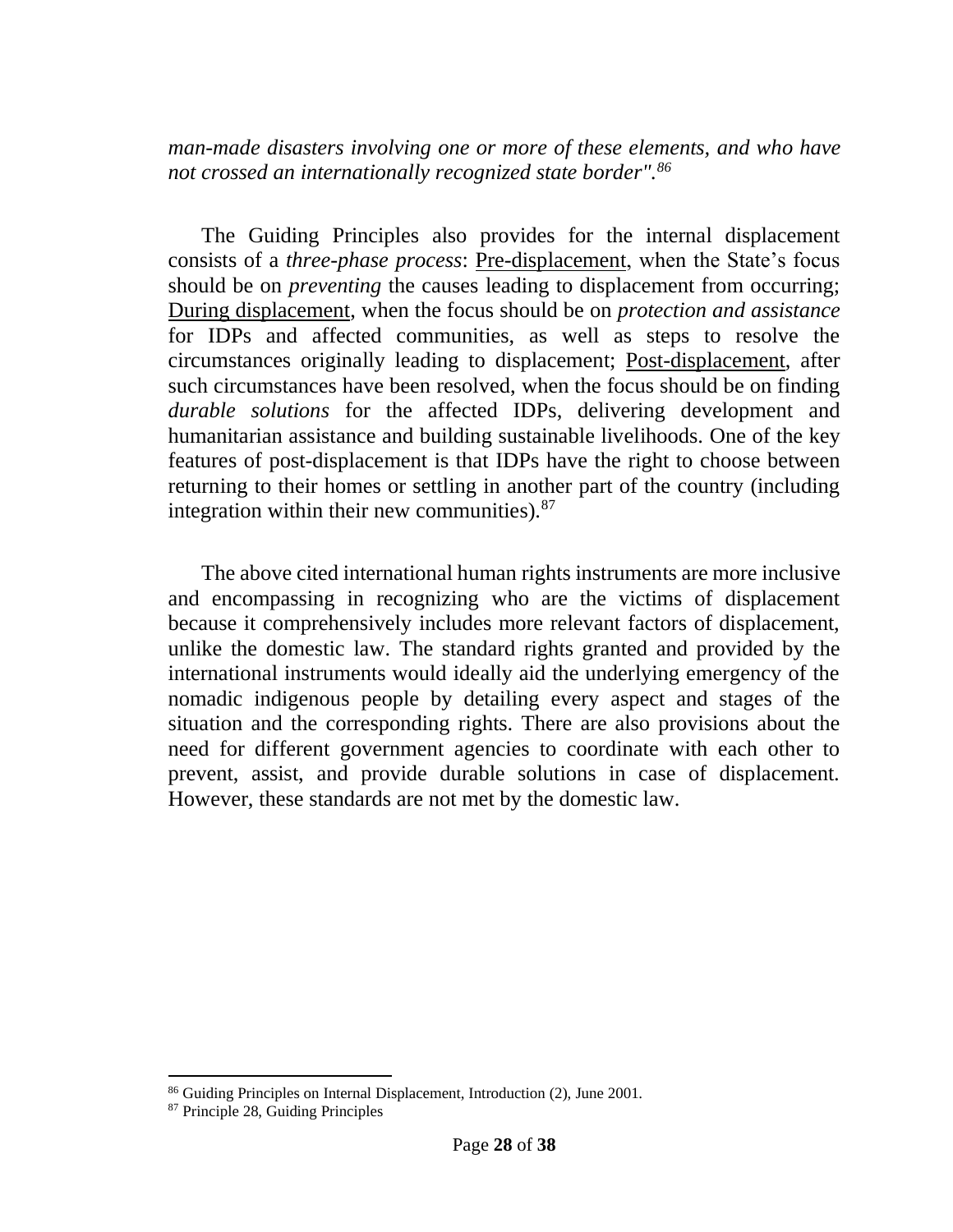*man-made disasters involving one or more of these elements, and who have not crossed an internationally recognized state border".*[86]

The Guiding Principles also provides for the internal displacement consists of a *three-phase process*: Pre-displacement, when the State's focus should be on *preventing* the causes leading to displacement from occurring; During displacement, when the focus should be on *protection and assistance* for IDPs and affected communities, as well as steps to resolve the circumstances originally leading to displacement; Post-displacement, after such circumstances have been resolved, when the focus should be on finding *durable solutions* for the affected IDPs, delivering development and humanitarian assistance and building sustainable livelihoods. One of the key features of post-displacement is that IDPs have the right to choose between returning to their homes or settling in another part of the country (including integration within their new communities).[87]

The above cited international human rights instruments are more inclusive and encompassing in recognizing who are the victims of displacement because it comprehensively includes more relevant factors of displacement, unlike the domestic law. The standard rights granted and provided by the international instruments would ideally aid the underlying emergency of the nomadic indigenous people by detailing every aspect and stages of the situation and the corresponding rights. There are also provisions about the need for different government agencies to coordinate with each other to prevent, assist, and provide durable solutions in case of displacement. However, these standards are not met by the domestic law.

---

[86] Guiding Principles on Internal Displacement, Introduction (2), June 2001.

[87] Principle 28, Guiding Principles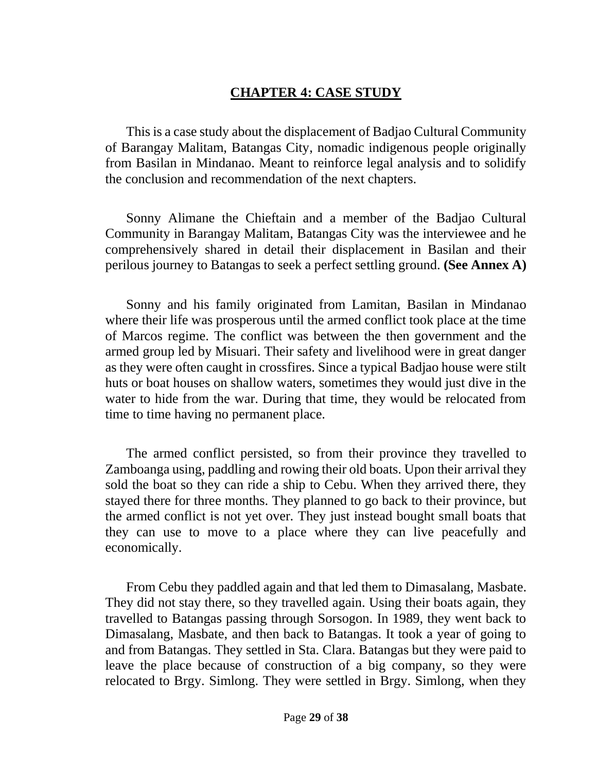# CHAPTER 4: CASE STUDY

This is a case study about the displacement of Badjao Cultural Community of Barangay Malitam, Batangas City, nomadic indigenous people originally from Basilan in Mindanao. Meant to reinforce legal analysis and to solidify the conclusion and recommendation of the next chapters.

Sonny Alimane the Chieftain and a member of the Badjao Cultural Community in Barangay Malitam, Batangas City was the interviewee and he comprehensively shared in detail their displacement in Basilan and their perilous journey to Batangas to seek a perfect settling ground. **(See Annex A)**

Sonny and his family originated from Lamitan, Basilan in Mindanao where their life was prosperous until the armed conflict took place at the time of Marcos regime. The conflict was between the then government and the armed group led by Misuari. Their safety and livelihood were in great danger as they were often caught in crossfires. Since a typical Badjao house were stilt huts or boat houses on shallow waters, sometimes they would just dive in the water to hide from the war. During that time, they would be relocated from time to time having no permanent place.

The armed conflict persisted, so from their province they travelled to Zamboanga using, paddling and rowing their old boats. Upon their arrival they sold the boat so they can ride a ship to Cebu. When they arrived there, they stayed there for three months. They planned to go back to their province, but the armed conflict is not yet over. They just instead bought small boats that they can use to move to a place where they can live peacefully and economically.

From Cebu they paddled again and that led them to Dimasalang, Masbate. They did not stay there, so they travelled again. Using their boats again, they travelled to Batangas passing through Sorsogon. In 1989, they went back to Dimasalang, Masbate, and then back to Batangas. It took a year of going to and from Batangas. They settled in Sta. Clara. Batangas but they were paid to leave the place because of construction of a big company, so they were relocated to Brgy. Simlong. They were settled in Brgy. Simlong, when they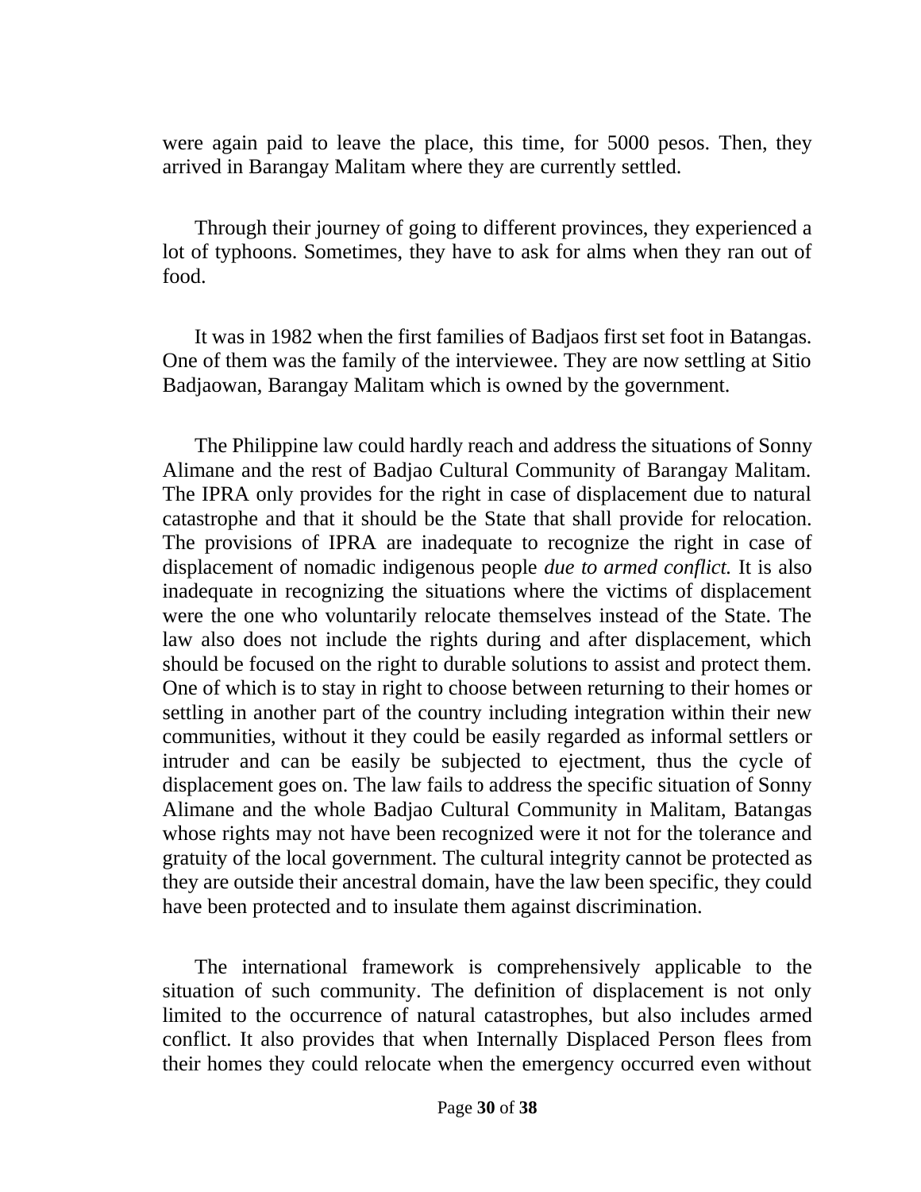were again paid to leave the place, this time, for 5000 pesos. Then, they arrived in Barangay Malitam where they are currently settled.

Through their journey of going to different provinces, they experienced a lot of typhoons. Sometimes, they have to ask for alms when they ran out of food.

It was in 1982 when the first families of Badjaos first set foot in Batangas. One of them was the family of the interviewee. They are now settling at Sitio Badjaowan, Barangay Malitam which is owned by the government.

The Philippine law could hardly reach and address the situations of Sonny Alimane and the rest of Badjao Cultural Community of Barangay Malitam. The IPRA only provides for the right in case of displacement due to natural catastrophe and that it should be the State that shall provide for relocation. The provisions of IPRA are inadequate to recognize the right in case of displacement of nomadic indigenous people *due to armed conflict.* It is also inadequate in recognizing the situations where the victims of displacement were the one who voluntarily relocate themselves instead of the State. The law also does not include the rights during and after displacement, which should be focused on the right to durable solutions to assist and protect them. One of which is to stay in right to choose between returning to their homes or settling in another part of the country including integration within their new communities, without it they could be easily regarded as informal settlers or intruder and can be easily be subjected to ejectment, thus the cycle of displacement goes on. The law fails to address the specific situation of Sonny Alimane and the whole Badjao Cultural Community in Malitam, Batangas whose rights may not have been recognized were it not for the tolerance and gratuity of the local government. The cultural integrity cannot be protected as they are outside their ancestral domain, have the law been specific, they could have been protected and to insulate them against discrimination.

The international framework is comprehensively applicable to the situation of such community. The definition of displacement is not only limited to the occurrence of natural catastrophes, but also includes armed conflict. It also provides that when Internally Displaced Person flees from their homes they could relocate when the emergency occurred even without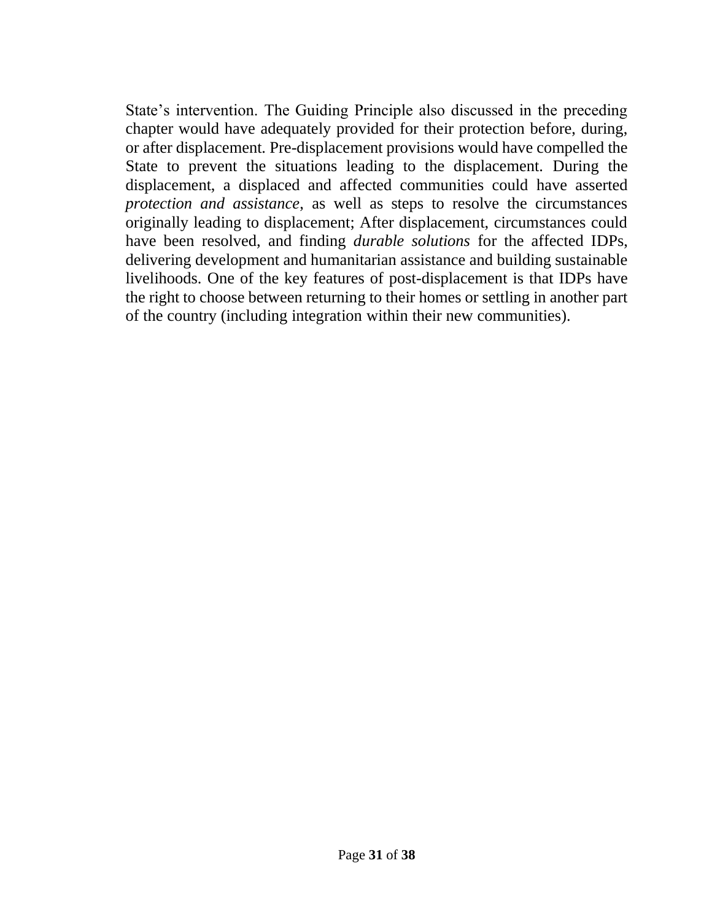State’s intervention. The Guiding Principle also discussed in the preceding chapter would have adequately provided for their protection before, during, or after displacement. Pre-displacement provisions would have compelled the State to prevent the situations leading to the displacement. During the displacement, a displaced and affected communities could have asserted *protection and assistance*, as well as steps to resolve the circumstances originally leading to displacement; After displacement, circumstances could have been resolved, and finding *durable solutions* for the affected IDPs, delivering development and humanitarian assistance and building sustainable livelihoods. One of the key features of post-displacement is that IDPs have the right to choose between returning to their homes or settling in another part of the country (including integration within their new communities).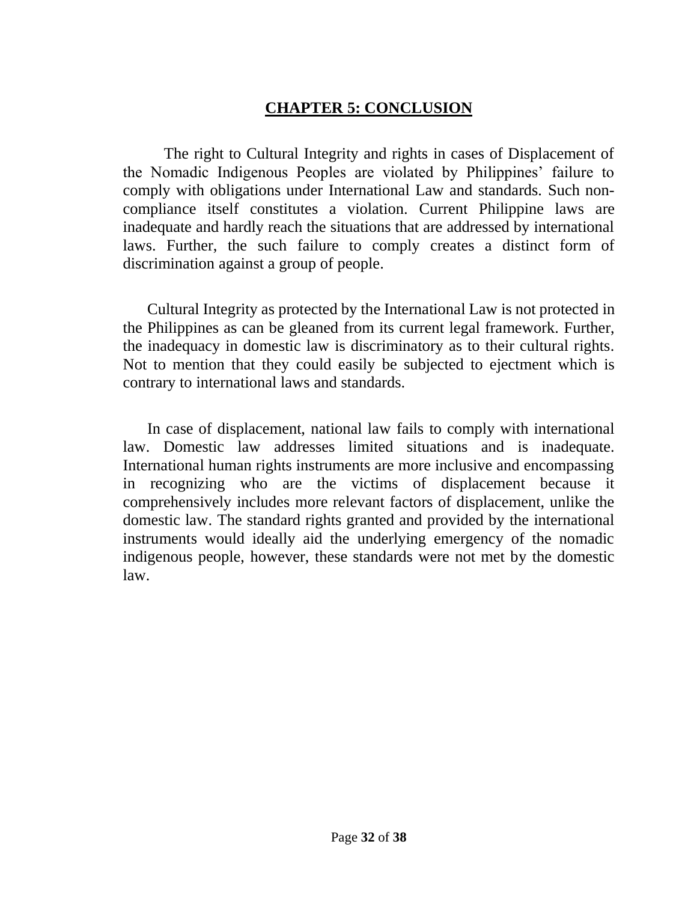# CHAPTER 5: CONCLUSION

The right to Cultural Integrity and rights in cases of Displacement of the Nomadic Indigenous Peoples are violated by Philippines' failure to comply with obligations under International Law and standards. Such non-compliance itself constitutes a violation. Current Philippine laws are inadequate and hardly reach the situations that are addressed by international laws. Further, the such failure to comply creates a distinct form of discrimination against a group of people.

Cultural Integrity as protected by the International Law is not protected in the Philippines as can be gleaned from its current legal framework. Further, the inadequacy in domestic law is discriminatory as to their cultural rights. Not to mention that they could easily be subjected to ejectment which is contrary to international laws and standards.

In case of displacement, national law fails to comply with international law. Domestic law addresses limited situations and is inadequate. International human rights instruments are more inclusive and encompassing in recognizing who are the victims of displacement because it comprehensively includes more relevant factors of displacement, unlike the domestic law. The standard rights granted and provided by the international instruments would ideally aid the underlying emergency of the nomadic indigenous people, however, these standards were not met by the domestic law.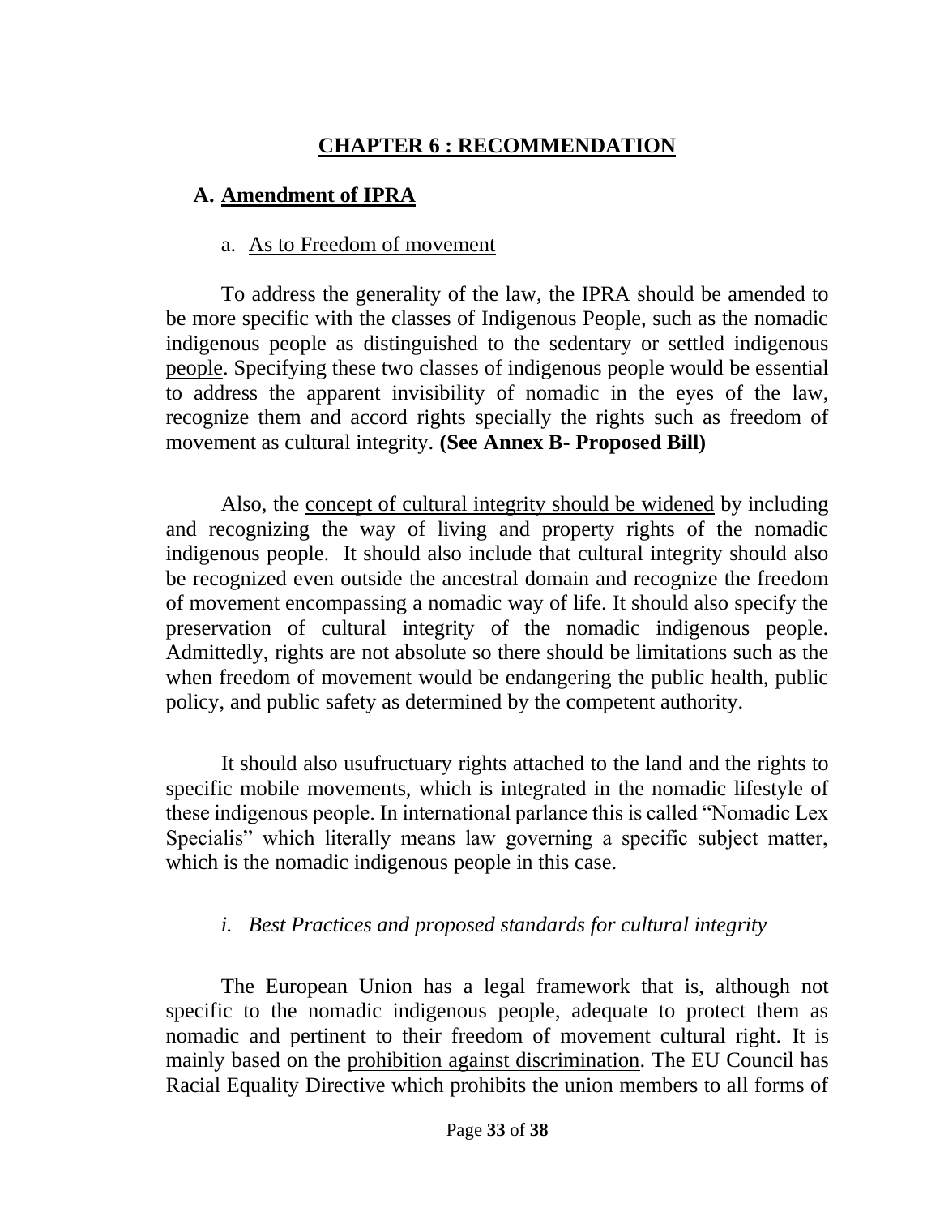# CHAPTER 6 : RECOMMENDATION

## A. Amendment of IPRA

### a. As to Freedom of movement

To address the generality of the law, the IPRA should be amended to be more specific with the classes of Indigenous People, such as the nomadic indigenous people as distinguished to the sedentary or settled indigenous people. Specifying these two classes of indigenous people would be essential to address the apparent invisibility of nomadic in the eyes of the law, recognize them and accord rights specially the rights such as freedom of movement as cultural integrity. **(See Annex B- Proposed Bill)**

Also, the concept of cultural integrity should be widened by including and recognizing the way of living and property rights of the nomadic indigenous people. It should also include that cultural integrity should also be recognized even outside the ancestral domain and recognize the freedom of movement encompassing a nomadic way of life. It should also specify the preservation of cultural integrity of the nomadic indigenous people. Admittedly, rights are not absolute so there should be limitations such as the when freedom of movement would be endangering the public health, public policy, and public safety as determined by the competent authority.

It should also usufructuary rights attached to the land and the rights to specific mobile movements, which is integrated in the nomadic lifestyle of these indigenous people. In international parlance this is called "Nomadic Lex Specialis" which literally means law governing a specific subject matter, which is the nomadic indigenous people in this case.

#### *i. Best Practices and proposed standards for cultural integrity*

The European Union has a legal framework that is, although not specific to the nomadic indigenous people, adequate to protect them as nomadic and pertinent to their freedom of movement cultural right. It is mainly based on the prohibition against discrimination. The EU Council has Racial Equality Directive which prohibits the union members to all forms of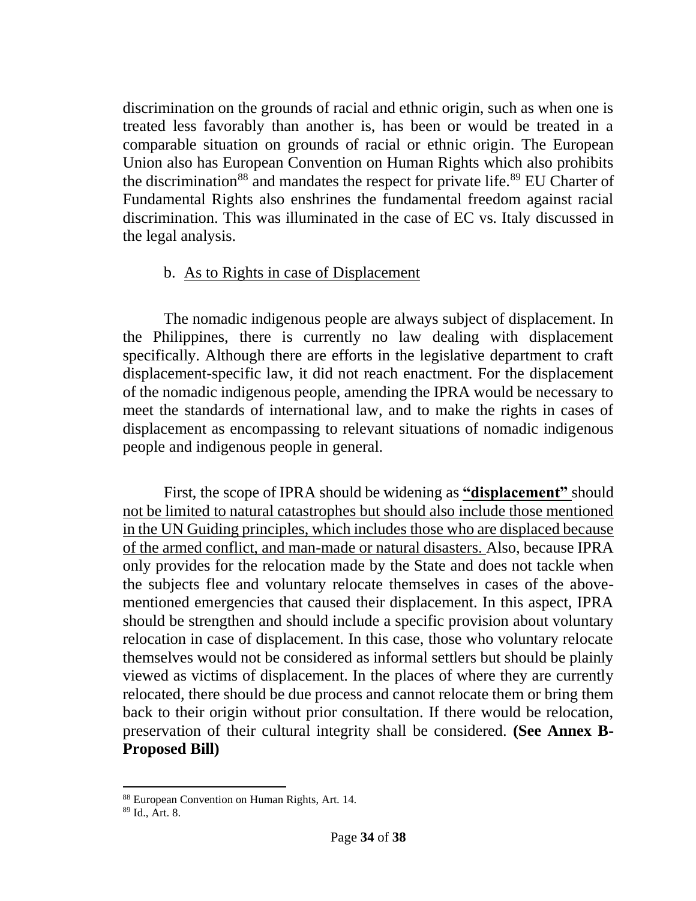discrimination on the grounds of racial and ethnic origin, such as when one is treated less favorably than another is, has been or would be treated in a comparable situation on grounds of racial or ethnic origin. The European Union also has European Convention on Human Rights which also prohibits the discrimination[88] and mandates the respect for private life.[89] EU Charter of Fundamental Rights also enshrines the fundamental freedom against racial discrimination. This was illuminated in the case of EC vs. Italy discussed in the legal analysis.

b. <u>As to Rights in case of Displacement</u>

The nomadic indigenous people are always subject of displacement. In the Philippines, there is currently no law dealing with displacement specifically. Although there are efforts in the legislative department to craft displacement-specific law, it did not reach enactment. For the displacement of the nomadic indigenous people, amending the IPRA would be necessary to meet the standards of international law, and to make the rights in cases of displacement as encompassing to relevant situations of nomadic indigenous people and indigenous people in general.

First, the scope of IPRA should be widening as <u>**"displacement"**</u> should <u>not be limited to natural catastrophes but should also include those mentioned in the UN Guiding principles, which includes those who are displaced because of the armed conflict, and man-made or natural disasters.</u> Also, because IPRA only provides for the relocation made by the State and does not tackle when the subjects flee and voluntary relocate themselves in cases of the above-mentioned emergencies that caused their displacement. In this aspect, IPRA should be strengthen and should include a specific provision about voluntary relocation in case of displacement. In this case, those who voluntary relocate themselves would not be considered as informal settlers but should be plainly viewed as victims of displacement. In the places of where they are currently relocated, there should be due process and cannot relocate them or bring them back to their origin without prior consultation. If there would be relocation, preservation of their cultural integrity shall be considered. **(See Annex B-Proposed Bill)**

[88] European Convention on Human Rights, Art. 14.

[89] Id., Art. 8.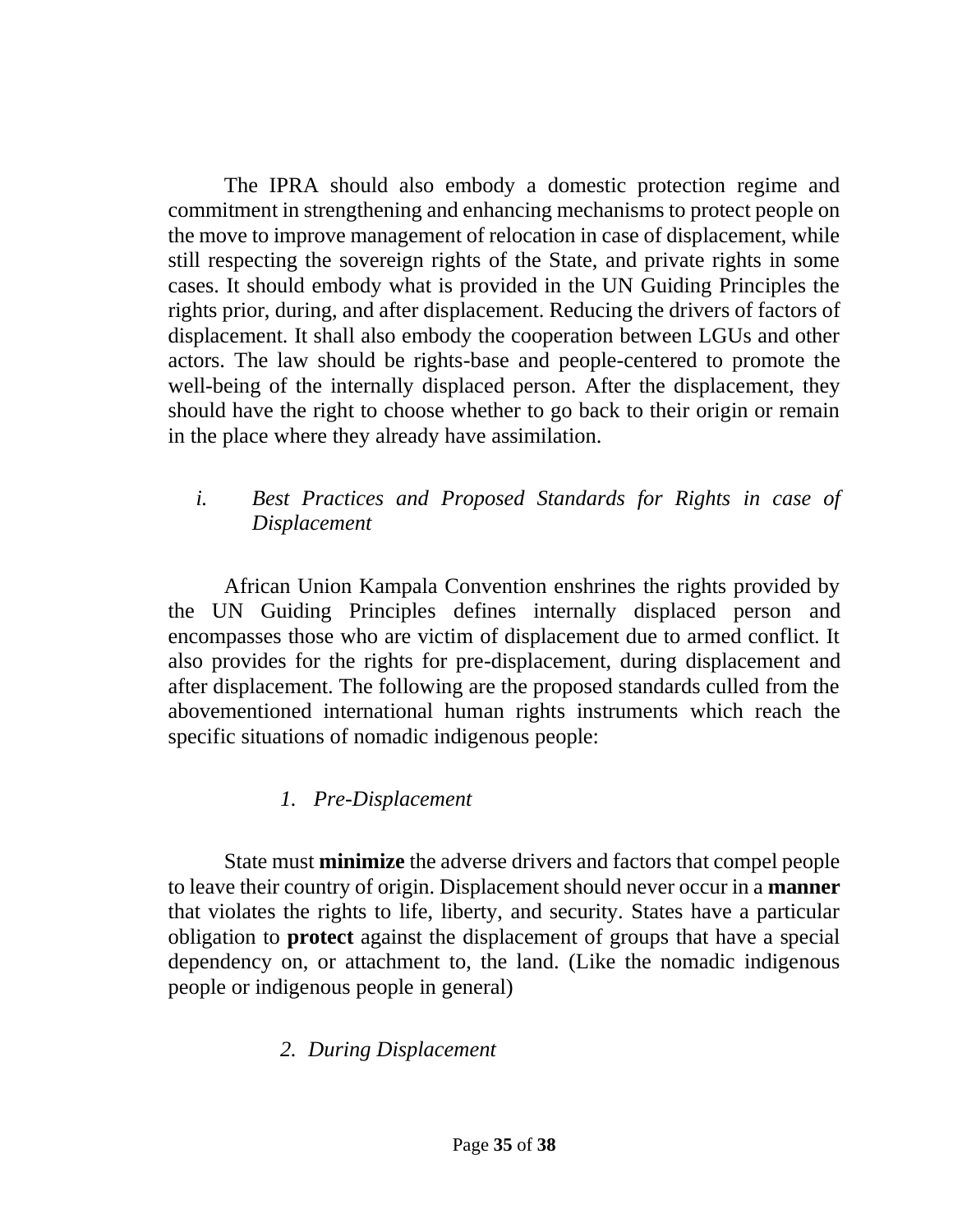The IPRA should also embody a domestic protection regime and commitment in strengthening and enhancing mechanisms to protect people on the move to improve management of relocation in case of displacement, while still respecting the sovereign rights of the State, and private rights in some cases. It should embody what is provided in the UN Guiding Principles the rights prior, during, and after displacement. Reducing the drivers of factors of displacement. It shall also embody the cooperation between LGUs and other actors. The law should be rights-base and people-centered to promote the well-being of the internally displaced person. After the displacement, they should have the right to choose whether to go back to their origin or remain in the place where they already have assimilation.

*i. Best Practices and Proposed Standards for Rights in case of Displacement*

African Union Kampala Convention enshrines the rights provided by the UN Guiding Principles defines internally displaced person and encompasses those who are victim of displacement due to armed conflict. It also provides for the rights for pre-displacement, during displacement and after displacement. The following are the proposed standards culled from the abovementioned international human rights instruments which reach the specific situations of nomadic indigenous people:

*1. Pre-Displacement*

State must **minimize** the adverse drivers and factors that compel people to leave their country of origin. Displacement should never occur in a **manner** that violates the rights to life, liberty, and security. States have a particular obligation to **protect** against the displacement of groups that have a special dependency on, or attachment to, the land. (Like the nomadic indigenous people or indigenous people in general)

*2. During Displacement*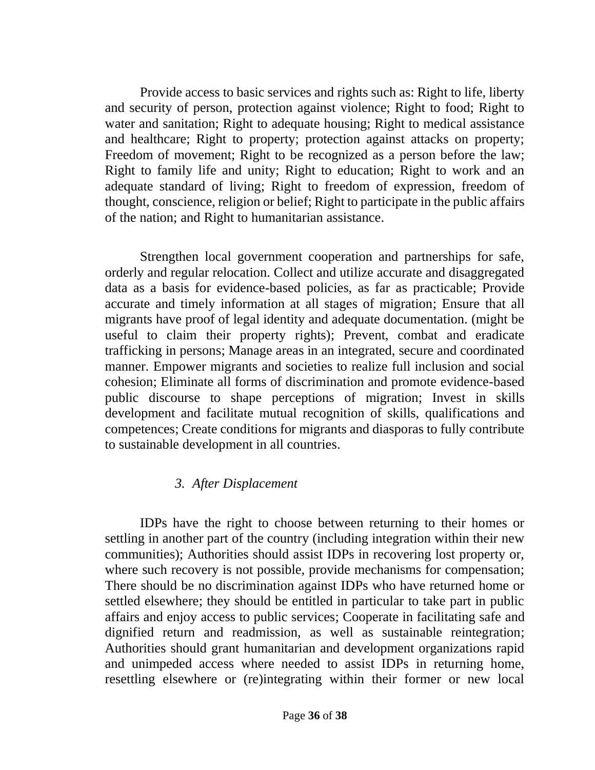Provide access to basic services and rights such as: Right to life, liberty and security of person, protection against violence; Right to food; Right to water and sanitation; Right to adequate housing; Right to medical assistance and healthcare; Right to property; protection against attacks on property; Freedom of movement; Right to be recognized as a person before the law; Right to family life and unity; Right to education; Right to work and an adequate standard of living; Right to freedom of expression, freedom of thought, conscience, religion or belief; Right to participate in the public affairs of the nation; and Right to humanitarian assistance.

Strengthen local government cooperation and partnerships for safe, orderly and regular relocation. Collect and utilize accurate and disaggregated data as a basis for evidence-based policies, as far as practicable; Provide accurate and timely information at all stages of migration; Ensure that all migrants have proof of legal identity and adequate documentation. (might be useful to claim their property rights); Prevent, combat and eradicate trafficking in persons; Manage areas in an integrated, secure and coordinated manner. Empower migrants and societies to realize full inclusion and social cohesion; Eliminate all forms of discrimination and promote evidence-based public discourse to shape perceptions of migration; Invest in skills development and facilitate mutual recognition of skills, qualifications and competences; Create conditions for migrants and diasporas to fully contribute to sustainable development in all countries.

### *3. After Displacement*

IDPs have the right to choose between returning to their homes or settling in another part of the country (including integration within their new communities); Authorities should assist IDPs in recovering lost property or, where such recovery is not possible, provide mechanisms for compensation; There should be no discrimination against IDPs who have returned home or settled elsewhere; they should be entitled in particular to take part in public affairs and enjoy access to public services; Cooperate in facilitating safe and dignified return and readmission, as well as sustainable reintegration; Authorities should grant humanitarian and development organizations rapid and unimpeded access where needed to assist IDPs in returning home, resettling elsewhere or (re)integrating within their former or new local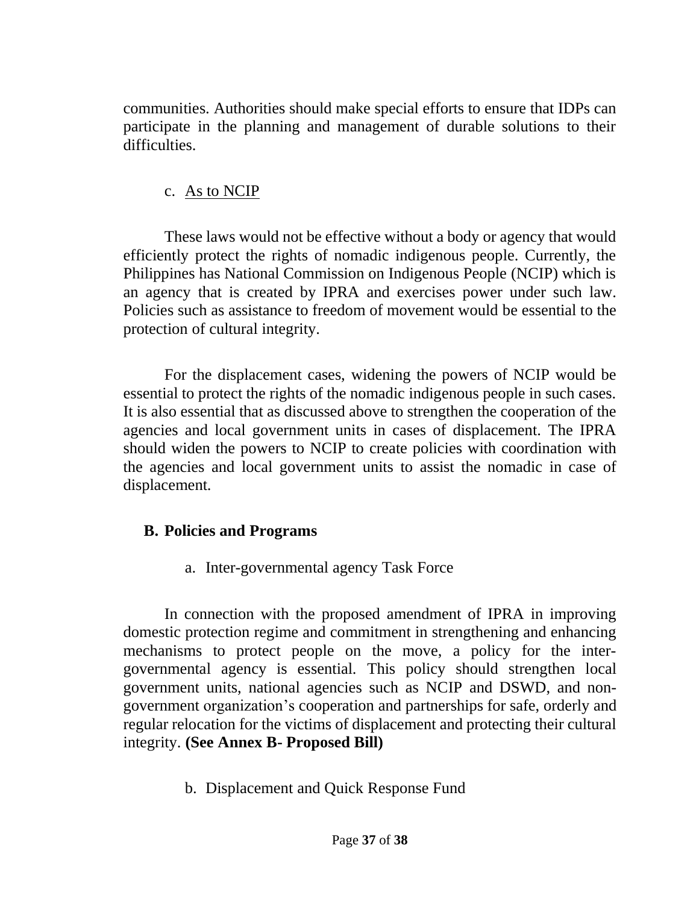communities. Authorities should make special efforts to ensure that IDPs can participate in the planning and management of durable solutions to their difficulties.

c. As to NCIP

These laws would not be effective without a body or agency that would efficiently protect the rights of nomadic indigenous people. Currently, the Philippines has National Commission on Indigenous People (NCIP) which is an agency that is created by IPRA and exercises power under such law. Policies such as assistance to freedom of movement would be essential to the protection of cultural integrity.

For the displacement cases, widening the powers of NCIP would be essential to protect the rights of the nomadic indigenous people in such cases. It is also essential that as discussed above to strengthen the cooperation of the agencies and local government units in cases of displacement. The IPRA should widen the powers to NCIP to create policies with coordination with the agencies and local government units to assist the nomadic in case of displacement.

## B. Policies and Programs

a. Inter-governmental agency Task Force

In connection with the proposed amendment of IPRA in improving domestic protection regime and commitment in strengthening and enhancing mechanisms to protect people on the move, a policy for the inter-governmental agency is essential. This policy should strengthen local government units, national agencies such as NCIP and DSWD, and non-government organization's cooperation and partnerships for safe, orderly and regular relocation for the victims of displacement and protecting their cultural integrity. **(See Annex B- Proposed Bill)**

b. Displacement and Quick Response Fund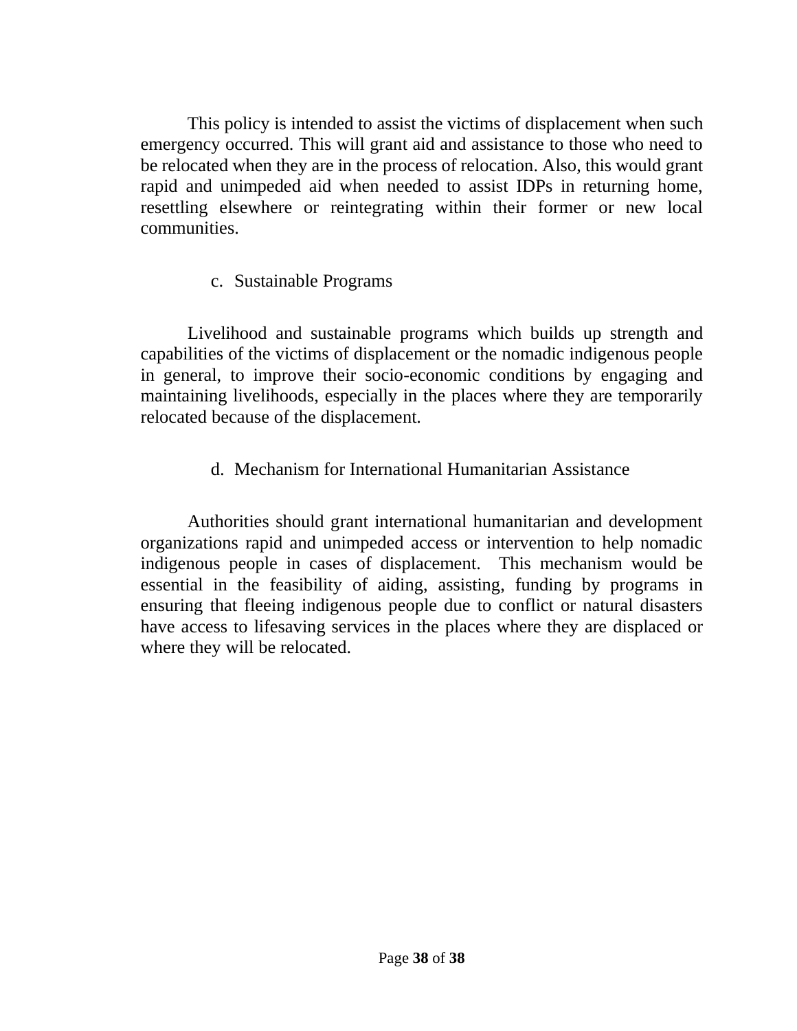This policy is intended to assist the victims of displacement when such emergency occurred. This will grant aid and assistance to those who need to be relocated when they are in the process of relocation. Also, this would grant rapid and unimpeded aid when needed to assist IDPs in returning home, resettling elsewhere or reintegrating within their former or new local communities.

c. Sustainable Programs

Livelihood and sustainable programs which builds up strength and capabilities of the victims of displacement or the nomadic indigenous people in general, to improve their socio-economic conditions by engaging and maintaining livelihoods, especially in the places where they are temporarily relocated because of the displacement.

d. Mechanism for International Humanitarian Assistance

Authorities should grant international humanitarian and development organizations rapid and unimpeded access or intervention to help nomadic indigenous people in cases of displacement. This mechanism would be essential in the feasibility of aiding, assisting, funding by programs in ensuring that fleeing indigenous people due to conflict or natural disasters have access to lifesaving services in the places where they are displaced or where they will be relocated.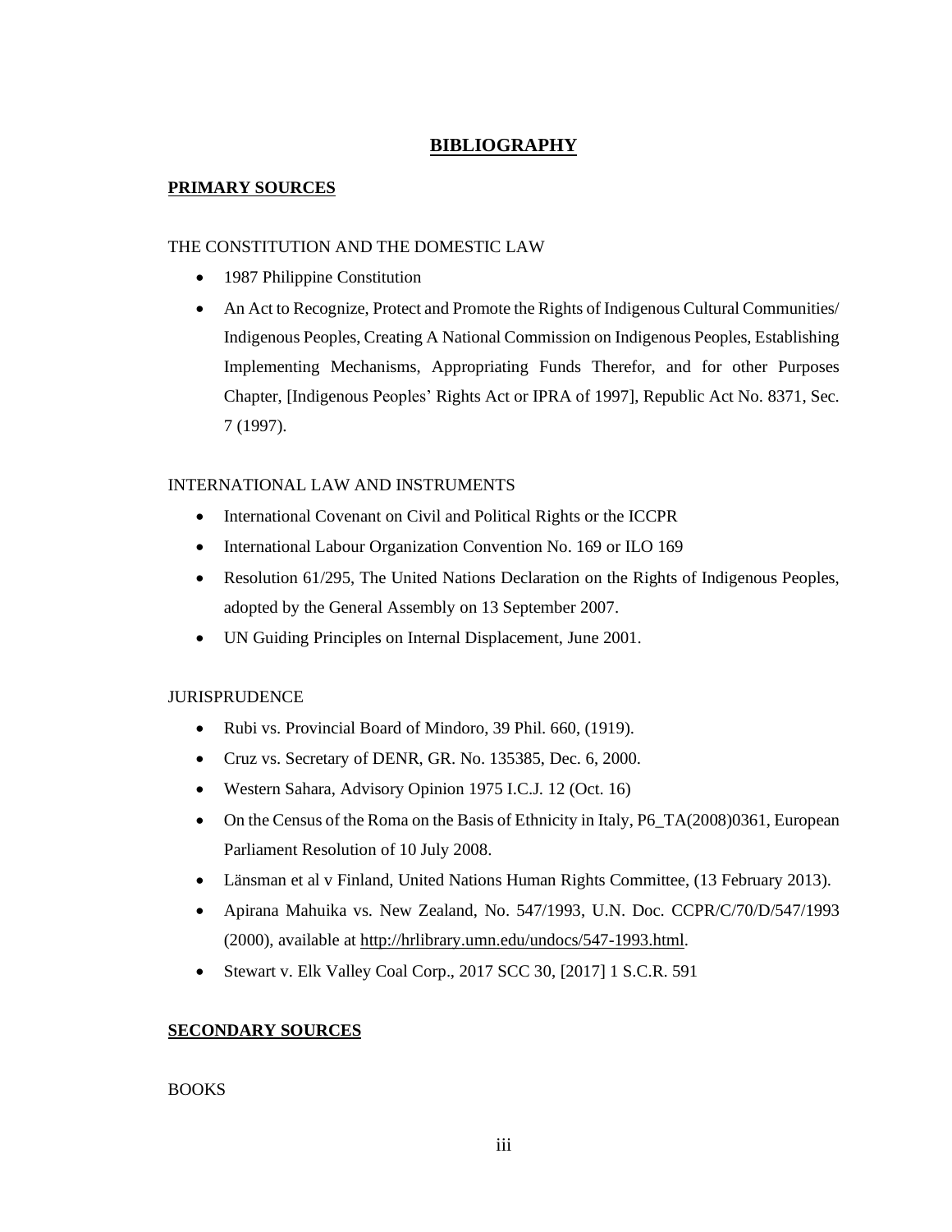# BIBLIOGRAPHY

## PRIMARY SOURCES

### THE CONSTITUTION AND THE DOMESTIC LAW

- 1987 Philippine Constitution
- An Act to Recognize, Protect and Promote the Rights of Indigenous Cultural Communities/ Indigenous Peoples, Creating A National Commission on Indigenous Peoples, Establishing Implementing Mechanisms, Appropriating Funds Therefor, and for other Purposes Chapter, [Indigenous Peoples' Rights Act or IPRA of 1997], Republic Act No. 8371, Sec. 7 (1997).

### INTERNATIONAL LAW AND INSTRUMENTS

- International Covenant on Civil and Political Rights or the ICCPR
- International Labour Organization Convention No. 169 or ILO 169
- Resolution 61/295, The United Nations Declaration on the Rights of Indigenous Peoples, adopted by the General Assembly on 13 September 2007.
- UN Guiding Principles on Internal Displacement, June 2001.

### JURISPRUDENCE

- Rubi vs. Provincial Board of Mindoro, 39 Phil. 660, (1919).
- Cruz vs. Secretary of DENR, GR. No. 135385, Dec. 6, 2000.
- Western Sahara, Advisory Opinion 1975 I.C.J. 12 (Oct. 16)
- On the Census of the Roma on the Basis of Ethnicity in Italy, P6_TA(2008)0361, European Parliament Resolution of 10 July 2008.
- Länsman et al v Finland, United Nations Human Rights Committee, (13 February 2013).
- Apirana Mahuika vs. New Zealand, No. 547/1993, U.N. Doc. CCPR/C/70/D/547/1993 (2000), available at http://hrlibrary.umn.edu/undocs/547-1993.html.
- Stewart v. Elk Valley Coal Corp., 2017 SCC 30, [2017] 1 S.C.R. 591

## SECONDARY SOURCES

### BOOKS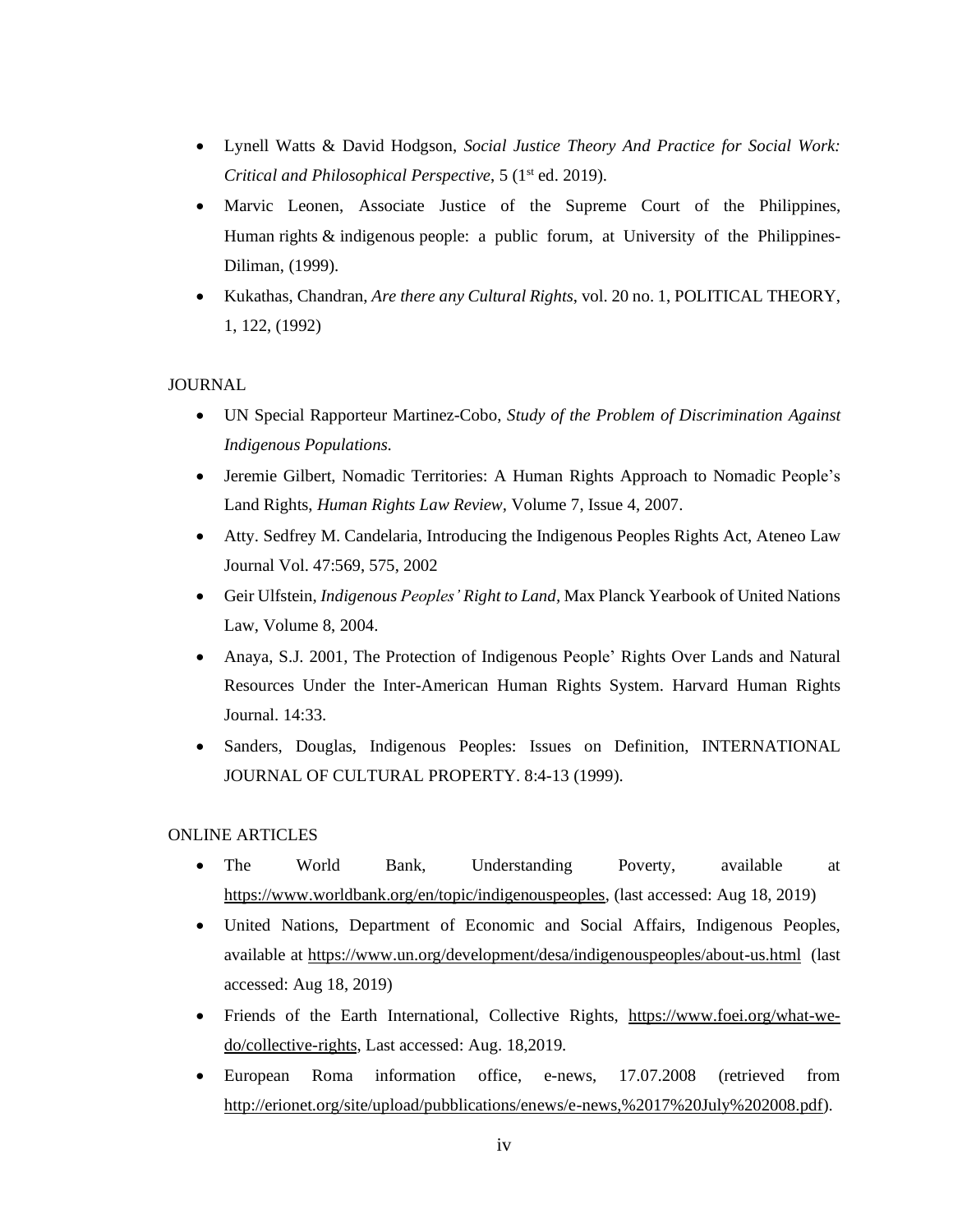- Lynell Watts & David Hodgson, *Social Justice Theory And Practice for Social Work: Critical and Philosophical Perspective*, 5 (1st ed. 2019).
- Marvic Leonen, Associate Justice of the Supreme Court of the Philippines, Human rights & indigenous people: a public forum, at University of the Philippines-Diliman, (1999).
- Kukathas, Chandran, *Are there any Cultural Rights*, vol. 20 no. 1, POLITICAL THEORY, 1, 122, (1992)

JOURNAL

- UN Special Rapporteur Martinez-Cobo, *Study of the Problem of Discrimination Against Indigenous Populations.*
- Jeremie Gilbert, Nomadic Territories: A Human Rights Approach to Nomadic People's Land Rights, *Human Rights Law Review*, Volume 7, Issue 4, 2007.
- Atty. Sedfrey M. Candelaria, Introducing the Indigenous Peoples Rights Act, Ateneo Law Journal Vol. 47:569, 575, 2002
- Geir Ulfstein, *Indigenous Peoples' Right to Land*, Max Planck Yearbook of United Nations Law, Volume 8, 2004.
- Anaya, S.J. 2001, The Protection of Indigenous People' Rights Over Lands and Natural Resources Under the Inter-American Human Rights System. Harvard Human Rights Journal. 14:33.
- Sanders, Douglas, Indigenous Peoples: Issues on Definition, INTERNATIONAL JOURNAL OF CULTURAL PROPERTY. 8:4-13 (1999).

ONLINE ARTICLES

- The World Bank, Understanding Poverty, available at https://www.worldbank.org/en/topic/indigenouspeoples, (last accessed: Aug 18, 2019)
- United Nations, Department of Economic and Social Affairs, Indigenous Peoples, available at https://www.un.org/development/desa/indigenouspeoples/about-us.html (last accessed: Aug 18, 2019)
- Friends of the Earth International, Collective Rights, https://www.foei.org/what-we-do/collective-rights, Last accessed: Aug. 18,2019.
- European Roma information office, e-news, 17.07.2008 (retrieved from http://erionet.org/site/upload/pubblications/enews/e-news,%2017%20July%202008.pdf).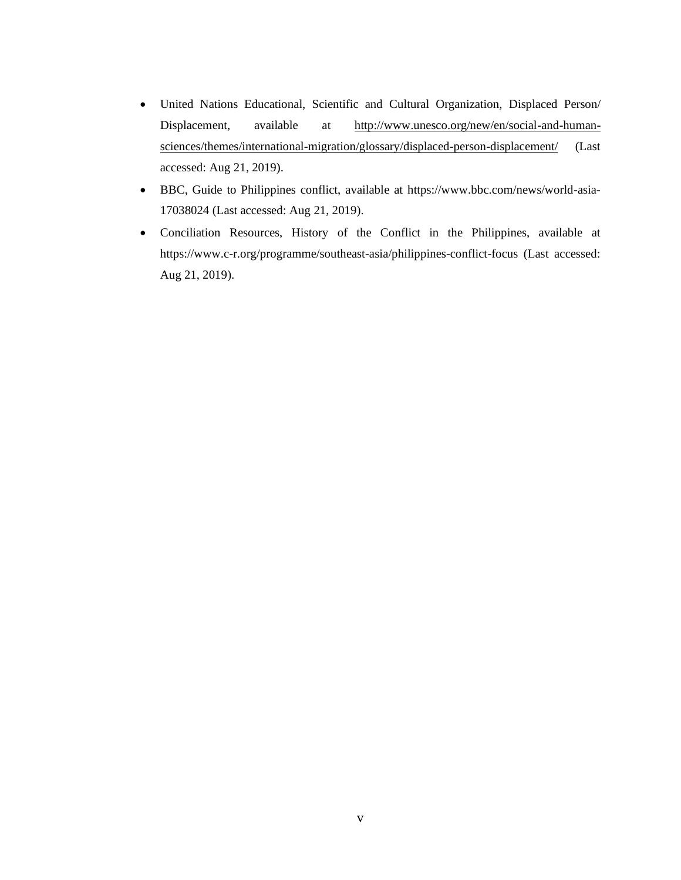- United Nations Educational, Scientific and Cultural Organization, Displaced Person/ Displacement, available at http://www.unesco.org/new/en/social-and-human-sciences/themes/international-migration/glossary/displaced-person-displacement/ (Last accessed: Aug 21, 2019).
- BBC, Guide to Philippines conflict, available at https://www.bbc.com/news/world-asia-17038024 (Last accessed: Aug 21, 2019).
- Conciliation Resources, History of the Conflict in the Philippines, available at https://www.c-r.org/programme/southeast-asia/philippines-conflict-focus (Last accessed: Aug 21, 2019).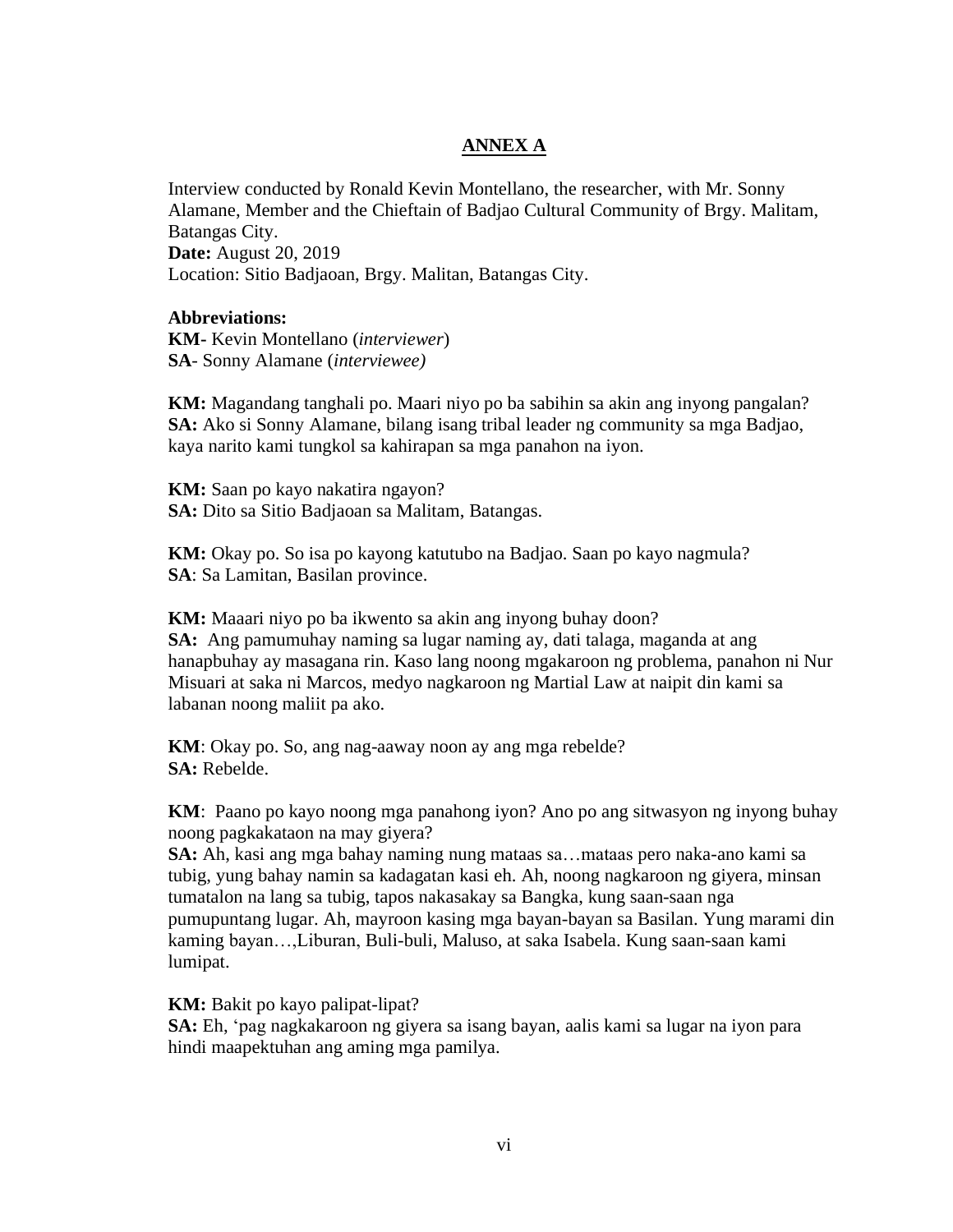## ANNEX A

Interview conducted by Ronald Kevin Montellano, the researcher, with Mr. Sonny Alamane, Member and the Chieftain of Badjao Cultural Community of Brgy. Malitam, Batangas City.
**Date:** August 20, 2019
Location: Sitio Badjaoan, Brgy. Malitan, Batangas City.

**Abbreviations:**
**KM**- Kevin Montellano (*interviewer*)
**SA**- Sonny Alamane (*interviewee)*

**KM:** Magandang tanghali po. Maari niyo po ba sabihin sa akin ang inyong pangalan?
**SA:** Ako si Sonny Alamane, bilang isang tribal leader ng community sa mga Badjao, kaya narito kami tungkol sa kahirapan sa mga panahon na iyon.

**KM:** Saan po kayo nakatira ngayon?
**SA:** Dito sa Sitio Badjaoan sa Malitam, Batangas.

**KM:** Okay po. So isa po kayong katutubo na Badjao. Saan po kayo nagmula?
**SA**: Sa Lamitan, Basilan province.

**KM:** Maaari niyo po ba ikwento sa akin ang inyong buhay doon?
**SA:** Ang pamumuhay naming sa lugar naming ay, dati talaga, maganda at ang hanapbuhay ay masagana rin. Kaso lang noong mgakaroon ng problema, panahon ni Nur Misuari at saka ni Marcos, medyo nagkaroon ng Martial Law at naipit din kami sa labanan noong maliit pa ako.

**KM**: Okay po. So, ang nag-aaway noon ay ang mga rebelde?
**SA:** Rebelde.

**KM**: Paano po kayo noong mga panahong iyon? Ano po ang sitwasyon ng inyong buhay noong pagkakataon na may giyera?
**SA:** Ah, kasi ang mga bahay naming nung mataas sa…mataas pero naka-ano kami sa tubig, yung bahay namin sa kadagatan kasi eh. Ah, noong nagkaroon ng giyera, minsan tumatalon na lang sa tubig, tapos nakasakay sa Bangka, kung saan-saan nga pumupuntang lugar. Ah, mayroon kasing mga bayan-bayan sa Basilan. Yung marami din kaming bayan…,Liburan, Buli-buli, Maluso, at saka Isabela. Kung saan-saan kami lumipat.

**KM:** Bakit po kayo palipat-lipat?
**SA:** Eh, 'pag nagkakaroon ng giyera sa isang bayan, aalis kami sa lugar na iyon para hindi maapektuhan ang aming mga pamilya.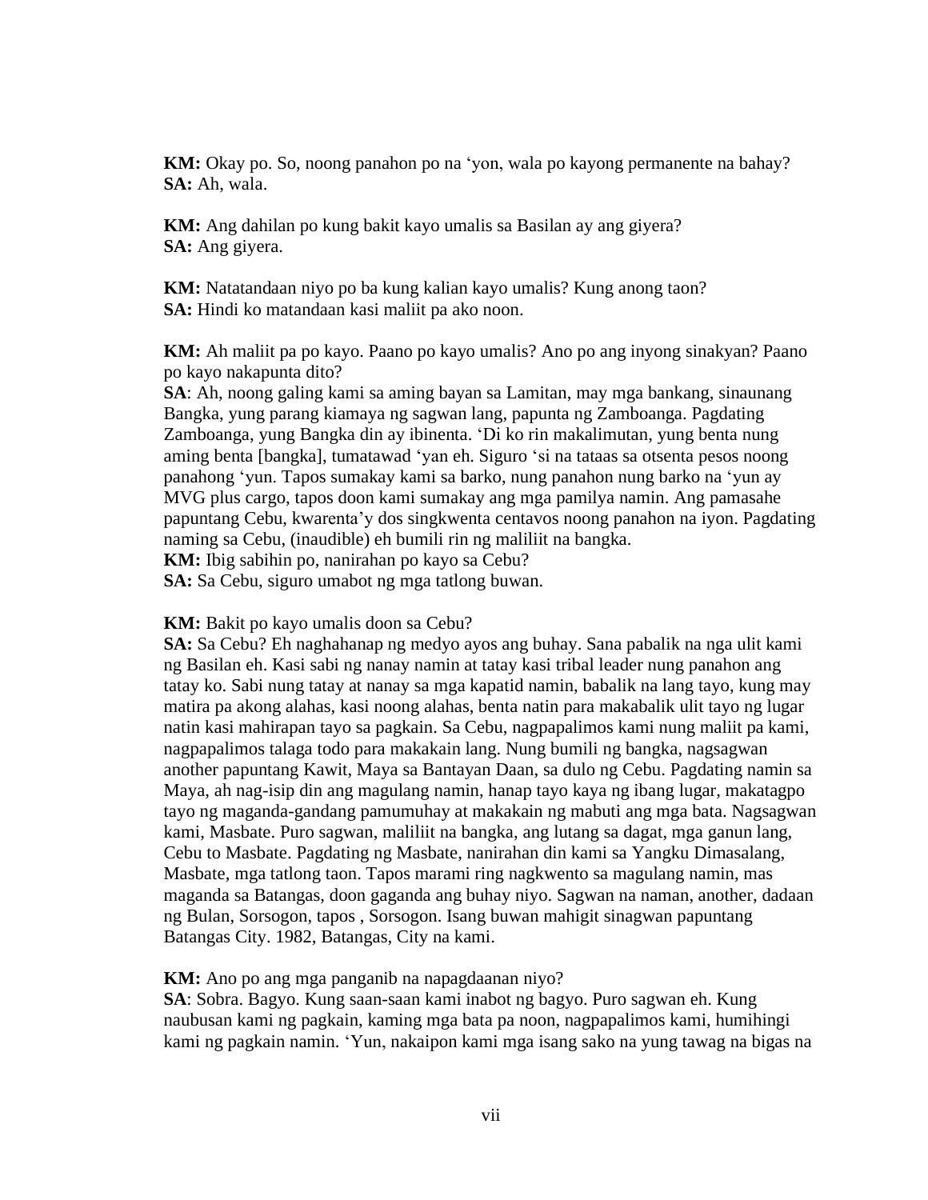**KM:** Okay po. So, noong panahon po na 'yon, wala po kayong permanente na bahay?
**SA:** Ah, wala.

**KM:** Ang dahilan po kung bakit kayo umalis sa Basilan ay ang giyera?
**SA:** Ang giyera.

**KM:** Natatandaan niyo po ba kung kalian kayo umalis? Kung anong taon?
**SA:** Hindi ko matandaan kasi maliit pa ako noon.

**KM:** Ah maliit pa po kayo. Paano po kayo umalis? Ano po ang inyong sinakyan? Paano po kayo nakapunta dito?
**SA**: Ah, noong galing kami sa aming bayan sa Lamitan, may mga bankang, sinaunang Bangka, yung parang kiamaya ng sagwan lang, papunta ng Zamboanga. Pagdating Zamboanga, yung Bangka din ay ibinenta. 'Di ko rin makalimutan, yung benta nung aming benta [bangka], tumatawad 'yan eh. Siguro 'si na tataas sa otsenta pesos noong panahong 'yun. Tapos sumakay kami sa barko, nung panahon nung barko na 'yun ay MVG plus cargo, tapos doon kami sumakay ang mga pamilya namin. Ang pamasahe papuntang Cebu, kwarenta'y dos singkwenta centavos noong panahon na iyon. Pagdating naming sa Cebu, (inaudible) eh bumili rin ng maliliit na bangka.
**KM:** Ibig sabihin po, nanirahan po kayo sa Cebu?
**SA:** Sa Cebu, siguro umabot ng mga tatlong buwan.

**KM:** Bakit po kayo umalis doon sa Cebu?
**SA:** Sa Cebu? Eh naghahanap ng medyo ayos ang buhay. Sana pabalik na nga ulit kami ng Basilan eh. Kasi sabi ng nanay namin at tatay kasi tribal leader nung panahon ang tatay ko. Sabi nung tatay at nanay sa mga kapatid namin, babalik na lang tayo, kung may matira pa akong alahas, kasi noong alahas, benta natin para makabalik ulit tayo ng lugar natin kasi mahirapan tayo sa pagkain. Sa Cebu, nagpapalimos kami nung maliit pa kami, nagpapalimos talaga todo para makakain lang. Nung bumili ng bangka, nagsagwan another papuntang Kawit, Maya sa Bantayan Daan, sa dulo ng Cebu. Pagdating namin sa Maya, ah nag-isip din ang magulang namin, hanap tayo kaya ng ibang lugar, makatagpo tayo ng maganda-gandang pamumuhay at makakain ng mabuti ang mga bata. Nagsagwan kami, Masbate. Puro sagwan, maliliit na bangka, ang lutang sa dagat, mga ganun lang, Cebu to Masbate. Pagdating ng Masbate, nanirahan din kami sa Yangku Dimasalang, Masbate, mga tatlong taon. Tapos marami ring nagkwento sa magulang namin, mas maganda sa Batangas, doon gaganda ang buhay niyo. Sagwan na naman, another, dadaan ng Bulan, Sorsogon, tapos , Sorsogon. Isang buwan mahigit sinagwan papuntang Batangas City. 1982, Batangas, City na kami.

**KM:** Ano po ang mga panganib na napagdaanan niyo?
**SA**: Sobra. Bagyo. Kung saan-saan kami inabot ng bagyo. Puro sagwan eh. Kung naubusan kami ng pagkain, kaming mga bata pa noon, nagpapalimos kami, humihingi kami ng pagkain namin. 'Yun, nakaipon kami mga isang sako na yung tawag na bigas na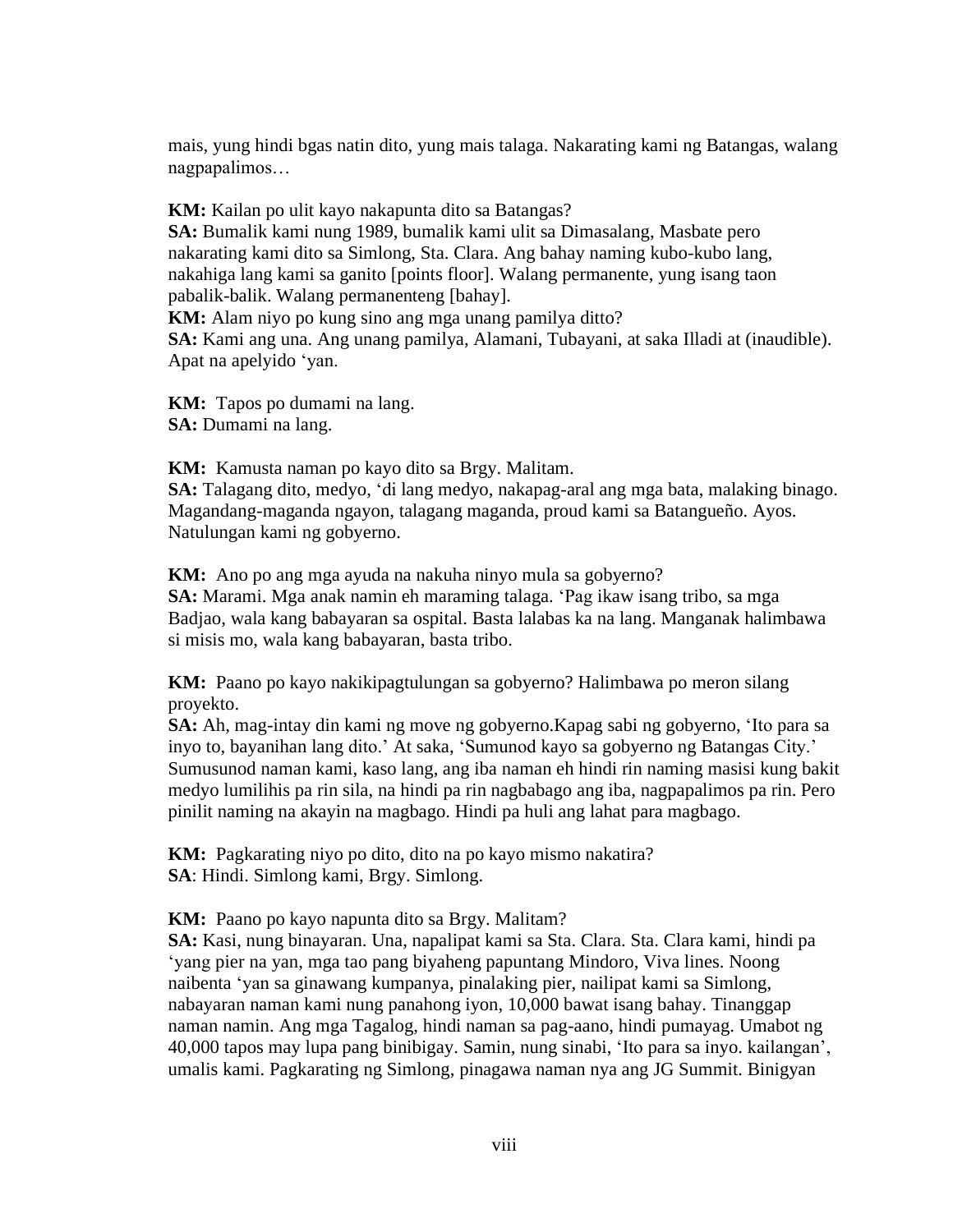mais, yung hindi bgas natin dito, yung mais talaga. Nakarating kami ng Batangas, walang nagpapalimos…

**KM:** Kailan po ulit kayo nakapunta dito sa Batangas?
**SA:** Bumalik kami nung 1989, bumalik kami ulit sa Dimasalang, Masbate pero nakarating kami dito sa Simlong, Sta. Clara. Ang bahay naming kubo-kubo lang, nakahiga lang kami sa ganito [points floor]. Walang permanente, yung isang taon pabalik-balik. Walang permanenteng [bahay].
**KM:** Alam niyo po kung sino ang mga unang pamilya ditto?
**SA:** Kami ang una. Ang unang pamilya, Alamani, Tubayani, at saka Illadi at (inaudible). Apat na apelyido 'yan.

**KM:** Tapos po dumami na lang.
**SA:** Dumami na lang.

**KM:** Kamusta naman po kayo dito sa Brgy. Malitam.
**SA:** Talagang dito, medyo, 'di lang medyo, nakapag-aral ang mga bata, malaking binago. Magandang-maganda ngayon, talagang maganda, proud kami sa Batangueño. Ayos. Natulungan kami ng gobyerno.

**KM:** Ano po ang mga ayuda na nakuha ninyo mula sa gobyerno?
**SA:** Marami. Mga anak namin eh maraming talaga. 'Pag ikaw isang tribo, sa mga Badjao, wala kang babayaran sa ospital. Basta lalabas ka na lang. Manganak halimbawa si misis mo, wala kang babayaran, basta tribo.

**KM:** Paano po kayo nakikipagtulungan sa gobyerno? Halimbawa po meron silang proyekto.
**SA:** Ah, mag-intay din kami ng move ng gobyerno.Kapag sabi ng gobyerno, 'Ito para sa inyo to, bayanihan lang dito.' At saka, 'Sumunod kayo sa gobyerno ng Batangas City.' Sumusunod naman kami, kaso lang, ang iba naman eh hindi rin naming masisi kung bakit medyo lumilihis pa rin sila, na hindi pa rin nagbabago ang iba, nagpapalimos pa rin. Pero pinilit naming na akayin na magbago. Hindi pa huli ang lahat para magbago.

**KM:** Pagkarating niyo po dito, dito na po kayo mismo nakatira?
**SA**: Hindi. Simlong kami, Brgy. Simlong.

**KM:** Paano po kayo napunta dito sa Brgy. Malitam?
**SA:** Kasi, nung binayaran. Una, napalipat kami sa Sta. Clara. Sta. Clara kami, hindi pa 'yang pier na yan, mga tao pang biyaheng papuntang Mindoro, Viva lines. Noong naibenta 'yan sa ginawang kumpanya, pinalaking pier, nailipat kami sa Simlong, nabayaran naman kami nung panahong iyon, 10,000 bawat isang bahay. Tinanggap naman namin. Ang mga Tagalog, hindi naman sa pag-aano, hindi pumayag. Umabot ng 40,000 tapos may lupa pang binibigay. Samin, nung sinabi, 'Ito para sa inyo. kailangan', umalis kami. Pagkarating ng Simlong, pinagawa naman nya ang JG Summit. Binigyan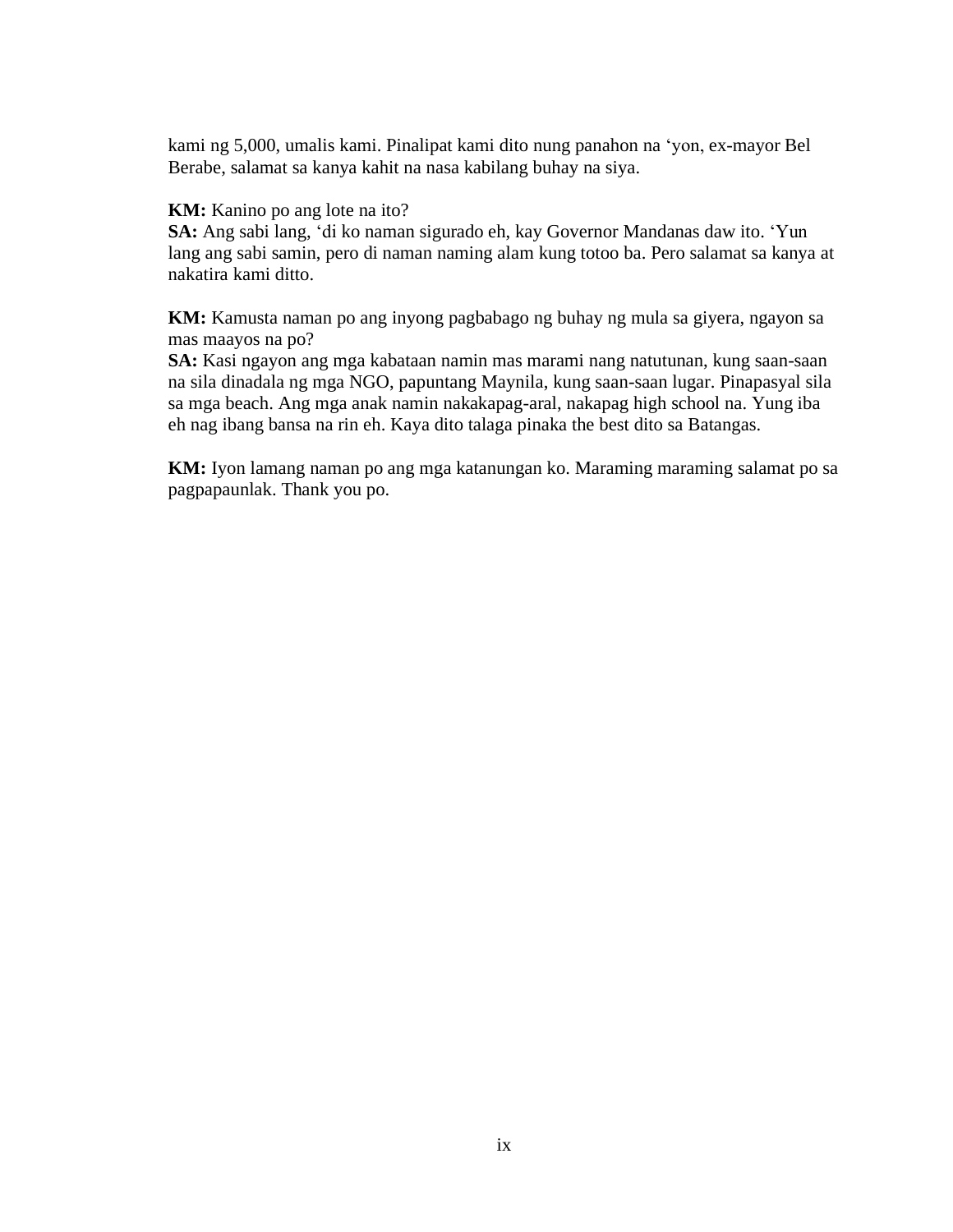kami ng 5,000, umalis kami. Pinalipat kami dito nung panahon na ‘yon, ex-mayor Bel Berabe, salamat sa kanya kahit na nasa kabilang buhay na siya.

**KM:** Kanino po ang lote na ito?
**SA:** Ang sabi lang, ‘di ko naman sigurado eh, kay Governor Mandanas daw ito. ‘Yun lang ang sabi samin, pero di naman naming alam kung totoo ba. Pero salamat sa kanya at nakatira kami ditto.

**KM:** Kamusta naman po ang inyong pagbabago ng buhay ng mula sa giyera, ngayon sa mas maayos na po?
**SA:** Kasi ngayon ang mga kabataan namin mas marami nang natutunan, kung saan-saan na sila dinadala ng mga NGO, papuntang Maynila, kung saan-saan lugar. Pinapasyal sila sa mga beach. Ang mga anak namin nakakapag-aral, nakapag high school na. Yung iba eh nag ibang bansa na rin eh. Kaya dito talaga pinaka the best dito sa Batangas.

**KM:** Iyon lamang naman po ang mga katanungan ko. Maraming maraming salamat po sa pagpapaunlak. Thank you po.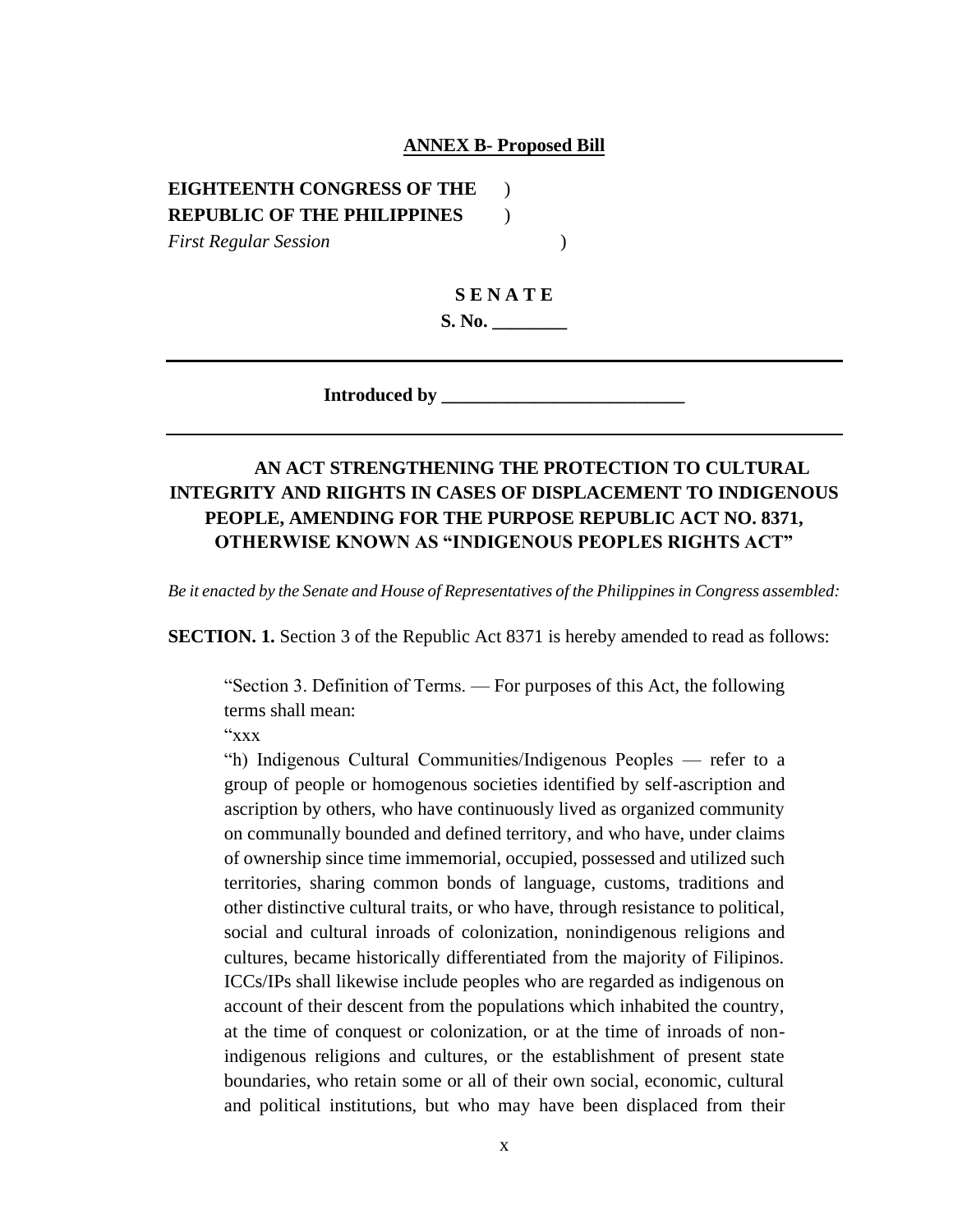**ANNEX B- Proposed Bill**

**EIGHTEENTH CONGRESS OF THE )**
**REPUBLIC OF THE PHILIPPINES )**
*First Regular Session* )

**S E N A T E**

**S. No. ________**

---

**Introduced by ___________________________**

---

**AN ACT STRENGTHENING THE PROTECTION TO CULTURAL INTEGRITY AND RIIGHTS IN CASES OF DISPLACEMENT TO INDIGENOUS PEOPLE, AMENDING FOR THE PURPOSE REPUBLIC ACT NO. 8371, OTHERWISE KNOWN AS "INDIGENOUS PEOPLES RIGHTS ACT"**

*Be it enacted by the Senate and House of Representatives of the Philippines in Congress assembled:*

**SECTION. 1.** Section 3 of the Republic Act 8371 is hereby amended to read as follows:

> "Section 3. Definition of Terms. — For purposes of this Act, the following terms shall mean:
>
> "xxx
>
> "h) Indigenous Cultural Communities/Indigenous Peoples — refer to a group of people or homogenous societies identified by self-ascription and ascription by others, who have continuously lived as organized community on communally bounded and defined territory, and who have, under claims of ownership since time immemorial, occupied, possessed and utilized such territories, sharing common bonds of language, customs, traditions and other distinctive cultural traits, or who have, through resistance to political, social and cultural inroads of colonization, nonindigenous religions and cultures, became historically differentiated from the majority of Filipinos. ICCs/IPs shall likewise include peoples who are regarded as indigenous on account of their descent from the populations which inhabited the country, at the time of conquest or colonization, or at the time of inroads of non-indigenous religions and cultures, or the establishment of present state boundaries, who retain some or all of their own social, economic, cultural and political institutions, but who may have been displaced from their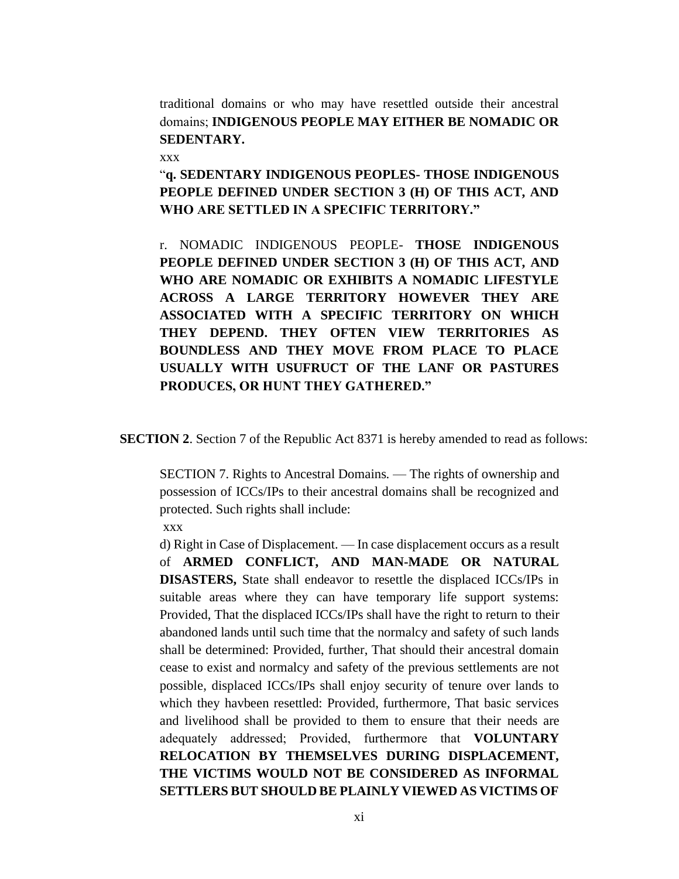traditional domains or who may have resettled outside their ancestral domains; **INDIGENOUS PEOPLE MAY EITHER BE NOMADIC OR SEDENTARY.**

xxx

"**q. SEDENTARY INDIGENOUS PEOPLES- THOSE INDIGENOUS PEOPLE DEFINED UNDER SECTION 3 (H) OF THIS ACT, AND WHO ARE SETTLED IN A SPECIFIC TERRITORY."**

r. NOMADIC INDIGENOUS PEOPLE- **THOSE INDIGENOUS PEOPLE DEFINED UNDER SECTION 3 (H) OF THIS ACT, AND WHO ARE NOMADIC OR EXHIBITS A NOMADIC LIFESTYLE ACROSS A LARGE TERRITORY HOWEVER THEY ARE ASSOCIATED WITH A SPECIFIC TERRITORY ON WHICH THEY DEPEND. THEY OFTEN VIEW TERRITORIES AS BOUNDLESS AND THEY MOVE FROM PLACE TO PLACE USUALLY WITH USUFRUCT OF THE LANF OR PASTURES PRODUCES, OR HUNT THEY GATHERED."**

**SECTION 2**. Section 7 of the Republic Act 8371 is hereby amended to read as follows:

SECTION 7. Rights to Ancestral Domains. — The rights of ownership and possession of ICCs/IPs to their ancestral domains shall be recognized and protected. Such rights shall include:

xxx

d) Right in Case of Displacement. — In case displacement occurs as a result of **ARMED CONFLICT, AND MAN-MADE OR NATURAL DISASTERS,** State shall endeavor to resettle the displaced ICCs/IPs in suitable areas where they can have temporary life support systems: Provided, That the displaced ICCs/IPs shall have the right to return to their abandoned lands until such time that the normalcy and safety of such lands shall be determined: Provided, further, That should their ancestral domain cease to exist and normalcy and safety of the previous settlements are not possible, displaced ICCs/IPs shall enjoy security of tenure over lands to which they havbeen resettled: Provided, furthermore, That basic services and livelihood shall be provided to them to ensure that their needs are adequately addressed; Provided, furthermore that **VOLUNTARY RELOCATION BY THEMSELVES DURING DISPLACEMENT, THE VICTIMS WOULD NOT BE CONSIDERED AS INFORMAL SETTLERS BUT SHOULD BE PLAINLY VIEWED AS VICTIMS OF**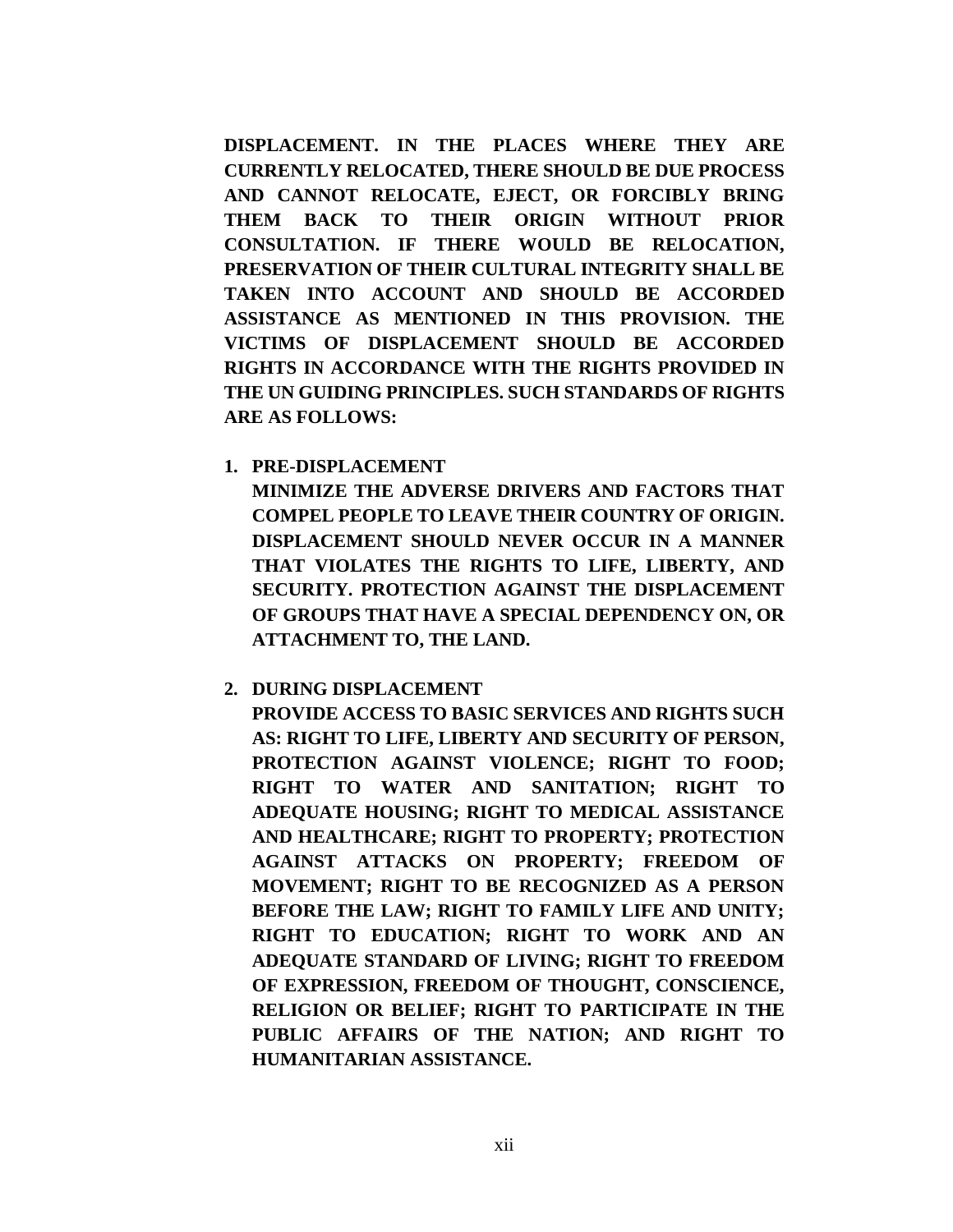**DISPLACEMENT. IN THE PLACES WHERE THEY ARE CURRENTLY RELOCATED, THERE SHOULD BE DUE PROCESS AND CANNOT RELOCATE, EJECT, OR FORCIBLY BRING THEM BACK TO THEIR ORIGIN WITHOUT PRIOR CONSULTATION. IF THERE WOULD BE RELOCATION, PRESERVATION OF THEIR CULTURAL INTEGRITY SHALL BE TAKEN INTO ACCOUNT AND SHOULD BE ACCORDED ASSISTANCE AS MENTIONED IN THIS PROVISION. THE VICTIMS OF DISPLACEMENT SHOULD BE ACCORDED RIGHTS IN ACCORDANCE WITH THE RIGHTS PROVIDED IN THE UN GUIDING PRINCIPLES. SUCH STANDARDS OF RIGHTS ARE AS FOLLOWS:**

1. **PRE-DISPLACEMENT**
   **MINIMIZE THE ADVERSE DRIVERS AND FACTORS THAT COMPEL PEOPLE TO LEAVE THEIR COUNTRY OF ORIGIN. DISPLACEMENT SHOULD NEVER OCCUR IN A MANNER THAT VIOLATES THE RIGHTS TO LIFE, LIBERTY, AND SECURITY. PROTECTION AGAINST THE DISPLACEMENT OF GROUPS THAT HAVE A SPECIAL DEPENDENCY ON, OR ATTACHMENT TO, THE LAND.**

2. **DURING DISPLACEMENT**
   **PROVIDE ACCESS TO BASIC SERVICES AND RIGHTS SUCH AS: RIGHT TO LIFE, LIBERTY AND SECURITY OF PERSON, PROTECTION AGAINST VIOLENCE; RIGHT TO FOOD; RIGHT TO WATER AND SANITATION; RIGHT TO ADEQUATE HOUSING; RIGHT TO MEDICAL ASSISTANCE AND HEALTHCARE; RIGHT TO PROPERTY; PROTECTION AGAINST ATTACKS ON PROPERTY; FREEDOM OF MOVEMENT; RIGHT TO BE RECOGNIZED AS A PERSON BEFORE THE LAW; RIGHT TO FAMILY LIFE AND UNITY; RIGHT TO EDUCATION; RIGHT TO WORK AND AN ADEQUATE STANDARD OF LIVING; RIGHT TO FREEDOM OF EXPRESSION, FREEDOM OF THOUGHT, CONSCIENCE, RELIGION OR BELIEF; RIGHT TO PARTICIPATE IN THE PUBLIC AFFAIRS OF THE NATION; AND RIGHT TO HUMANITARIAN ASSISTANCE.**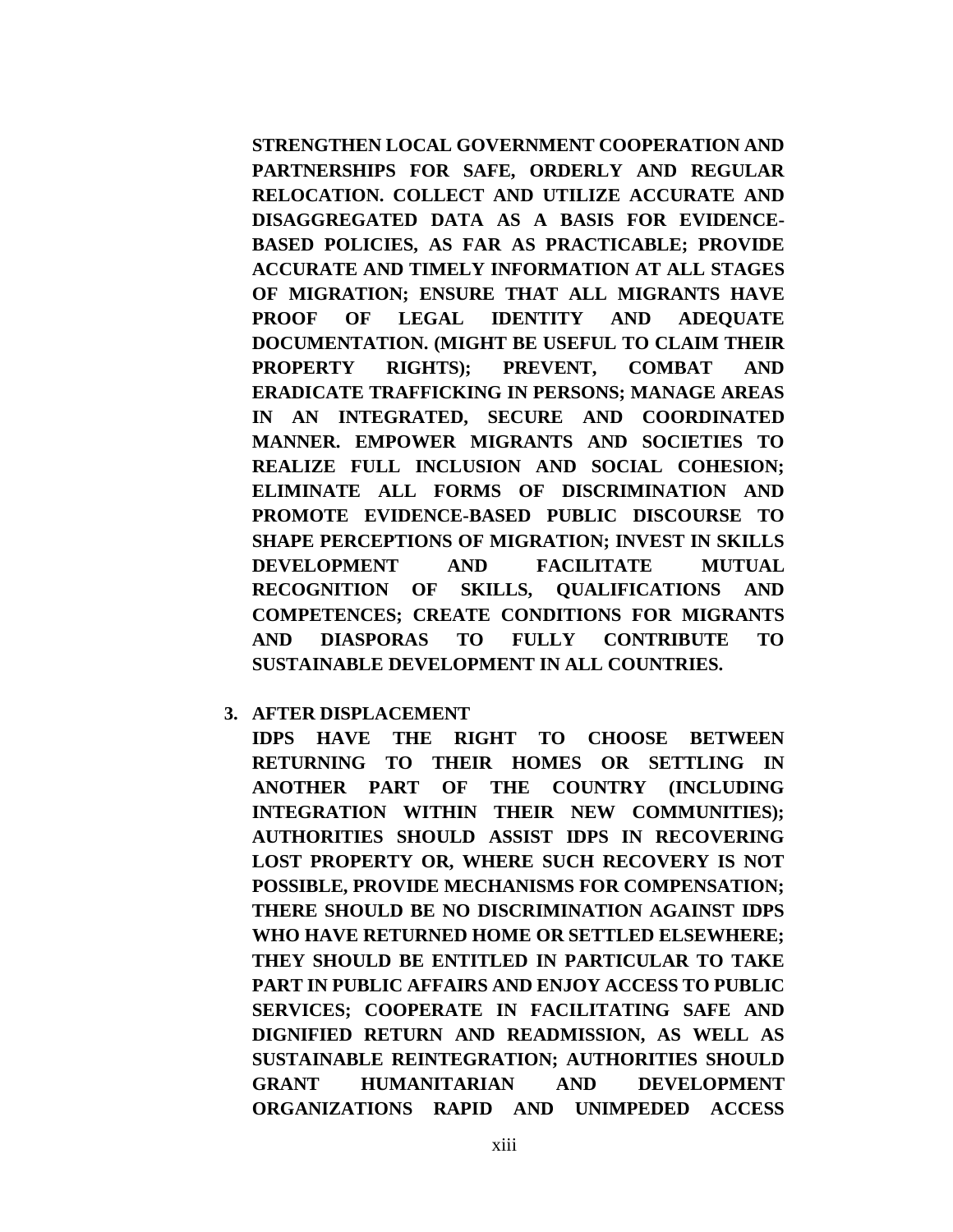**STRENGTHEN LOCAL GOVERNMENT COOPERATION AND PARTNERSHIPS FOR SAFE, ORDERLY AND REGULAR RELOCATION. COLLECT AND UTILIZE ACCURATE AND DISAGGREGATED DATA AS A BASIS FOR EVIDENCE-BASED POLICIES, AS FAR AS PRACTICABLE; PROVIDE ACCURATE AND TIMELY INFORMATION AT ALL STAGES OF MIGRATION; ENSURE THAT ALL MIGRANTS HAVE PROOF OF LEGAL IDENTITY AND ADEQUATE DOCUMENTATION. (MIGHT BE USEFUL TO CLAIM THEIR PROPERTY RIGHTS); PREVENT, COMBAT AND ERADICATE TRAFFICKING IN PERSONS; MANAGE AREAS IN AN INTEGRATED, SECURE AND COORDINATED MANNER. EMPOWER MIGRANTS AND SOCIETIES TO REALIZE FULL INCLUSION AND SOCIAL COHESION; ELIMINATE ALL FORMS OF DISCRIMINATION AND PROMOTE EVIDENCE-BASED PUBLIC DISCOURSE TO SHAPE PERCEPTIONS OF MIGRATION; INVEST IN SKILLS DEVELOPMENT AND FACILITATE MUTUAL RECOGNITION OF SKILLS, QUALIFICATIONS AND COMPETENCES; CREATE CONDITIONS FOR MIGRANTS AND DIASPORAS TO FULLY CONTRIBUTE TO SUSTAINABLE DEVELOPMENT IN ALL COUNTRIES.**

3. **AFTER DISPLACEMENT**
   **IDPS HAVE THE RIGHT TO CHOOSE BETWEEN RETURNING TO THEIR HOMES OR SETTLING IN ANOTHER PART OF THE COUNTRY (INCLUDING INTEGRATION WITHIN THEIR NEW COMMUNITIES); AUTHORITIES SHOULD ASSIST IDPS IN RECOVERING LOST PROPERTY OR, WHERE SUCH RECOVERY IS NOT POSSIBLE, PROVIDE MECHANISMS FOR COMPENSATION; THERE SHOULD BE NO DISCRIMINATION AGAINST IDPS WHO HAVE RETURNED HOME OR SETTLED ELSEWHERE; THEY SHOULD BE ENTITLED IN PARTICULAR TO TAKE PART IN PUBLIC AFFAIRS AND ENJOY ACCESS TO PUBLIC SERVICES; COOPERATE IN FACILITATING SAFE AND DIGNIFIED RETURN AND READMISSION, AS WELL AS SUSTAINABLE REINTEGRATION; AUTHORITIES SHOULD GRANT HUMANITARIAN AND DEVELOPMENT ORGANIZATIONS RAPID AND UNIMPEDED ACCESS**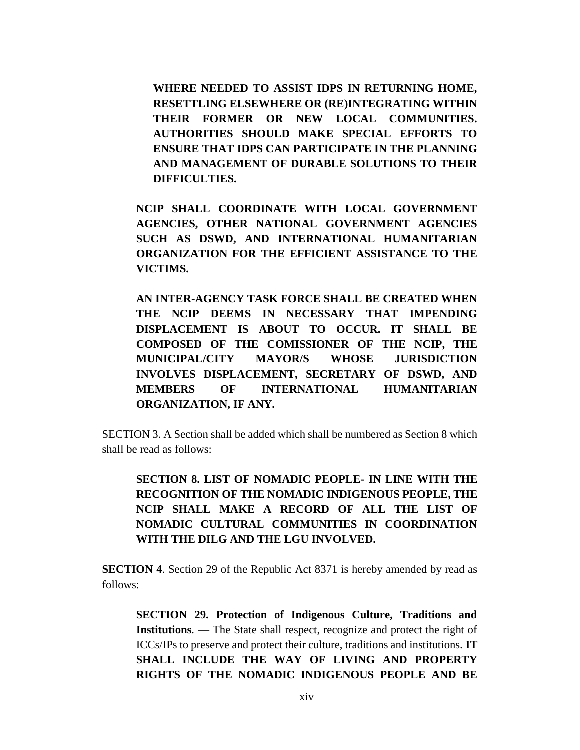**WHERE NEEDED TO ASSIST IDPS IN RETURNING HOME, RESETTLING ELSEWHERE OR (RE)INTEGRATING WITHIN THEIR FORMER OR NEW LOCAL COMMUNITIES. AUTHORITIES SHOULD MAKE SPECIAL EFFORTS TO ENSURE THAT IDPS CAN PARTICIPATE IN THE PLANNING AND MANAGEMENT OF DURABLE SOLUTIONS TO THEIR DIFFICULTIES.**

**NCIP SHALL COORDINATE WITH LOCAL GOVERNMENT AGENCIES, OTHER NATIONAL GOVERNMENT AGENCIES SUCH AS DSWD, AND INTERNATIONAL HUMANITARIAN ORGANIZATION FOR THE EFFICIENT ASSISTANCE TO THE VICTIMS.**

**AN INTER-AGENCY TASK FORCE SHALL BE CREATED WHEN THE NCIP DEEMS IN NECESSARY THAT IMPENDING DISPLACEMENT IS ABOUT TO OCCUR. IT SHALL BE COMPOSED OF THE COMISSIONER OF THE NCIP, THE MUNICIPAL/CITY MAYOR/S WHOSE JURISDICTION INVOLVES DISPLACEMENT, SECRETARY OF DSWD, AND MEMBERS OF INTERNATIONAL HUMANITARIAN ORGANIZATION, IF ANY.**

SECTION 3. A Section shall be added which shall be numbered as Section 8 which shall be read as follows:

**SECTION 8. LIST OF NOMADIC PEOPLE- IN LINE WITH THE RECOGNITION OF THE NOMADIC INDIGENOUS PEOPLE, THE NCIP SHALL MAKE A RECORD OF ALL THE LIST OF NOMADIC CULTURAL COMMUNITIES IN COORDINATION WITH THE DILG AND THE LGU INVOLVED.**

**SECTION 4**. Section 29 of the Republic Act 8371 is hereby amended by read as follows:

**SECTION 29. Protection of Indigenous Culture, Traditions and Institutions**. — The State shall respect, recognize and protect the right of ICCs/IPs to preserve and protect their culture, traditions and institutions. **IT SHALL INCLUDE THE WAY OF LIVING AND PROPERTY RIGHTS OF THE NOMADIC INDIGENOUS PEOPLE AND BE**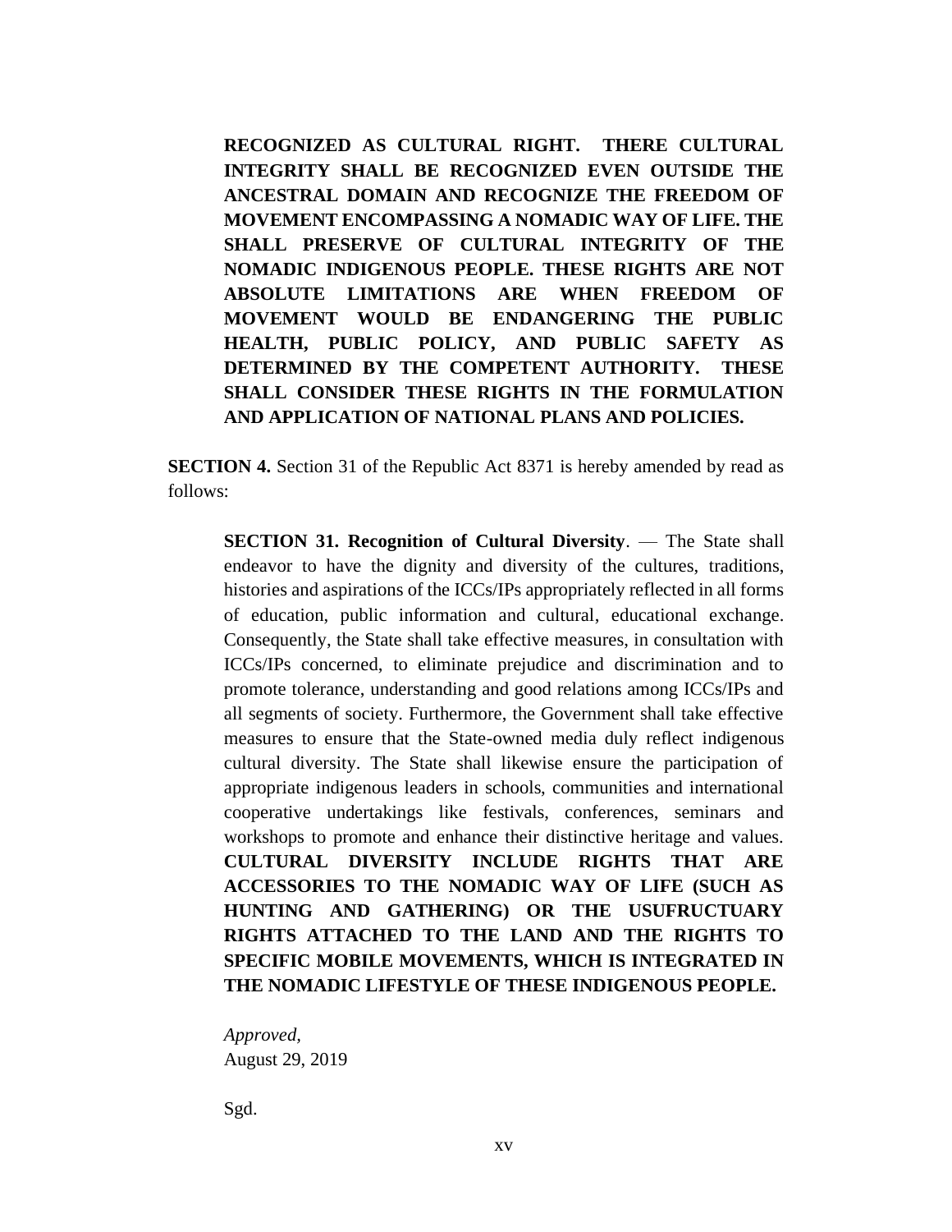**RECOGNIZED AS CULTURAL RIGHT. THERE CULTURAL INTEGRITY SHALL BE RECOGNIZED EVEN OUTSIDE THE ANCESTRAL DOMAIN AND RECOGNIZE THE FREEDOM OF MOVEMENT ENCOMPASSING A NOMADIC WAY OF LIFE. THE SHALL PRESERVE OF CULTURAL INTEGRITY OF THE NOMADIC INDIGENOUS PEOPLE. THESE RIGHTS ARE NOT ABSOLUTE LIMITATIONS ARE WHEN FREEDOM OF MOVEMENT WOULD BE ENDANGERING THE PUBLIC HEALTH, PUBLIC POLICY, AND PUBLIC SAFETY AS DETERMINED BY THE COMPETENT AUTHORITY. THESE SHALL CONSIDER THESE RIGHTS IN THE FORMULATION AND APPLICATION OF NATIONAL PLANS AND POLICIES.**

**SECTION 4.** Section 31 of the Republic Act 8371 is hereby amended by read as follows:

**SECTION 31. Recognition of Cultural Diversity**. — The State shall endeavor to have the dignity and diversity of the cultures, traditions, histories and aspirations of the ICCs/IPs appropriately reflected in all forms of education, public information and cultural, educational exchange. Consequently, the State shall take effective measures, in consultation with ICCs/IPs concerned, to eliminate prejudice and discrimination and to promote tolerance, understanding and good relations among ICCs/IPs and all segments of society. Furthermore, the Government shall take effective measures to ensure that the State-owned media duly reflect indigenous cultural diversity. The State shall likewise ensure the participation of appropriate indigenous leaders in schools, communities and international cooperative undertakings like festivals, conferences, seminars and workshops to promote and enhance their distinctive heritage and values. **CULTURAL DIVERSITY INCLUDE RIGHTS THAT ARE ACCESSORIES TO THE NOMADIC WAY OF LIFE (SUCH AS HUNTING AND GATHERING) OR THE USUFRUCTUARY RIGHTS ATTACHED TO THE LAND AND THE RIGHTS TO SPECIFIC MOBILE MOVEMENTS, WHICH IS INTEGRATED IN THE NOMADIC LIFESTYLE OF THESE INDIGENOUS PEOPLE.**

*Approved,*
August 29, 2019

Sgd.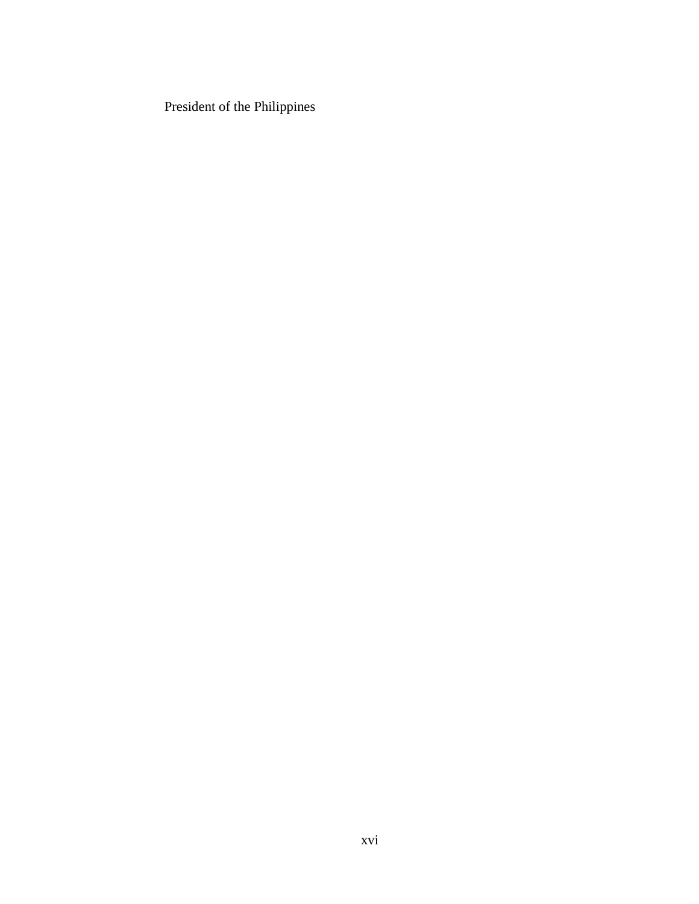President of the Philippines